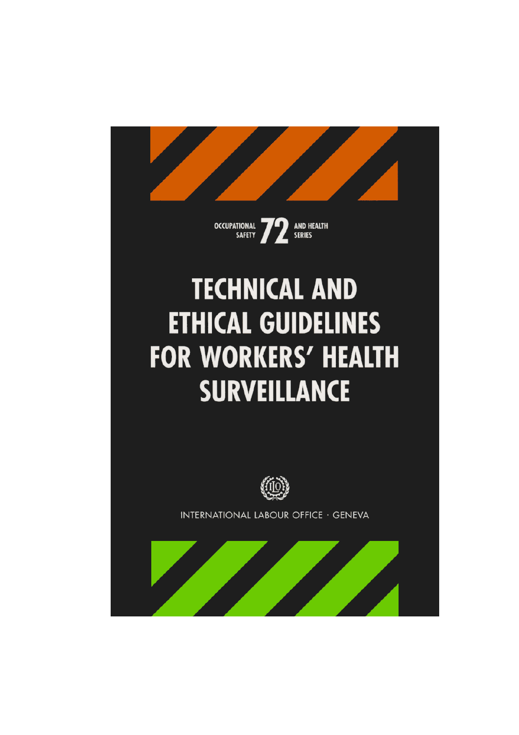OCCUPATIONAL SAFETY 72 AND HEALTH SERIES

# TECHNICAL AND ETHICAL GUIDELINES FOR WORKERS' HEALTH SURVEILLANCE

INTERNATIONAL LABOUR OFFICE · GENEVA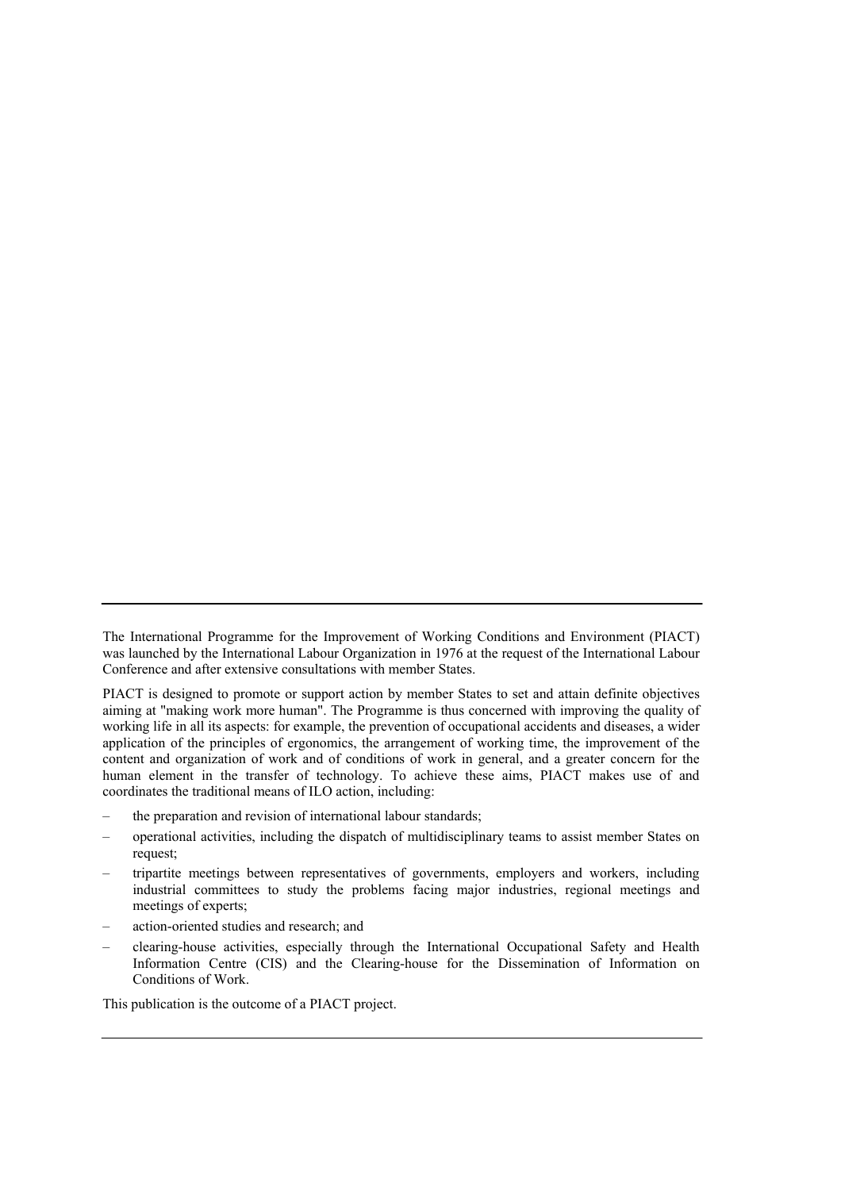The International Programme for the Improvement of Working Conditions and Environment (PIACT) was launched by the International Labour Organization in 1976 at the request of the International Labour Conference and after extensive consultations with member States.

PIACT is designed to promote or support action by member States to set and attain definite objectives aiming at "making work more human". The Programme is thus concerned with improving the quality of working life in all its aspects: for example, the prevention of occupational accidents and diseases, a wider application of the principles of ergonomics, the arrangement of working time, the improvement of the content and organization of work and of conditions of work in general, and a greater concern for the human element in the transfer of technology. To achieve these aims, PIACT makes use of and coordinates the traditional means of ILO action, including:

- the preparation and revision of international labour standards;
- operational activities, including the dispatch of multidisciplinary teams to assist member States on request;
- tripartite meetings between representatives of governments, employers and workers, including industrial committees to study the problems facing major industries, regional meetings and meetings of experts;
- action-oriented studies and research; and
- clearing-house activities, especially through the International Occupational Safety and Health Information Centre (CIS) and the Clearing-house for the Dissemination of Information on Conditions of Work.

This publication is the outcome of a PIACT project.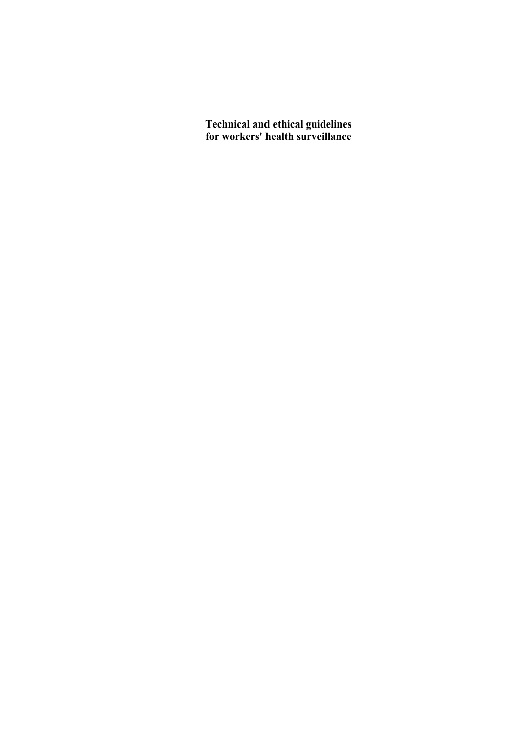**Technical and ethical guidelines for workers' health surveillance**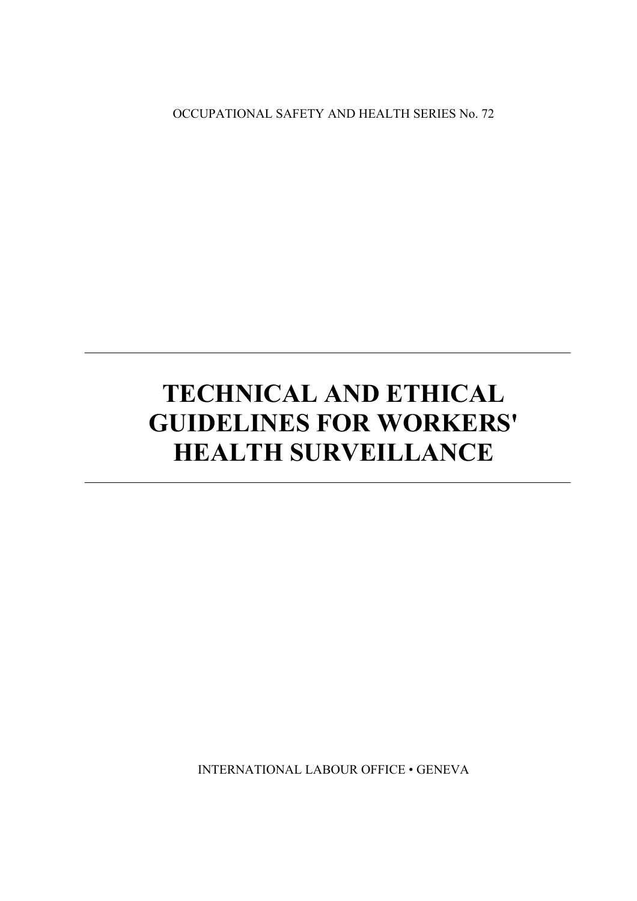OCCUPATIONAL SAFETY AND HEALTH SERIES No. 72

# TECHNICAL AND ETHICAL GUIDELINES FOR WORKERS' HEALTH SURVEILLANCE

INTERNATIONAL LABOUR OFFICE • GENEVA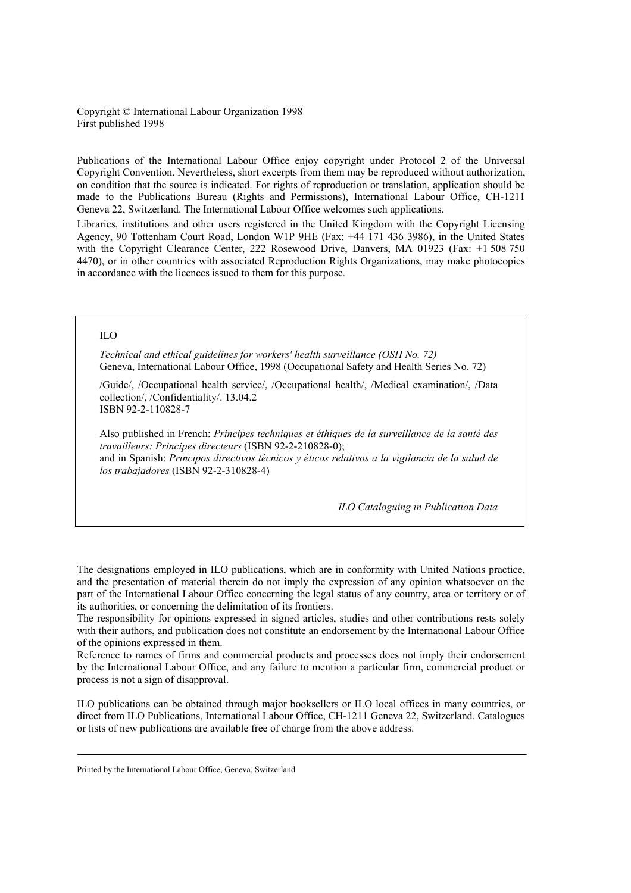Copyright © International Labour Organization 1998
First published 1998

Publications of the International Labour Office enjoy copyright under Protocol 2 of the Universal Copyright Convention. Nevertheless, short excerpts from them may be reproduced without authorization, on condition that the source is indicated. For rights of reproduction or translation, application should be made to the Publications Bureau (Rights and Permissions), International Labour Office, CH-1211 Geneva 22, Switzerland. The International Labour Office welcomes such applications.

Libraries, institutions and other users registered in the United Kingdom with the Copyright Licensing Agency, 90 Tottenham Court Road, London W1P 9HE (Fax: +44 171 436 3986), in the United States with the Copyright Clearance Center, 222 Rosewood Drive, Danvers, MA 01923 (Fax: +1 508 750 4470), or in other countries with associated Reproduction Rights Organizations, may make photocopies in accordance with the licences issued to them for this purpose.

ILO

*Technical and ethical guidelines for workers' health surveillance (OSH No. 72)*
Geneva, International Labour Office, 1998 (Occupational Safety and Health Series No. 72)

/Guide/, /Occupational health service/, /Occupational health/, /Medical examination/, /Data collection/, /Confidentiality/. 13.04.2
ISBN 92-2-110828-7

Also published in French: *Principes techniques et éthiques de la surveillance de la santé des travailleurs: Principes directeurs* (ISBN 92-2-210828-0);
and in Spanish: *Principos directivos técnicos y éticos relativos a la vigilancia de la salud de los trabajadores* (ISBN 92-2-310828-4)

*ILO Cataloguing in Publication Data*

The designations employed in ILO publications, which are in conformity with United Nations practice, and the presentation of material therein do not imply the expression of any opinion whatsoever on the part of the International Labour Office concerning the legal status of any country, area or territory or of its authorities, or concerning the delimitation of its frontiers.
The responsibility for opinions expressed in signed articles, studies and other contributions rests solely with their authors, and publication does not constitute an endorsement by the International Labour Office of the opinions expressed in them.
Reference to names of firms and commercial products and processes does not imply their endorsement by the International Labour Office, and any failure to mention a particular firm, commercial product or process is not a sign of disapproval.

ILO publications can be obtained through major booksellers or ILO local offices in many countries, or direct from ILO Publications, International Labour Office, CH-1211 Geneva 22, Switzerland. Catalogues or lists of new publications are available free of charge from the above address.

Printed by the International Labour Office, Geneva, Switzerland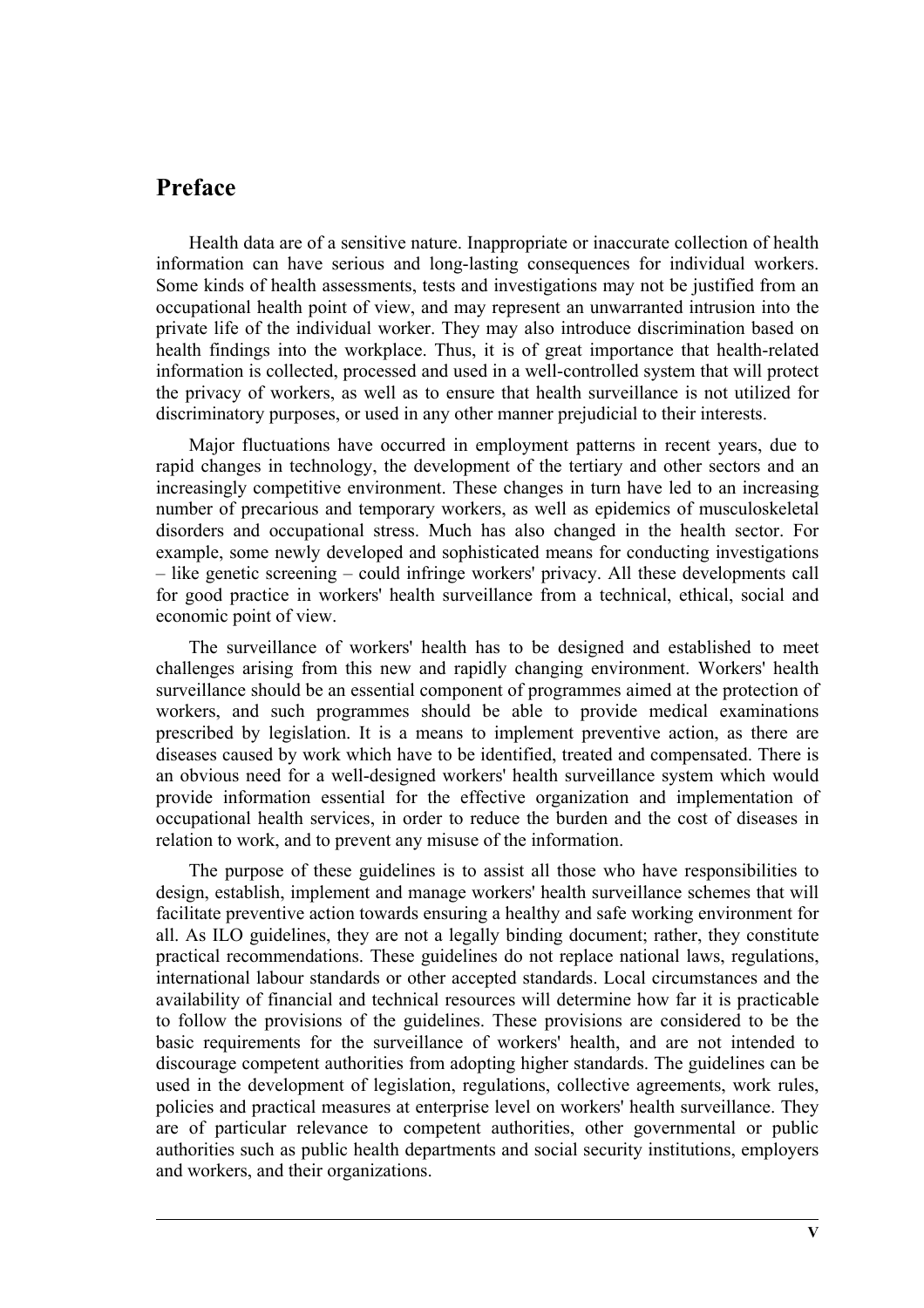# Preface

Health data are of a sensitive nature. Inappropriate or inaccurate collection of health information can have serious and long-lasting consequences for individual workers. Some kinds of health assessments, tests and investigations may not be justified from an occupational health point of view, and may represent an unwarranted intrusion into the private life of the individual worker. They may also introduce discrimination based on health findings into the workplace. Thus, it is of great importance that health-related information is collected, processed and used in a well-controlled system that will protect the privacy of workers, as well as to ensure that health surveillance is not utilized for discriminatory purposes, or used in any other manner prejudicial to their interests.

Major fluctuations have occurred in employment patterns in recent years, due to rapid changes in technology, the development of the tertiary and other sectors and an increasingly competitive environment. These changes in turn have led to an increasing number of precarious and temporary workers, as well as epidemics of musculoskeletal disorders and occupational stress. Much has also changed in the health sector. For example, some newly developed and sophisticated means for conducting investigations – like genetic screening – could infringe workers' privacy. All these developments call for good practice in workers' health surveillance from a technical, ethical, social and economic point of view.

The surveillance of workers' health has to be designed and established to meet challenges arising from this new and rapidly changing environment. Workers' health surveillance should be an essential component of programmes aimed at the protection of workers, and such programmes should be able to provide medical examinations prescribed by legislation. It is a means to implement preventive action, as there are diseases caused by work which have to be identified, treated and compensated. There is an obvious need for a well-designed workers' health surveillance system which would provide information essential for the effective organization and implementation of occupational health services, in order to reduce the burden and the cost of diseases in relation to work, and to prevent any misuse of the information.

The purpose of these guidelines is to assist all those who have responsibilities to design, establish, implement and manage workers' health surveillance schemes that will facilitate preventive action towards ensuring a healthy and safe working environment for all. As ILO guidelines, they are not a legally binding document; rather, they constitute practical recommendations. These guidelines do not replace national laws, regulations, international labour standards or other accepted standards. Local circumstances and the availability of financial and technical resources will determine how far it is practicable to follow the provisions of the guidelines. These provisions are considered to be the basic requirements for the surveillance of workers' health, and are not intended to discourage competent authorities from adopting higher standards. The guidelines can be used in the development of legislation, regulations, collective agreements, work rules, policies and practical measures at enterprise level on workers' health surveillance. They are of particular relevance to competent authorities, other governmental or public authorities such as public health departments and social security institutions, employers and workers, and their organizations.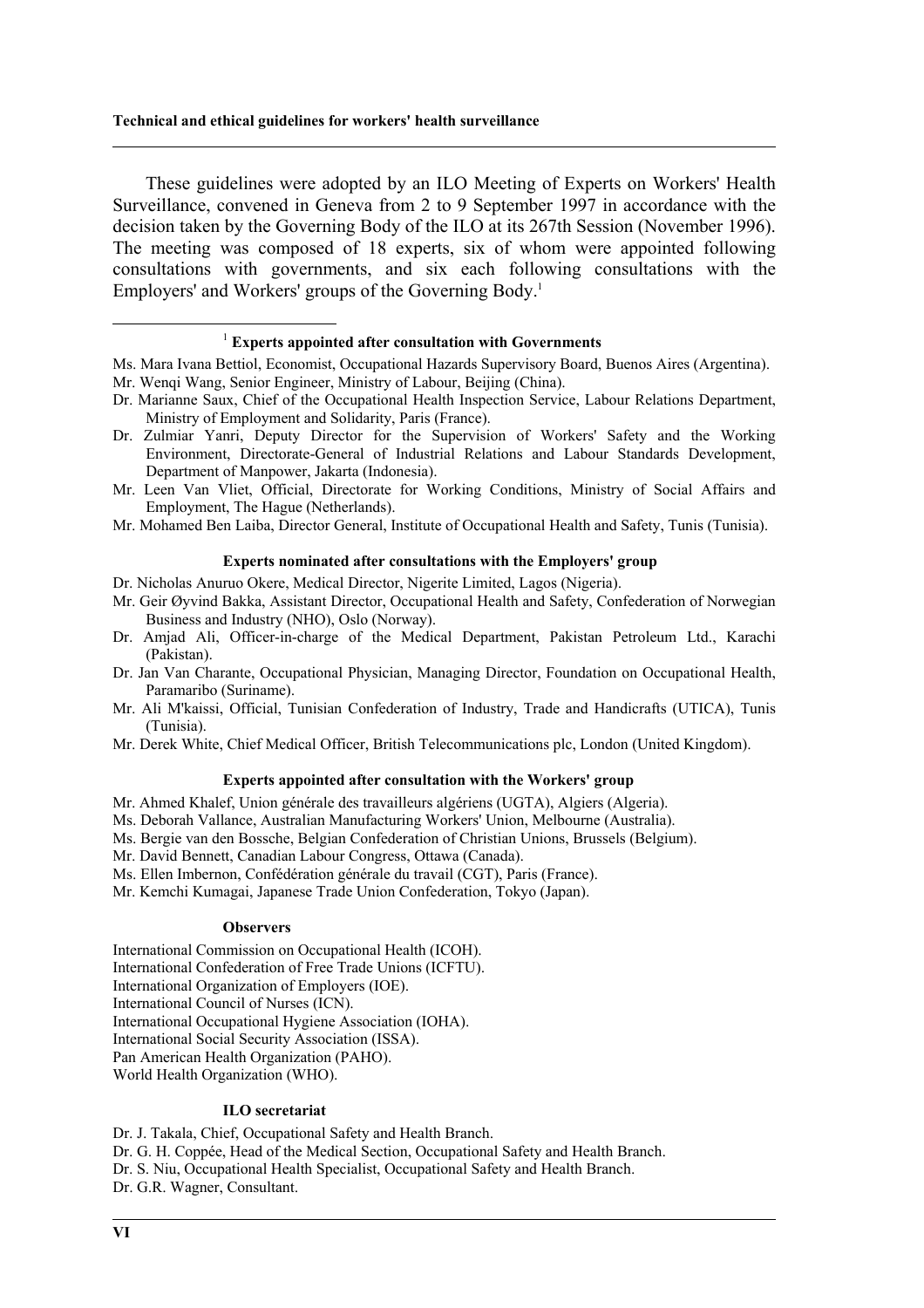These guidelines were adopted by an ILO Meeting of Experts on Workers' Health Surveillance, convened in Geneva from 2 to 9 September 1997 in accordance with the decision taken by the Governing Body of the ILO at its 267th Session (November 1996). The meeting was composed of 18 experts, six of whom were appointed following consultations with governments, and six each following consultations with the Employers' and Workers' groups of the Governing Body.[1]

---

[1] **Experts appointed after consultation with Governments**

Ms. Mara Ivana Bettiol, Economist, Occupational Hazards Supervisory Board, Buenos Aires (Argentina).

Mr. Wenqi Wang, Senior Engineer, Ministry of Labour, Beijing (China).

Dr. Marianne Saux, Chief of the Occupational Health Inspection Service, Labour Relations Department, Ministry of Employment and Solidarity, Paris (France).

Dr. Zulmiar Yanri, Deputy Director for the Supervision of Workers' Safety and the Working Environment, Directorate-General of Industrial Relations and Labour Standards Development, Department of Manpower, Jakarta (Indonesia).

Mr. Leen Van Vliet, Official, Directorate for Working Conditions, Ministry of Social Affairs and Employment, The Hague (Netherlands).

Mr. Mohamed Ben Laiba, Director General, Institute of Occupational Health and Safety, Tunis (Tunisia).

**Experts nominated after consultations with the Employers' group**

Dr. Nicholas Anuruo Okere, Medical Director, Nigerite Limited, Lagos (Nigeria).

Mr. Geir Øyvind Bakka, Assistant Director, Occupational Health and Safety, Confederation of Norwegian Business and Industry (NHO), Oslo (Norway).

Dr. Amjad Ali, Officer-in-charge of the Medical Department, Pakistan Petroleum Ltd., Karachi (Pakistan).

Dr. Jan Van Charante, Occupational Physician, Managing Director, Foundation on Occupational Health, Paramaribo (Suriname).

Mr. Ali M'kaissi, Official, Tunisian Confederation of Industry, Trade and Handicrafts (UTICA), Tunis (Tunisia).

Mr. Derek White, Chief Medical Officer, British Telecommunications plc, London (United Kingdom).

**Experts appointed after consultation with the Workers' group**

Mr. Ahmed Khalef, Union générale des travailleurs algériens (UGTA), Algiers (Algeria).

Ms. Deborah Vallance, Australian Manufacturing Workers' Union, Melbourne (Australia).

Ms. Bergie van den Bossche, Belgian Confederation of Christian Unions, Brussels (Belgium).

Mr. David Bennett, Canadian Labour Congress, Ottawa (Canada).

Ms. Ellen Imbernon, Confédération générale du travail (CGT), Paris (France).

Mr. Kemchi Kumagai, Japanese Trade Union Confederation, Tokyo (Japan).

**Observers**

International Commission on Occupational Health (ICOH).
International Confederation of Free Trade Unions (ICFTU).
International Organization of Employers (IOE).
International Council of Nurses (ICN).
International Occupational Hygiene Association (IOHA).
International Social Security Association (ISSA).
Pan American Health Organization (PAHO).
World Health Organization (WHO).

**ILO secretariat**

Dr. J. Takala, Chief, Occupational Safety and Health Branch.
Dr. G. H. Coppée, Head of the Medical Section, Occupational Safety and Health Branch.
Dr. S. Niu, Occupational Health Specialist, Occupational Safety and Health Branch.
Dr. G.R. Wagner, Consultant.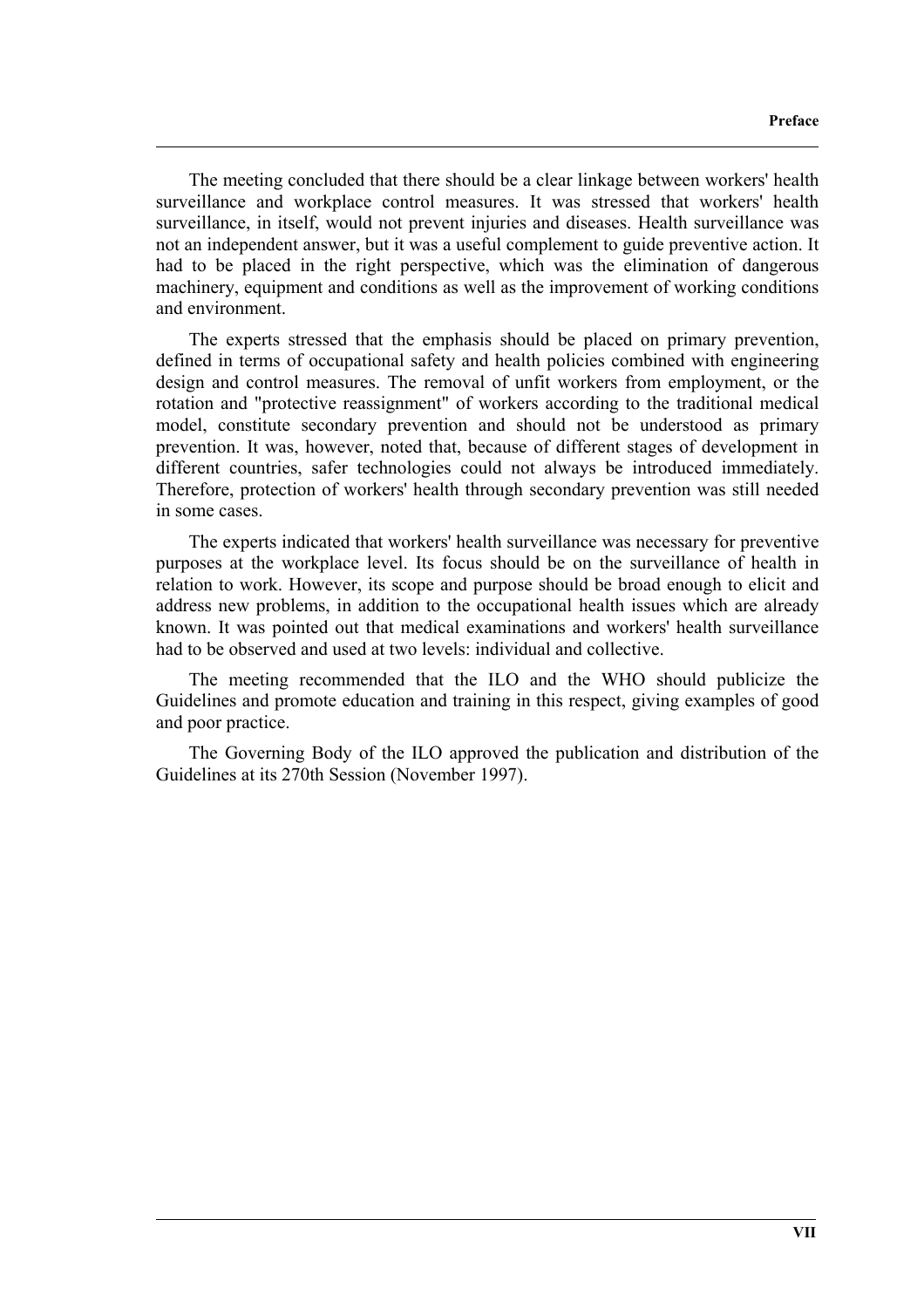The meeting concluded that there should be a clear linkage between workers' health surveillance and workplace control measures. It was stressed that workers' health surveillance, in itself, would not prevent injuries and diseases. Health surveillance was not an independent answer, but it was a useful complement to guide preventive action. It had to be placed in the right perspective, which was the elimination of dangerous machinery, equipment and conditions as well as the improvement of working conditions and environment.

The experts stressed that the emphasis should be placed on primary prevention, defined in terms of occupational safety and health policies combined with engineering design and control measures. The removal of unfit workers from employment, or the rotation and "protective reassignment" of workers according to the traditional medical model, constitute secondary prevention and should not be understood as primary prevention. It was, however, noted that, because of different stages of development in different countries, safer technologies could not always be introduced immediately. Therefore, protection of workers' health through secondary prevention was still needed in some cases.

The experts indicated that workers' health surveillance was necessary for preventive purposes at the workplace level. Its focus should be on the surveillance of health in relation to work. However, its scope and purpose should be broad enough to elicit and address new problems, in addition to the occupational health issues which are already known. It was pointed out that medical examinations and workers' health surveillance had to be observed and used at two levels: individual and collective.

The meeting recommended that the ILO and the WHO should publicize the Guidelines and promote education and training in this respect, giving examples of good and poor practice.

The Governing Body of the ILO approved the publication and distribution of the Guidelines at its 270th Session (November 1997).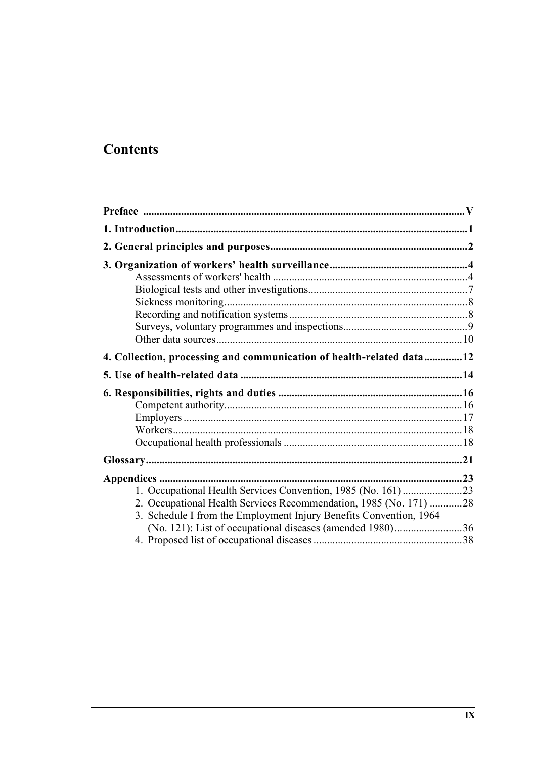# Contents

**Preface** .................................................................................................................... V

**1. Introduction**........................................................................................................... 1

**2. General principles and purposes**......................................................................... 2

**3. Organization of workers' health surveillance**................................................... 4

- Assessments of workers' health ....................................................................... 4
- Biological tests and other investigations.......................................................... 7
- Sickness monitoring......................................................................................... 8
- Recording and notification systems.................................................................. 8
- Surveys, voluntary programmes and inspections............................................. 9
- Other data sources.......................................................................................... 10

**4. Collection, processing and communication of health-related data**.............. 12

**5. Use of health-related data** ................................................................................. 14

**6. Responsibilities, rights and duties** .................................................................... 16

- Competent authority....................................................................................... 16
- Employers ...................................................................................................... 17
- Workers.......................................................................................................... 18
- Occupational health professionals .................................................................. 18

**Glossary**.................................................................................................................. 21

**Appendices** ............................................................................................................. 23

1. Occupational Health Services Convention, 1985 (No. 161) ...................... 23
2. Occupational Health Services Recommendation, 1985 (No. 171) ............ 28
3. Schedule I from the Employment Injury Benefits Convention, 1964 (No. 121): List of occupational diseases (amended 1980) ......................... 36
4. Proposed list of occupational diseases ....................................................... 38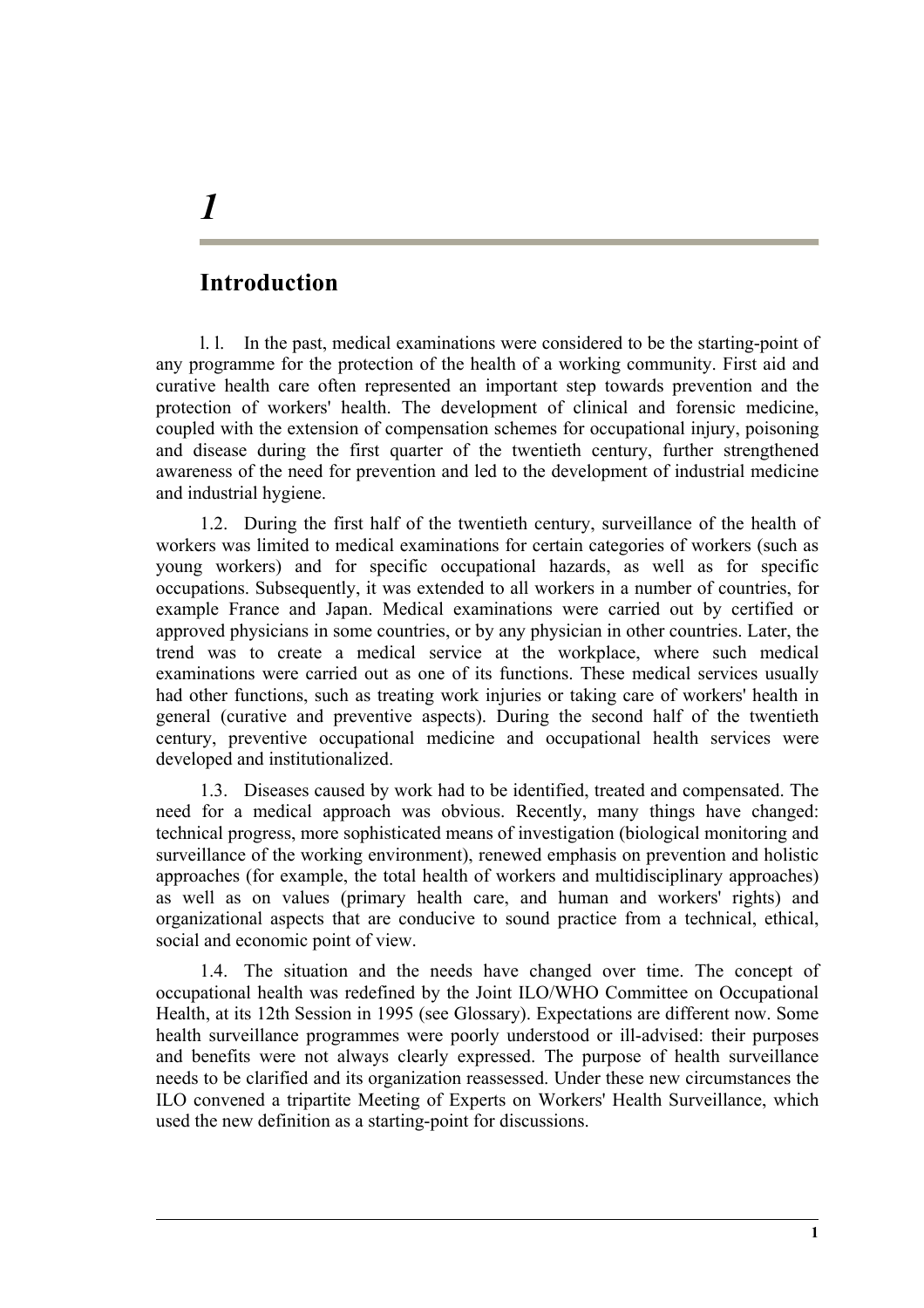# 1

## Introduction

l. l. In the past, medical examinations were considered to be the starting-point of any programme for the protection of the health of a working community. First aid and curative health care often represented an important step towards prevention and the protection of workers' health. The development of clinical and forensic medicine, coupled with the extension of compensation schemes for occupational injury, poisoning and disease during the first quarter of the twentieth century, further strengthened awareness of the need for prevention and led to the development of industrial medicine and industrial hygiene.

1.2. During the first half of the twentieth century, surveillance of the health of workers was limited to medical examinations for certain categories of workers (such as young workers) and for specific occupational hazards, as well as for specific occupations. Subsequently, it was extended to all workers in a number of countries, for example France and Japan. Medical examinations were carried out by certified or approved physicians in some countries, or by any physician in other countries. Later, the trend was to create a medical service at the workplace, where such medical examinations were carried out as one of its functions. These medical services usually had other functions, such as treating work injuries or taking care of workers' health in general (curative and preventive aspects). During the second half of the twentieth century, preventive occupational medicine and occupational health services were developed and institutionalized.

1.3. Diseases caused by work had to be identified, treated and compensated. The need for a medical approach was obvious. Recently, many things have changed: technical progress, more sophisticated means of investigation (biological monitoring and surveillance of the working environment), renewed emphasis on prevention and holistic approaches (for example, the total health of workers and multidisciplinary approaches) as well as on values (primary health care, and human and workers' rights) and organizational aspects that are conducive to sound practice from a technical, ethical, social and economic point of view.

1.4. The situation and the needs have changed over time. The concept of occupational health was redefined by the Joint ILO/WHO Committee on Occupational Health, at its 12th Session in 1995 (see Glossary). Expectations are different now. Some health surveillance programmes were poorly understood or ill-advised: their purposes and benefits were not always clearly expressed. The purpose of health surveillance needs to be clarified and its organization reassessed. Under these new circumstances the ILO convened a tripartite Meeting of Experts on Workers' Health Surveillance, which used the new definition as a starting-point for discussions.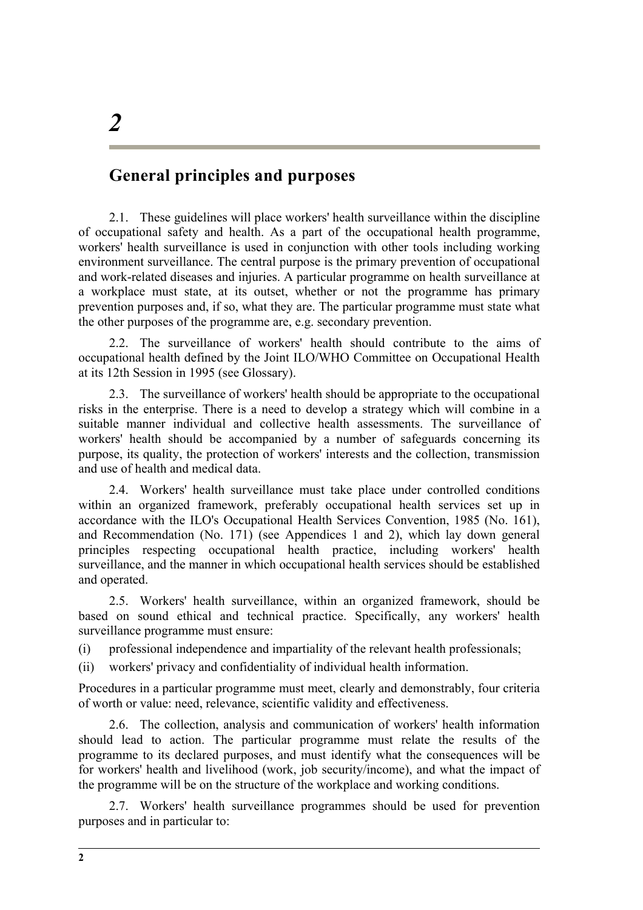# *2*

## General principles and purposes

2.1. These guidelines will place workers' health surveillance within the discipline of occupational safety and health. As a part of the occupational health programme, workers' health surveillance is used in conjunction with other tools including working environment surveillance. The central purpose is the primary prevention of occupational and work-related diseases and injuries. A particular programme on health surveillance at a workplace must state, at its outset, whether or not the programme has primary prevention purposes and, if so, what they are. The particular programme must state what the other purposes of the programme are, e.g. secondary prevention.

2.2. The surveillance of workers' health should contribute to the aims of occupational health defined by the Joint ILO/WHO Committee on Occupational Health at its 12th Session in 1995 (see Glossary).

2.3. The surveillance of workers' health should be appropriate to the occupational risks in the enterprise. There is a need to develop a strategy which will combine in a suitable manner individual and collective health assessments. The surveillance of workers' health should be accompanied by a number of safeguards concerning its purpose, its quality, the protection of workers' interests and the collection, transmission and use of health and medical data.

2.4. Workers' health surveillance must take place under controlled conditions within an organized framework, preferably occupational health services set up in accordance with the ILO's Occupational Health Services Convention, 1985 (No. 161), and Recommendation (No. 171) (see Appendices 1 and 2), which lay down general principles respecting occupational health practice, including workers' health surveillance, and the manner in which occupational health services should be established and operated.

2.5. Workers' health surveillance, within an organized framework, should be based on sound ethical and technical practice. Specifically, any workers' health surveillance programme must ensure:

(i) professional independence and impartiality of the relevant health professionals;

(ii) workers' privacy and confidentiality of individual health information.

Procedures in a particular programme must meet, clearly and demonstrably, four criteria of worth or value: need, relevance, scientific validity and effectiveness.

2.6. The collection, analysis and communication of workers' health information should lead to action. The particular programme must relate the results of the programme to its declared purposes, and must identify what the consequences will be for workers' health and livelihood (work, job security/income), and what the impact of the programme will be on the structure of the workplace and working conditions.

2.7. Workers' health surveillance programmes should be used for prevention purposes and in particular to: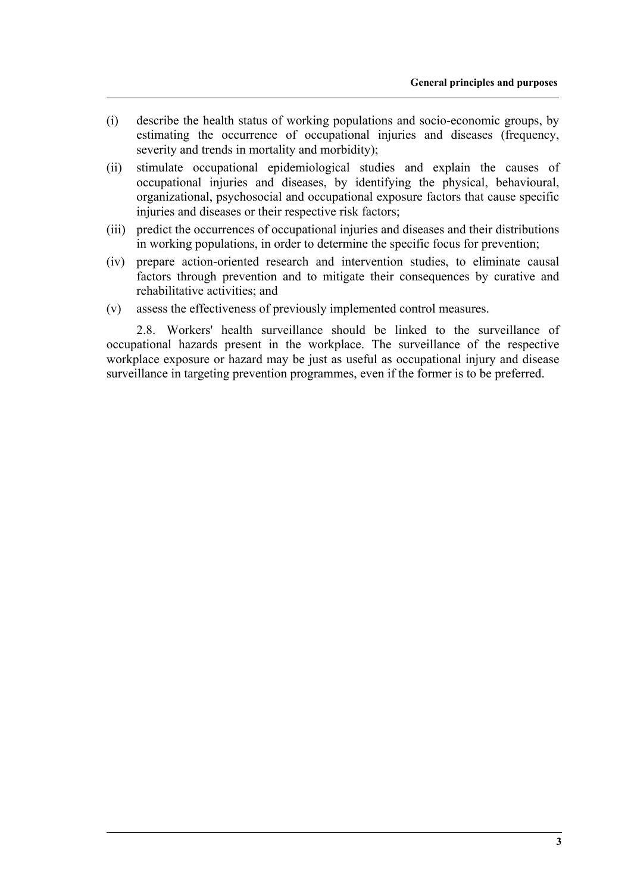(i) describe the health status of working populations and socio-economic groups, by estimating the occurrence of occupational injuries and diseases (frequency, severity and trends in mortality and morbidity);

(ii) stimulate occupational epidemiological studies and explain the causes of occupational injuries and diseases, by identifying the physical, behavioural, organizational, psychosocial and occupational exposure factors that cause specific injuries and diseases or their respective risk factors;

(iii) predict the occurrences of occupational injuries and diseases and their distributions in working populations, in order to determine the specific focus for prevention;

(iv) prepare action-oriented research and intervention studies, to eliminate causal factors through prevention and to mitigate their consequences by curative and rehabilitative activities; and

(v) assess the effectiveness of previously implemented control measures.

2.8. Workers' health surveillance should be linked to the surveillance of occupational hazards present in the workplace. The surveillance of the respective workplace exposure or hazard may be just as useful as occupational injury and disease surveillance in targeting prevention programmes, even if the former is to be preferred.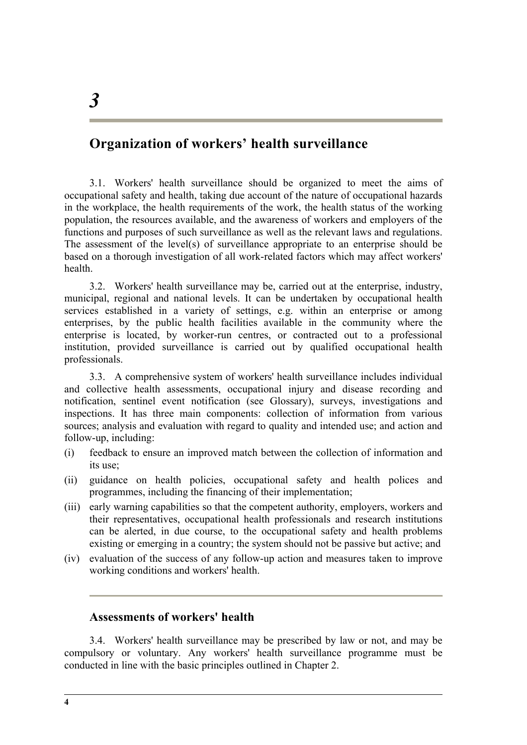# 3

## Organization of workers' health surveillance

3.1. Workers' health surveillance should be organized to meet the aims of occupational safety and health, taking due account of the nature of occupational hazards in the workplace, the health requirements of the work, the health status of the working population, the resources available, and the awareness of workers and employers of the functions and purposes of such surveillance as well as the relevant laws and regulations. The assessment of the level(s) of surveillance appropriate to an enterprise should be based on a thorough investigation of all work-related factors which may affect workers' health.

3.2. Workers' health surveillance may be, carried out at the enterprise, industry, municipal, regional and national levels. It can be undertaken by occupational health services established in a variety of settings, e.g. within an enterprise or among enterprises, by the public health facilities available in the community where the enterprise is located, by worker-run centres, or contracted out to a professional institution, provided surveillance is carried out by qualified occupational health professionals.

3.3. A comprehensive system of workers' health surveillance includes individual and collective health assessments, occupational injury and disease recording and notification, sentinel event notification (see Glossary), surveys, investigations and inspections. It has three main components: collection of information from various sources; analysis and evaluation with regard to quality and intended use; and action and follow-up, including:

(i) feedback to ensure an improved match between the collection of information and its use;

(ii) guidance on health policies, occupational safety and health polices and programmes, including the financing of their implementation;

(iii) early warning capabilities so that the competent authority, employers, workers and their representatives, occupational health professionals and research institutions can be alerted, in due course, to the occupational safety and health problems existing or emerging in a country; the system should not be passive but active; and

(iv) evaluation of the success of any follow-up action and measures taken to improve working conditions and workers' health.

### Assessments of workers' health

3.4. Workers' health surveillance may be prescribed by law or not, and may be compulsory or voluntary. Any workers' health surveillance programme must be conducted in line with the basic principles outlined in Chapter 2.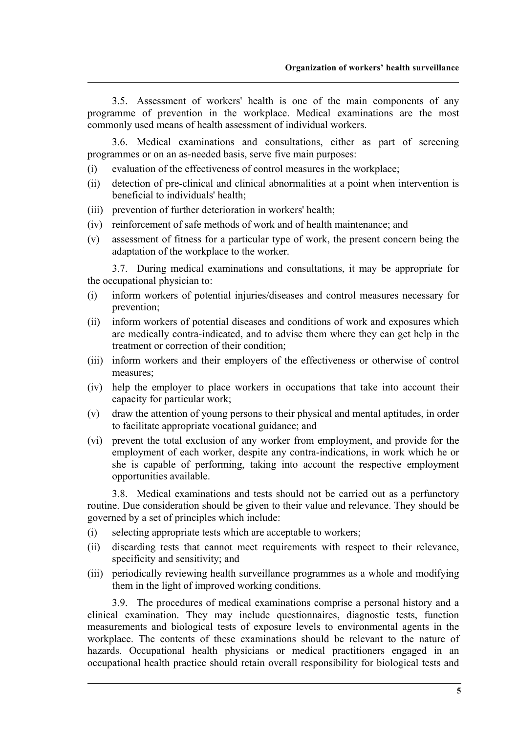3.5. Assessment of workers' health is one of the main components of any programme of prevention in the workplace. Medical examinations are the most commonly used means of health assessment of individual workers.

3.6. Medical examinations and consultations, either as part of screening programmes or on an as-needed basis, serve five main purposes:

(i) evaluation of the effectiveness of control measures in the workplace;

(ii) detection of pre-clinical and clinical abnormalities at a point when intervention is beneficial to individuals' health;

(iii) prevention of further deterioration in workers' health;

(iv) reinforcement of safe methods of work and of health maintenance; and

(v) assessment of fitness for a particular type of work, the present concern being the adaptation of the workplace to the worker.

3.7. During medical examinations and consultations, it may be appropriate for the occupational physician to:

(i) inform workers of potential injuries/diseases and control measures necessary for prevention;

(ii) inform workers of potential diseases and conditions of work and exposures which are medically contra-indicated, and to advise them where they can get help in the treatment or correction of their condition;

(iii) inform workers and their employers of the effectiveness or otherwise of control measures;

(iv) help the employer to place workers in occupations that take into account their capacity for particular work;

(v) draw the attention of young persons to their physical and mental aptitudes, in order to facilitate appropriate vocational guidance; and

(vi) prevent the total exclusion of any worker from employment, and provide for the employment of each worker, despite any contra-indications, in work which he or she is capable of performing, taking into account the respective employment opportunities available.

3.8. Medical examinations and tests should not be carried out as a perfunctory routine. Due consideration should be given to their value and relevance. They should be governed by a set of principles which include:

(i) selecting appropriate tests which are acceptable to workers;

(ii) discarding tests that cannot meet requirements with respect to their relevance, specificity and sensitivity; and

(iii) periodically reviewing health surveillance programmes as a whole and modifying them in the light of improved working conditions.

3.9. The procedures of medical examinations comprise a personal history and a clinical examination. They may include questionnaires, diagnostic tests, function measurements and biological tests of exposure levels to environmental agents in the workplace. The contents of these examinations should be relevant to the nature of hazards. Occupational health physicians or medical practitioners engaged in an occupational health practice should retain overall responsibility for biological tests and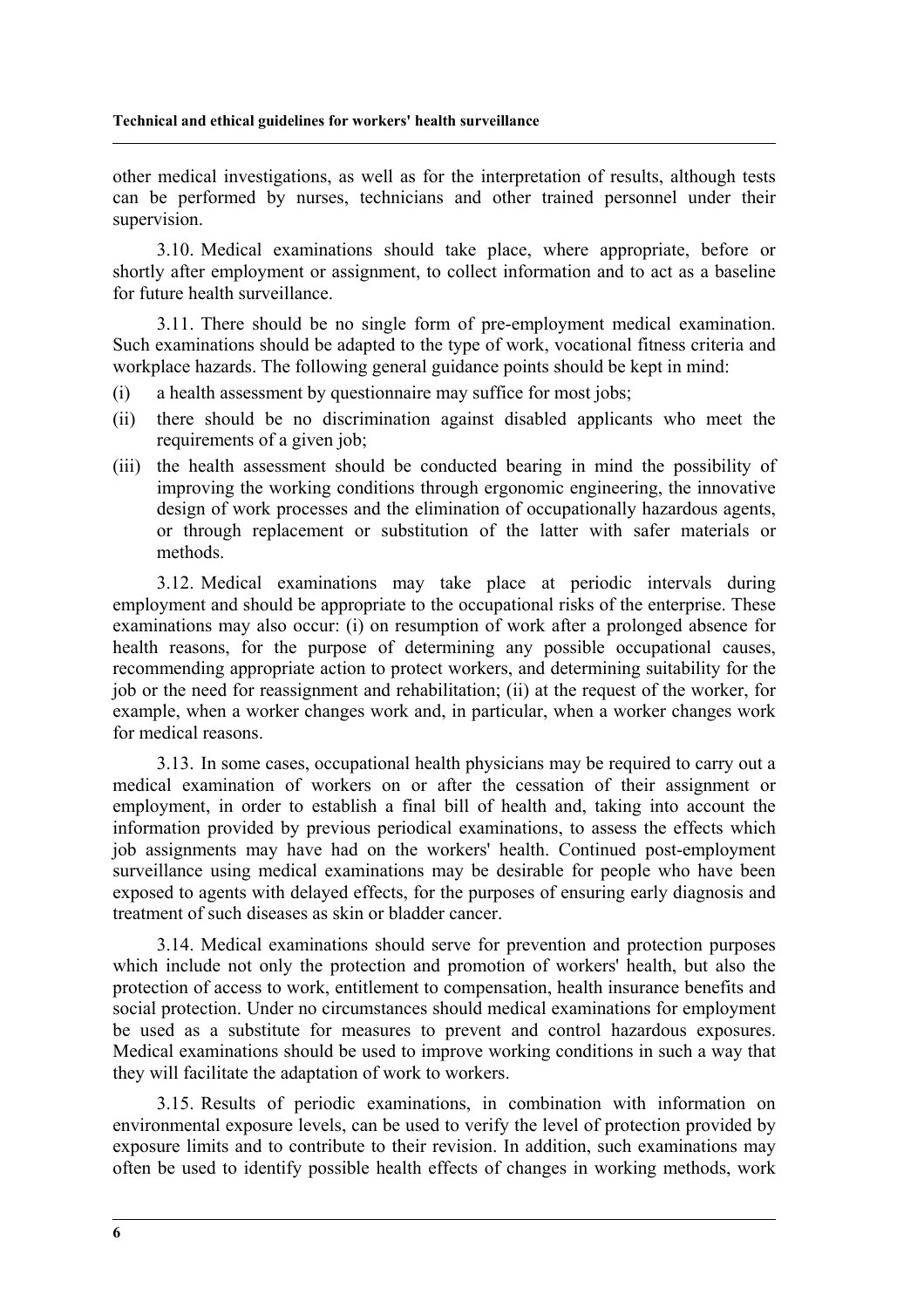other medical investigations, as well as for the interpretation of results, although tests can be performed by nurses, technicians and other trained personnel under their supervision.

3.10. Medical examinations should take place, where appropriate, before or shortly after employment or assignment, to collect information and to act as a baseline for future health surveillance.

3.11. There should be no single form of pre-employment medical examination. Such examinations should be adapted to the type of work, vocational fitness criteria and workplace hazards. The following general guidance points should be kept in mind:

(i) a health assessment by questionnaire may suffice for most jobs;

(ii) there should be no discrimination against disabled applicants who meet the requirements of a given job;

(iii) the health assessment should be conducted bearing in mind the possibility of improving the working conditions through ergonomic engineering, the innovative design of work processes and the elimination of occupationally hazardous agents, or through replacement or substitution of the latter with safer materials or methods.

3.12. Medical examinations may take place at periodic intervals during employment and should be appropriate to the occupational risks of the enterprise. These examinations may also occur: (i) on resumption of work after a prolonged absence for health reasons, for the purpose of determining any possible occupational causes, recommending appropriate action to protect workers, and determining suitability for the job or the need for reassignment and rehabilitation; (ii) at the request of the worker, for example, when a worker changes work and, in particular, when a worker changes work for medical reasons.

3.13. In some cases, occupational health physicians may be required to carry out a medical examination of workers on or after the cessation of their assignment or employment, in order to establish a final bill of health and, taking into account the information provided by previous periodical examinations, to assess the effects which job assignments may have had on the workers' health. Continued post-employment surveillance using medical examinations may be desirable for people who have been exposed to agents with delayed effects, for the purposes of ensuring early diagnosis and treatment of such diseases as skin or bladder cancer.

3.14. Medical examinations should serve for prevention and protection purposes which include not only the protection and promotion of workers' health, but also the protection of access to work, entitlement to compensation, health insurance benefits and social protection. Under no circumstances should medical examinations for employment be used as a substitute for measures to prevent and control hazardous exposures. Medical examinations should be used to improve working conditions in such a way that they will facilitate the adaptation of work to workers.

3.15. Results of periodic examinations, in combination with information on environmental exposure levels, can be used to verify the level of protection provided by exposure limits and to contribute to their revision. In addition, such examinations may often be used to identify possible health effects of changes in working methods, work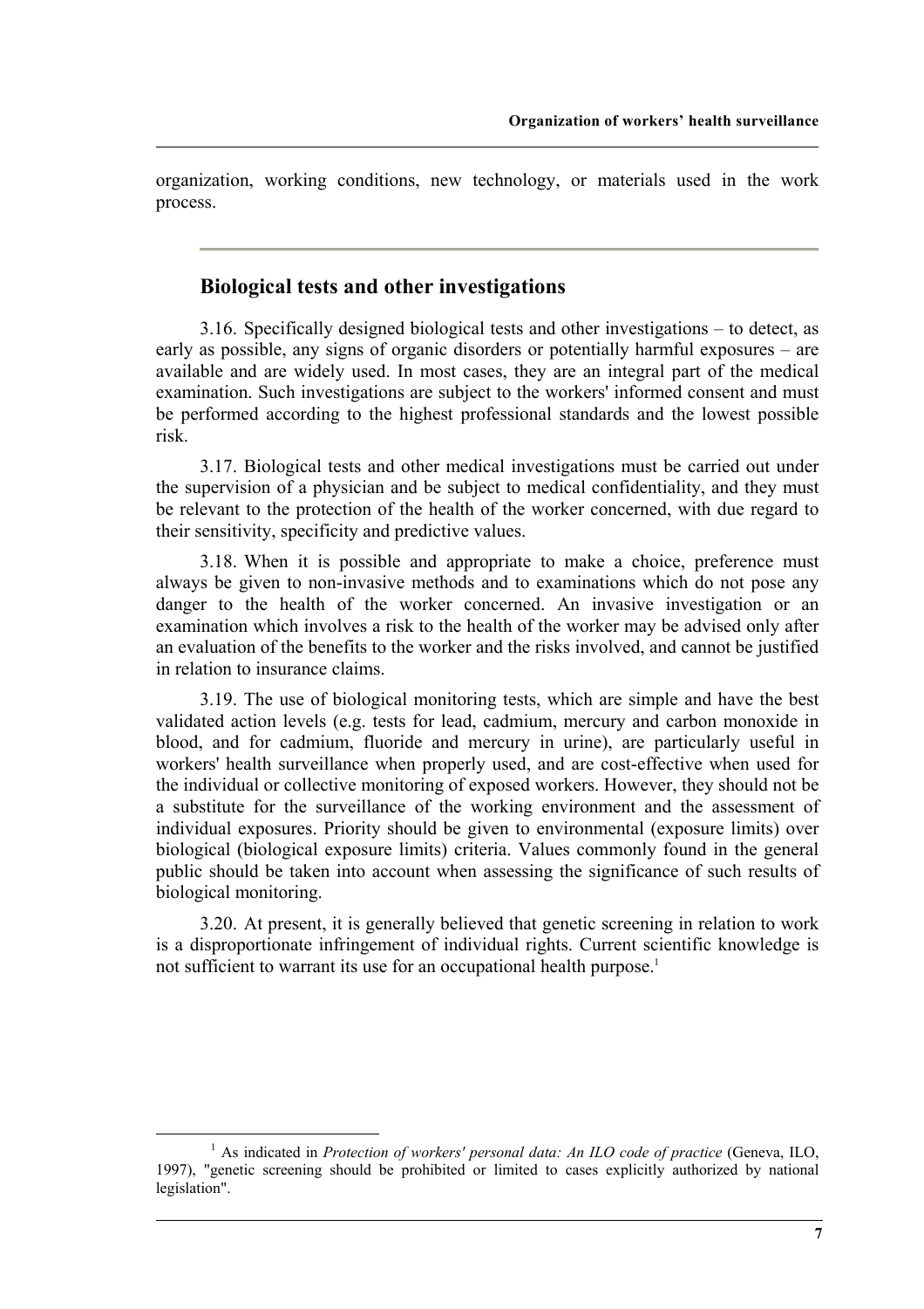organization, working conditions, new technology, or materials used in the work process.

## Biological tests and other investigations

3.16. Specifically designed biological tests and other investigations – to detect, as early as possible, any signs of organic disorders or potentially harmful exposures – are available and are widely used. In most cases, they are an integral part of the medical examination. Such investigations are subject to the workers' informed consent and must be performed according to the highest professional standards and the lowest possible risk.

3.17. Biological tests and other medical investigations must be carried out under the supervision of a physician and be subject to medical confidentiality, and they must be relevant to the protection of the health of the worker concerned, with due regard to their sensitivity, specificity and predictive values.

3.18. When it is possible and appropriate to make a choice, preference must always be given to non-invasive methods and to examinations which do not pose any danger to the health of the worker concerned. An invasive investigation or an examination which involves a risk to the health of the worker may be advised only after an evaluation of the benefits to the worker and the risks involved, and cannot be justified in relation to insurance claims.

3.19. The use of biological monitoring tests, which are simple and have the best validated action levels (e.g. tests for lead, cadmium, mercury and carbon monoxide in blood, and for cadmium, fluoride and mercury in urine), are particularly useful in workers' health surveillance when properly used, and are cost-effective when used for the individual or collective monitoring of exposed workers. However, they should not be a substitute for the surveillance of the working environment and the assessment of individual exposures. Priority should be given to environmental (exposure limits) over biological (biological exposure limits) criteria. Values commonly found in the general public should be taken into account when assessing the significance of such results of biological monitoring.

3.20. At present, it is generally believed that genetic screening in relation to work is a disproportionate infringement of individual rights. Current scientific knowledge is not sufficient to warrant its use for an occupational health purpose.[1]

[1] As indicated in *Protection of workers' personal data: An ILO code of practice* (Geneva, ILO, 1997), "genetic screening should be prohibited or limited to cases explicitly authorized by national legislation".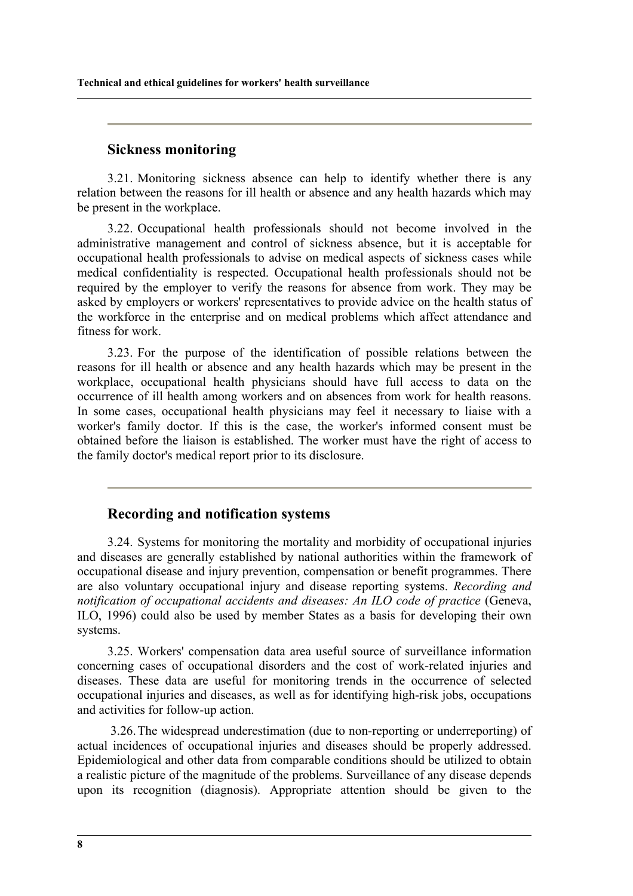## Sickness monitoring

3.21. Monitoring sickness absence can help to identify whether there is any relation between the reasons for ill health or absence and any health hazards which may be present in the workplace.

3.22. Occupational health professionals should not become involved in the administrative management and control of sickness absence, but it is acceptable for occupational health professionals to advise on medical aspects of sickness cases while medical confidentiality is respected. Occupational health professionals should not be required by the employer to verify the reasons for absence from work. They may be asked by employers or workers' representatives to provide advice on the health status of the workforce in the enterprise and on medical problems which affect attendance and fitness for work.

3.23. For the purpose of the identification of possible relations between the reasons for ill health or absence and any health hazards which may be present in the workplace, occupational health physicians should have full access to data on the occurrence of ill health among workers and on absences from work for health reasons. In some cases, occupational health physicians may feel it necessary to liaise with a worker's family doctor. If this is the case, the worker's informed consent must be obtained before the liaison is established. The worker must have the right of access to the family doctor's medical report prior to its disclosure.

## Recording and notification systems

3.24. Systems for monitoring the mortality and morbidity of occupational injuries and diseases are generally established by national authorities within the framework of occupational disease and injury prevention, compensation or benefit programmes. There are also voluntary occupational injury and disease reporting systems. *Recording and notification of occupational accidents and diseases: An ILO code of practice* (Geneva, ILO, 1996) could also be used by member States as a basis for developing their own systems.

3.25. Workers' compensation data area useful source of surveillance information concerning cases of occupational disorders and the cost of work-related injuries and diseases. These data are useful for monitoring trends in the occurrence of selected occupational injuries and diseases, as well as for identifying high-risk jobs, occupations and activities for follow-up action.

3.26. The widespread underestimation (due to non-reporting or underreporting) of actual incidences of occupational injuries and diseases should be properly addressed. Epidemiological and other data from comparable conditions should be utilized to obtain a realistic picture of the magnitude of the problems. Surveillance of any disease depends upon its recognition (diagnosis). Appropriate attention should be given to the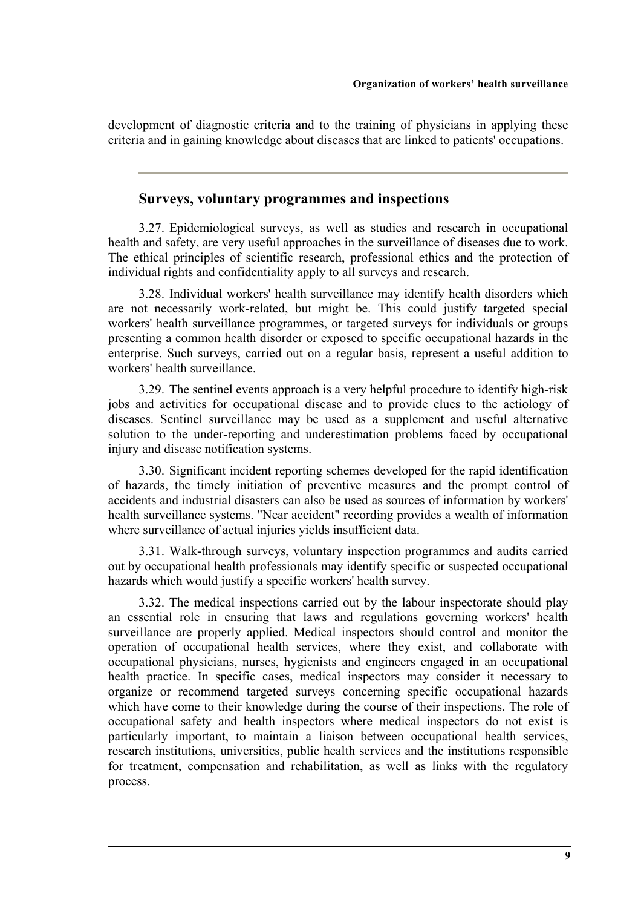development of diagnostic criteria and to the training of physicians in applying these criteria and in gaining knowledge about diseases that are linked to patients' occupations.

## Surveys, voluntary programmes and inspections

3.27. Epidemiological surveys, as well as studies and research in occupational health and safety, are very useful approaches in the surveillance of diseases due to work. The ethical principles of scientific research, professional ethics and the protection of individual rights and confidentiality apply to all surveys and research.

3.28. Individual workers' health surveillance may identify health disorders which are not necessarily work-related, but might be. This could justify targeted special workers' health surveillance programmes, or targeted surveys for individuals or groups presenting a common health disorder or exposed to specific occupational hazards in the enterprise. Such surveys, carried out on a regular basis, represent a useful addition to workers' health surveillance.

3.29. The sentinel events approach is a very helpful procedure to identify high-risk jobs and activities for occupational disease and to provide clues to the aetiology of diseases. Sentinel surveillance may be used as a supplement and useful alternative solution to the under-reporting and underestimation problems faced by occupational injury and disease notification systems.

3.30. Significant incident reporting schemes developed for the rapid identification of hazards, the timely initiation of preventive measures and the prompt control of accidents and industrial disasters can also be used as sources of information by workers' health surveillance systems. "Near accident" recording provides a wealth of information where surveillance of actual injuries yields insufficient data.

3.31. Walk-through surveys, voluntary inspection programmes and audits carried out by occupational health professionals may identify specific or suspected occupational hazards which would justify a specific workers' health survey.

3.32. The medical inspections carried out by the labour inspectorate should play an essential role in ensuring that laws and regulations governing workers' health surveillance are properly applied. Medical inspectors should control and monitor the operation of occupational health services, where they exist, and collaborate with occupational physicians, nurses, hygienists and engineers engaged in an occupational health practice. In specific cases, medical inspectors may consider it necessary to organize or recommend targeted surveys concerning specific occupational hazards which have come to their knowledge during the course of their inspections. The role of occupational safety and health inspectors where medical inspectors do not exist is particularly important, to maintain a liaison between occupational health services, research institutions, universities, public health services and the institutions responsible for treatment, compensation and rehabilitation, as well as links with the regulatory process.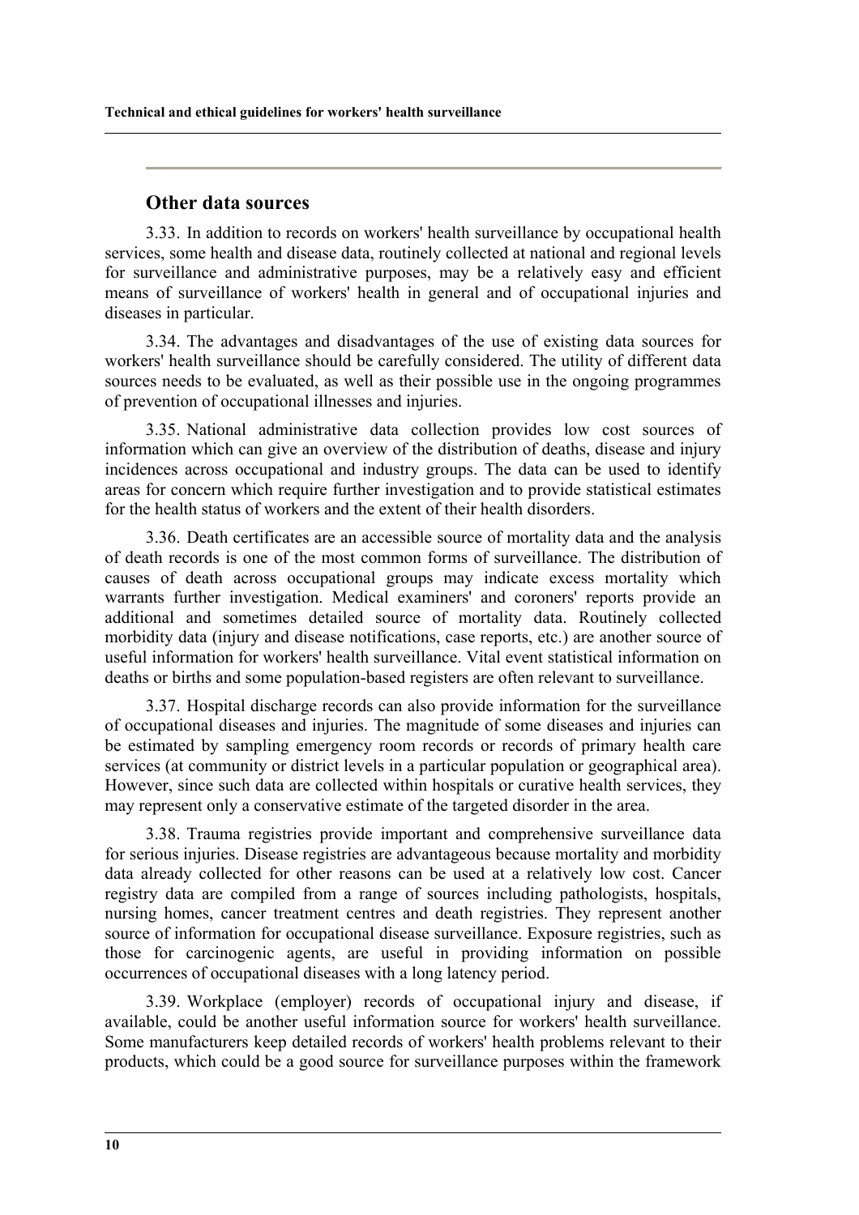## Other data sources

3.33. In addition to records on workers' health surveillance by occupational health services, some health and disease data, routinely collected at national and regional levels for surveillance and administrative purposes, may be a relatively easy and efficient means of surveillance of workers' health in general and of occupational injuries and diseases in particular.

3.34. The advantages and disadvantages of the use of existing data sources for workers' health surveillance should be carefully considered. The utility of different data sources needs to be evaluated, as well as their possible use in the ongoing programmes of prevention of occupational illnesses and injuries.

3.35. National administrative data collection provides low cost sources of information which can give an overview of the distribution of deaths, disease and injury incidences across occupational and industry groups. The data can be used to identify areas for concern which require further investigation and to provide statistical estimates for the health status of workers and the extent of their health disorders.

3.36. Death certificates are an accessible source of mortality data and the analysis of death records is one of the most common forms of surveillance. The distribution of causes of death across occupational groups may indicate excess mortality which warrants further investigation. Medical examiners' and coroners' reports provide an additional and sometimes detailed source of mortality data. Routinely collected morbidity data (injury and disease notifications, case reports, etc.) are another source of useful information for workers' health surveillance. Vital event statistical information on deaths or births and some population-based registers are often relevant to surveillance.

3.37. Hospital discharge records can also provide information for the surveillance of occupational diseases and injuries. The magnitude of some diseases and injuries can be estimated by sampling emergency room records or records of primary health care services (at community or district levels in a particular population or geographical area). However, since such data are collected within hospitals or curative health services, they may represent only a conservative estimate of the targeted disorder in the area.

3.38. Trauma registries provide important and comprehensive surveillance data for serious injuries. Disease registries are advantageous because mortality and morbidity data already collected for other reasons can be used at a relatively low cost. Cancer registry data are compiled from a range of sources including pathologists, hospitals, nursing homes, cancer treatment centres and death registries. They represent another source of information for occupational disease surveillance. Exposure registries, such as those for carcinogenic agents, are useful in providing information on possible occurrences of occupational diseases with a long latency period.

3.39. Workplace (employer) records of occupational injury and disease, if available, could be another useful information source for workers' health surveillance. Some manufacturers keep detailed records of workers' health problems relevant to their products, which could be a good source for surveillance purposes within the framework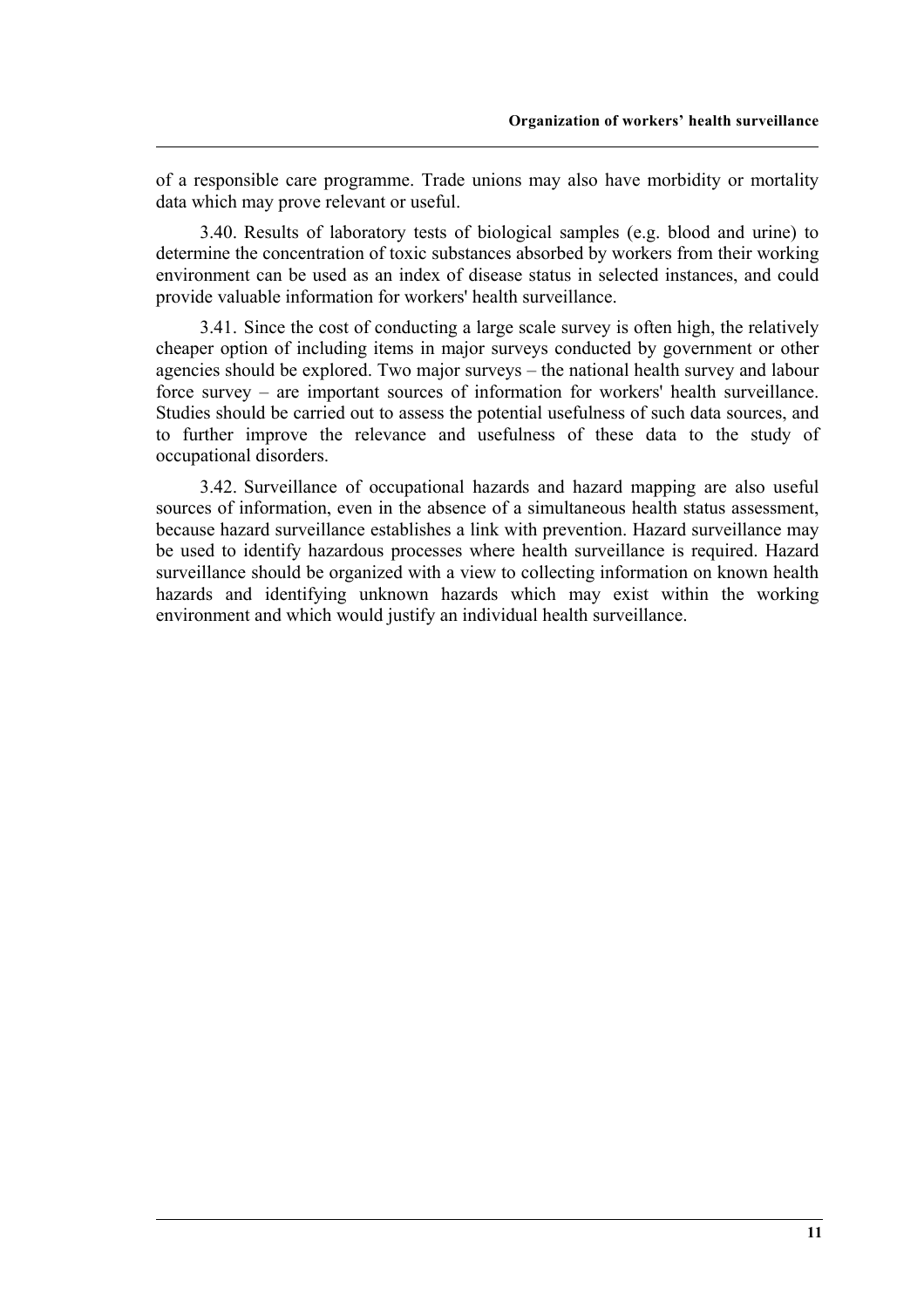of a responsible care programme. Trade unions may also have morbidity or mortality data which may prove relevant or useful.

3.40. Results of laboratory tests of biological samples (e.g. blood and urine) to determine the concentration of toxic substances absorbed by workers from their working environment can be used as an index of disease status in selected instances, and could provide valuable information for workers' health surveillance.

3.41. Since the cost of conducting a large scale survey is often high, the relatively cheaper option of including items in major surveys conducted by government or other agencies should be explored. Two major surveys – the national health survey and labour force survey – are important sources of information for workers' health surveillance. Studies should be carried out to assess the potential usefulness of such data sources, and to further improve the relevance and usefulness of these data to the study of occupational disorders.

3.42. Surveillance of occupational hazards and hazard mapping are also useful sources of information, even in the absence of a simultaneous health status assessment, because hazard surveillance establishes a link with prevention. Hazard surveillance may be used to identify hazardous processes where health surveillance is required. Hazard surveillance should be organized with a view to collecting information on known health hazards and identifying unknown hazards which may exist within the working environment and which would justify an individual health surveillance.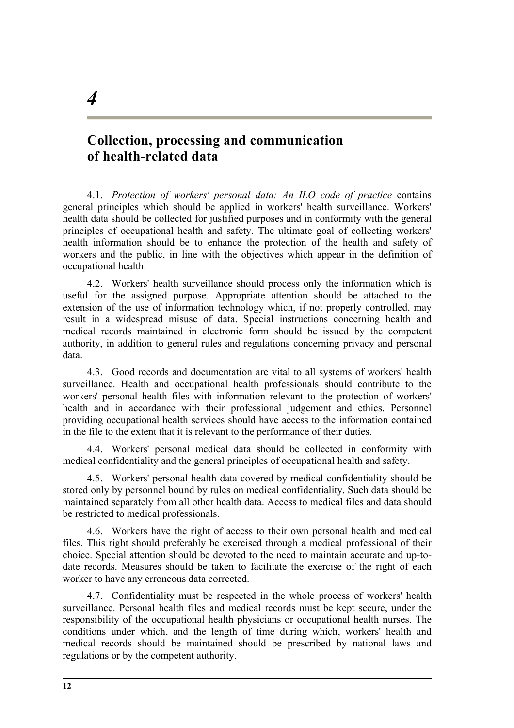# 4

## Collection, processing and communication of health-related data

4.1. *Protection of workers' personal data: An ILO code of practice* contains general principles which should be applied in workers' health surveillance. Workers' health data should be collected for justified purposes and in conformity with the general principles of occupational health and safety. The ultimate goal of collecting workers' health information should be to enhance the protection of the health and safety of workers and the public, in line with the objectives which appear in the definition of occupational health.

4.2. Workers' health surveillance should process only the information which is useful for the assigned purpose. Appropriate attention should be attached to the extension of the use of information technology which, if not properly controlled, may result in a widespread misuse of data. Special instructions concerning health and medical records maintained in electronic form should be issued by the competent authority, in addition to general rules and regulations concerning privacy and personal data.

4.3. Good records and documentation are vital to all systems of workers' health surveillance. Health and occupational health professionals should contribute to the workers' personal health files with information relevant to the protection of workers' health and in accordance with their professional judgement and ethics. Personnel providing occupational health services should have access to the information contained in the file to the extent that it is relevant to the performance of their duties.

4.4. Workers' personal medical data should be collected in conformity with medical confidentiality and the general principles of occupational health and safety.

4.5. Workers' personal health data covered by medical confidentiality should be stored only by personnel bound by rules on medical confidentiality. Such data should be maintained separately from all other health data. Access to medical files and data should be restricted to medical professionals.

4.6. Workers have the right of access to their own personal health and medical files. This right should preferably be exercised through a medical professional of their choice. Special attention should be devoted to the need to maintain accurate and up-to-date records. Measures should be taken to facilitate the exercise of the right of each worker to have any erroneous data corrected.

4.7. Confidentiality must be respected in the whole process of workers' health surveillance. Personal health files and medical records must be kept secure, under the responsibility of the occupational health physicians or occupational health nurses. The conditions under which, and the length of time during which, workers' health and medical records should be maintained should be prescribed by national laws and regulations or by the competent authority.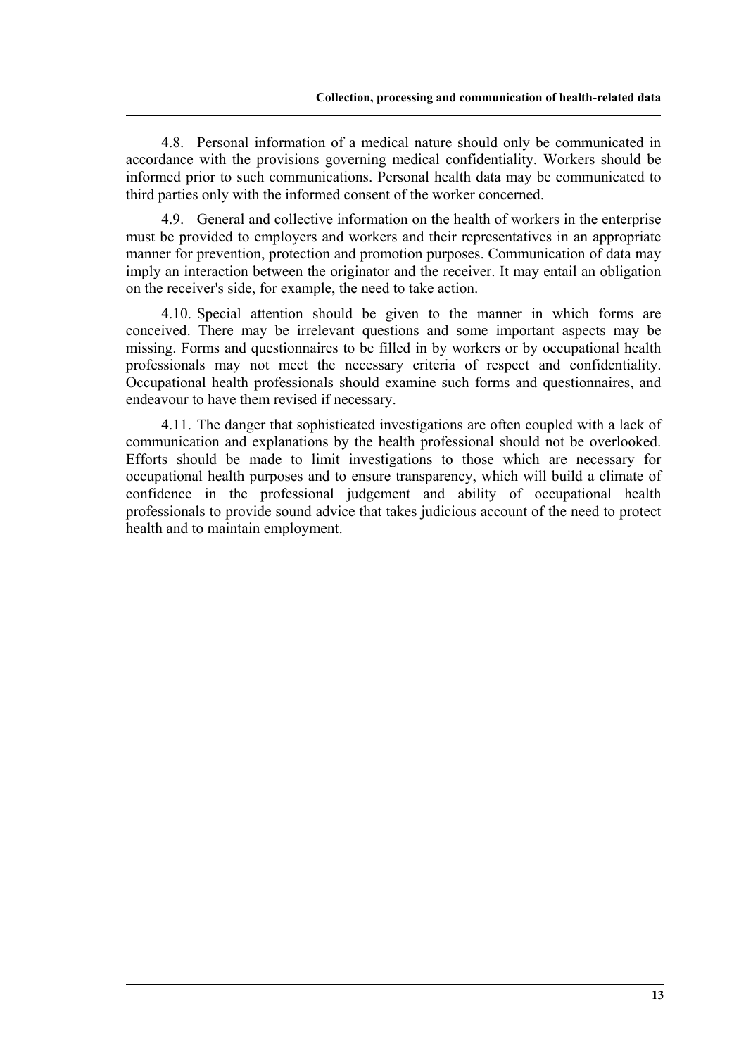4.8. Personal information of a medical nature should only be communicated in accordance with the provisions governing medical confidentiality. Workers should be informed prior to such communications. Personal health data may be communicated to third parties only with the informed consent of the worker concerned.

4.9. General and collective information on the health of workers in the enterprise must be provided to employers and workers and their representatives in an appropriate manner for prevention, protection and promotion purposes. Communication of data may imply an interaction between the originator and the receiver. It may entail an obligation on the receiver's side, for example, the need to take action.

4.10. Special attention should be given to the manner in which forms are conceived. There may be irrelevant questions and some important aspects may be missing. Forms and questionnaires to be filled in by workers or by occupational health professionals may not meet the necessary criteria of respect and confidentiality. Occupational health professionals should examine such forms and questionnaires, and endeavour to have them revised if necessary.

4.11. The danger that sophisticated investigations are often coupled with a lack of communication and explanations by the health professional should not be overlooked. Efforts should be made to limit investigations to those which are necessary for occupational health purposes and to ensure transparency, which will build a climate of confidence in the professional judgement and ability of occupational health professionals to provide sound advice that takes judicious account of the need to protect health and to maintain employment.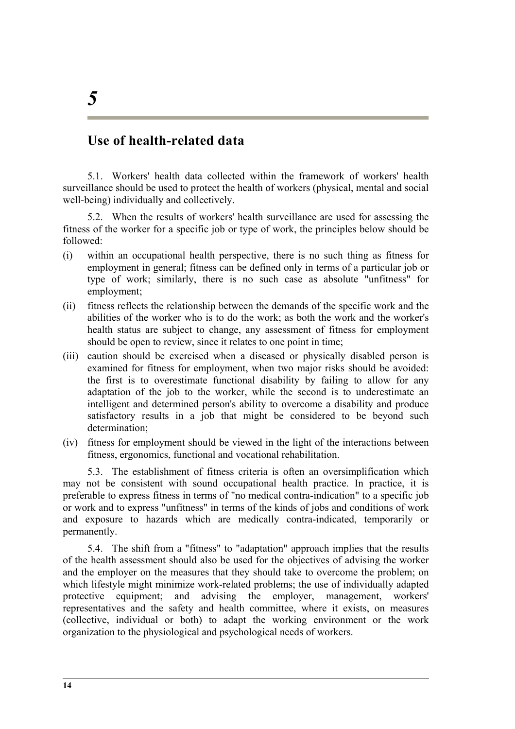# 5

## Use of health-related data

5.1. Workers' health data collected within the framework of workers' health surveillance should be used to protect the health of workers (physical, mental and social well-being) individually and collectively.

5.2. When the results of workers' health surveillance are used for assessing the fitness of the worker for a specific job or type of work, the principles below should be followed:

(i) within an occupational health perspective, there is no such thing as fitness for employment in general; fitness can be defined only in terms of a particular job or type of work; similarly, there is no such case as absolute "unfitness" for employment;

(ii) fitness reflects the relationship between the demands of the specific work and the abilities of the worker who is to do the work; as both the work and the worker's health status are subject to change, any assessment of fitness for employment should be open to review, since it relates to one point in time;

(iii) caution should be exercised when a diseased or physically disabled person is examined for fitness for employment, when two major risks should be avoided: the first is to overestimate functional disability by failing to allow for any adaptation of the job to the worker, while the second is to underestimate an intelligent and determined person's ability to overcome a disability and produce satisfactory results in a job that might be considered to be beyond such determination;

(iv) fitness for employment should be viewed in the light of the interactions between fitness, ergonomics, functional and vocational rehabilitation.

5.3. The establishment of fitness criteria is often an oversimplification which may not be consistent with sound occupational health practice. In practice, it is preferable to express fitness in terms of "no medical contra-indication" to a specific job or work and to express "unfitness" in terms of the kinds of jobs and conditions of work and exposure to hazards which are medically contra-indicated, temporarily or permanently.

5.4. The shift from a "fitness" to "adaptation" approach implies that the results of the health assessment should also be used for the objectives of advising the worker and the employer on the measures that they should take to overcome the problem; on which lifestyle might minimize work-related problems; the use of individually adapted protective equipment; and advising the employer, management, workers' representatives and the safety and health committee, where it exists, on measures (collective, individual or both) to adapt the working environment or the work organization to the physiological and psychological needs of workers.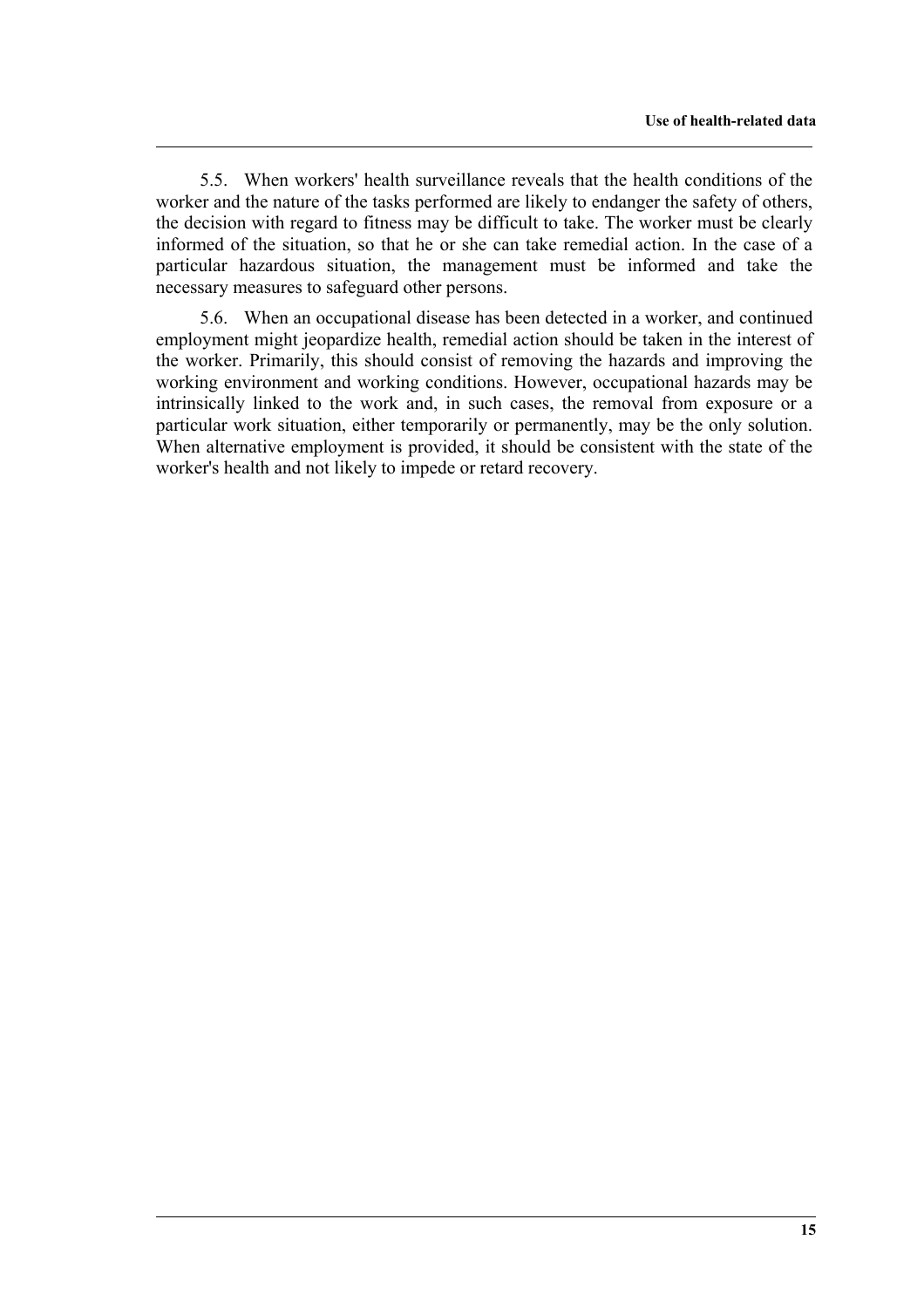5.5. When workers' health surveillance reveals that the health conditions of the worker and the nature of the tasks performed are likely to endanger the safety of others, the decision with regard to fitness may be difficult to take. The worker must be clearly informed of the situation, so that he or she can take remedial action. In the case of a particular hazardous situation, the management must be informed and take the necessary measures to safeguard other persons.

5.6. When an occupational disease has been detected in a worker, and continued employment might jeopardize health, remedial action should be taken in the interest of the worker. Primarily, this should consist of removing the hazards and improving the working environment and working conditions. However, occupational hazards may be intrinsically linked to the work and, in such cases, the removal from exposure or a particular work situation, either temporarily or permanently, may be the only solution. When alternative employment is provided, it should be consistent with the state of the worker's health and not likely to impede or retard recovery.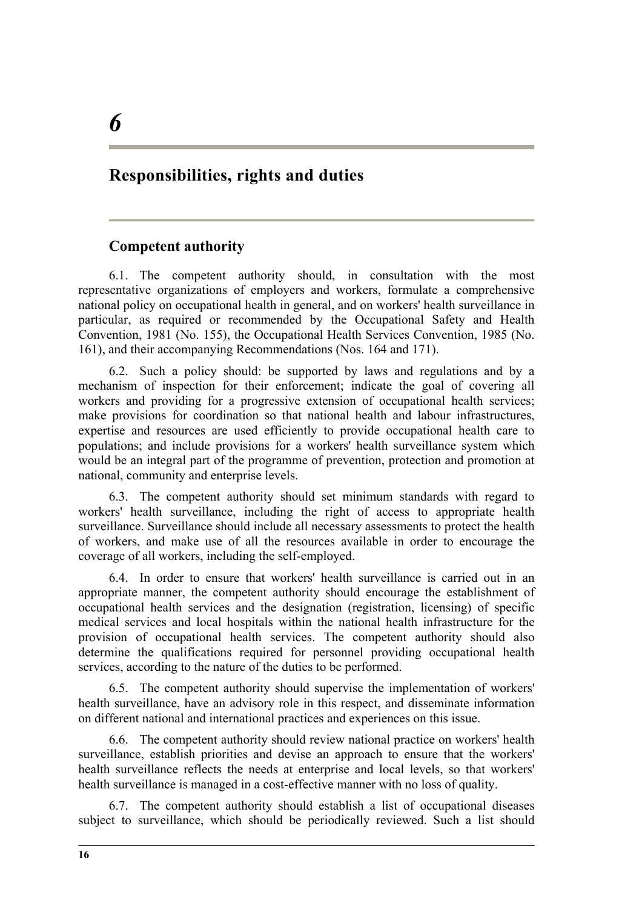# *6*

## Responsibilities, rights and duties

### Competent authority

6.1. The competent authority should, in consultation with the most representative organizations of employers and workers, formulate a comprehensive national policy on occupational health in general, and on workers' health surveillance in particular, as required or recommended by the Occupational Safety and Health Convention, 1981 (No. 155), the Occupational Health Services Convention, 1985 (No. 161), and their accompanying Recommendations (Nos. 164 and 171).

6.2. Such a policy should: be supported by laws and regulations and by a mechanism of inspection for their enforcement; indicate the goal of covering all workers and providing for a progressive extension of occupational health services; make provisions for coordination so that national health and labour infrastructures, expertise and resources are used efficiently to provide occupational health care to populations; and include provisions for a workers' health surveillance system which would be an integral part of the programme of prevention, protection and promotion at national, community and enterprise levels.

6.3. The competent authority should set minimum standards with regard to workers' health surveillance, including the right of access to appropriate health surveillance. Surveillance should include all necessary assessments to protect the health of workers, and make use of all the resources available in order to encourage the coverage of all workers, including the self-employed.

6.4. In order to ensure that workers' health surveillance is carried out in an appropriate manner, the competent authority should encourage the establishment of occupational health services and the designation (registration, licensing) of specific medical services and local hospitals within the national health infrastructure for the provision of occupational health services. The competent authority should also determine the qualifications required for personnel providing occupational health services, according to the nature of the duties to be performed.

6.5. The competent authority should supervise the implementation of workers' health surveillance, have an advisory role in this respect, and disseminate information on different national and international practices and experiences on this issue.

6.6. The competent authority should review national practice on workers' health surveillance, establish priorities and devise an approach to ensure that the workers' health surveillance reflects the needs at enterprise and local levels, so that workers' health surveillance is managed in a cost-effective manner with no loss of quality.

6.7. The competent authority should establish a list of occupational diseases subject to surveillance, which should be periodically reviewed. Such a list should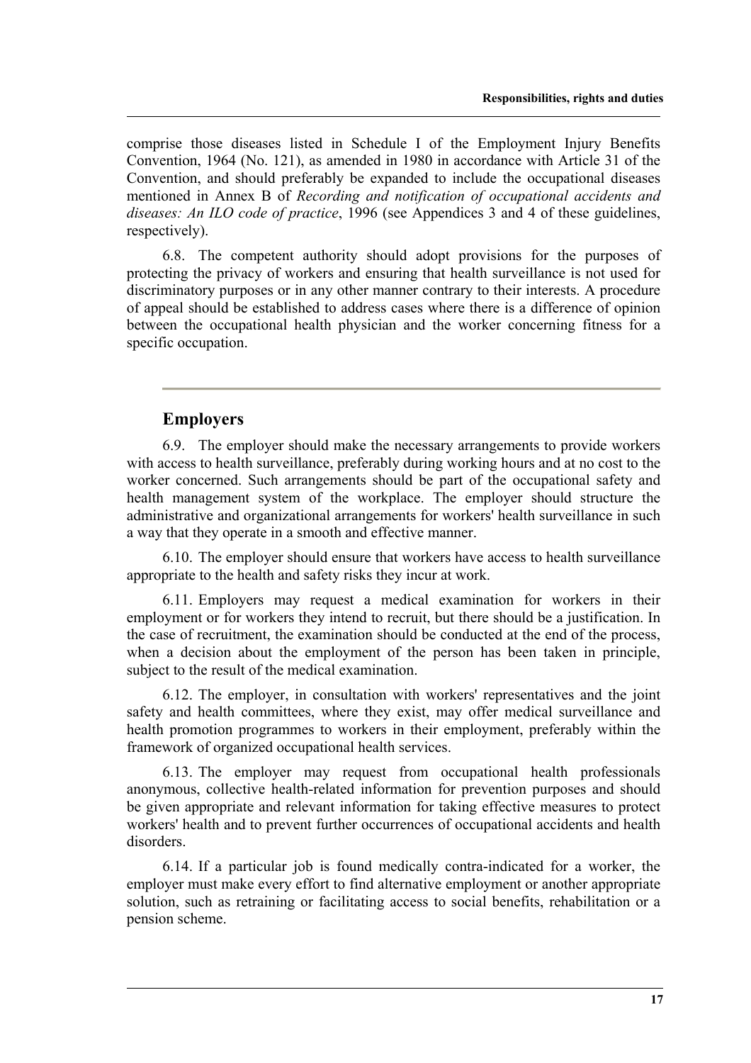comprise those diseases listed in Schedule I of the Employment Injury Benefits Convention, 1964 (No. 121), as amended in 1980 in accordance with Article 31 of the Convention, and should preferably be expanded to include the occupational diseases mentioned in Annex B of *Recording and notification of occupational accidents and diseases: An ILO code of practice*, 1996 (see Appendices 3 and 4 of these guidelines, respectively).

6.8. The competent authority should adopt provisions for the purposes of protecting the privacy of workers and ensuring that health surveillance is not used for discriminatory purposes or in any other manner contrary to their interests. A procedure of appeal should be established to address cases where there is a difference of opinion between the occupational health physician and the worker concerning fitness for a specific occupation.

## Employers

6.9. The employer should make the necessary arrangements to provide workers with access to health surveillance, preferably during working hours and at no cost to the worker concerned. Such arrangements should be part of the occupational safety and health management system of the workplace. The employer should structure the administrative and organizational arrangements for workers' health surveillance in such a way that they operate in a smooth and effective manner.

6.10. The employer should ensure that workers have access to health surveillance appropriate to the health and safety risks they incur at work.

6.11. Employers may request a medical examination for workers in their employment or for workers they intend to recruit, but there should be a justification. In the case of recruitment, the examination should be conducted at the end of the process, when a decision about the employment of the person has been taken in principle, subject to the result of the medical examination.

6.12. The employer, in consultation with workers' representatives and the joint safety and health committees, where they exist, may offer medical surveillance and health promotion programmes to workers in their employment, preferably within the framework of organized occupational health services.

6.13. The employer may request from occupational health professionals anonymous, collective health-related information for prevention purposes and should be given appropriate and relevant information for taking effective measures to protect workers' health and to prevent further occurrences of occupational accidents and health disorders.

6.14. If a particular job is found medically contra-indicated for a worker, the employer must make every effort to find alternative employment or another appropriate solution, such as retraining or facilitating access to social benefits, rehabilitation or a pension scheme.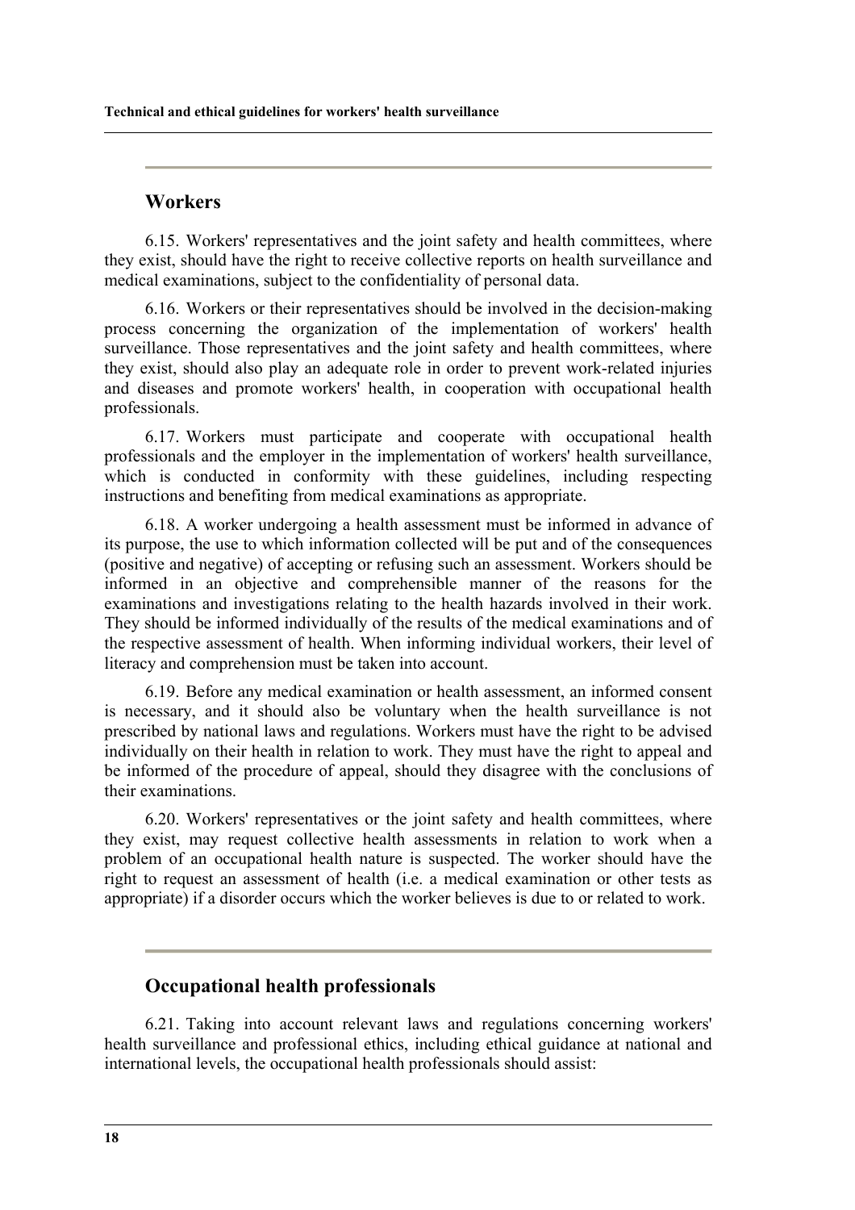## Workers

6.15. Workers' representatives and the joint safety and health committees, where they exist, should have the right to receive collective reports on health surveillance and medical examinations, subject to the confidentiality of personal data.

6.16. Workers or their representatives should be involved in the decision-making process concerning the organization of the implementation of workers' health surveillance. Those representatives and the joint safety and health committees, where they exist, should also play an adequate role in order to prevent work-related injuries and diseases and promote workers' health, in cooperation with occupational health professionals.

6.17. Workers must participate and cooperate with occupational health professionals and the employer in the implementation of workers' health surveillance, which is conducted in conformity with these guidelines, including respecting instructions and benefiting from medical examinations as appropriate.

6.18. A worker undergoing a health assessment must be informed in advance of its purpose, the use to which information collected will be put and of the consequences (positive and negative) of accepting or refusing such an assessment. Workers should be informed in an objective and comprehensible manner of the reasons for the examinations and investigations relating to the health hazards involved in their work. They should be informed individually of the results of the medical examinations and of the respective assessment of health. When informing individual workers, their level of literacy and comprehension must be taken into account.

6.19. Before any medical examination or health assessment, an informed consent is necessary, and it should also be voluntary when the health surveillance is not prescribed by national laws and regulations. Workers must have the right to be advised individually on their health in relation to work. They must have the right to appeal and be informed of the procedure of appeal, should they disagree with the conclusions of their examinations.

6.20. Workers' representatives or the joint safety and health committees, where they exist, may request collective health assessments in relation to work when a problem of an occupational health nature is suspected. The worker should have the right to request an assessment of health (i.e. a medical examination or other tests as appropriate) if a disorder occurs which the worker believes is due to or related to work.

## Occupational health professionals

6.21. Taking into account relevant laws and regulations concerning workers' health surveillance and professional ethics, including ethical guidance at national and international levels, the occupational health professionals should assist: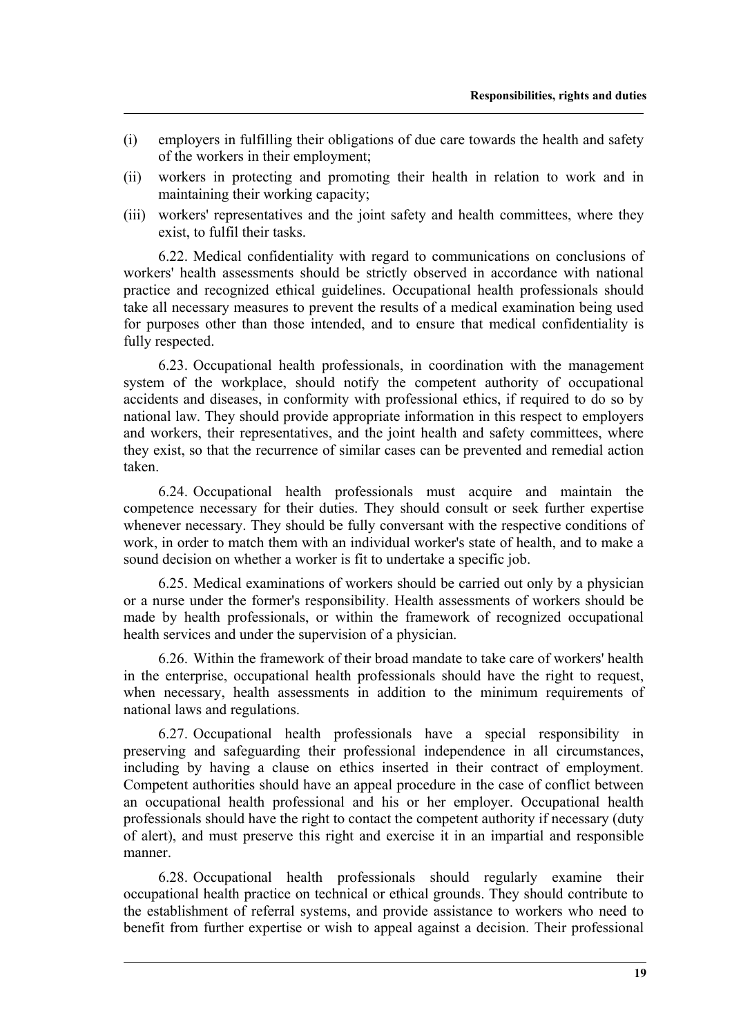(i) employers in fulfilling their obligations of due care towards the health and safety of the workers in their employment;

(ii) workers in protecting and promoting their health in relation to work and in maintaining their working capacity;

(iii) workers' representatives and the joint safety and health committees, where they exist, to fulfil their tasks.

6.22. Medical confidentiality with regard to communications on conclusions of workers' health assessments should be strictly observed in accordance with national practice and recognized ethical guidelines. Occupational health professionals should take all necessary measures to prevent the results of a medical examination being used for purposes other than those intended, and to ensure that medical confidentiality is fully respected.

6.23. Occupational health professionals, in coordination with the management system of the workplace, should notify the competent authority of occupational accidents and diseases, in conformity with professional ethics, if required to do so by national law. They should provide appropriate information in this respect to employers and workers, their representatives, and the joint health and safety committees, where they exist, so that the recurrence of similar cases can be prevented and remedial action taken.

6.24. Occupational health professionals must acquire and maintain the competence necessary for their duties. They should consult or seek further expertise whenever necessary. They should be fully conversant with the respective conditions of work, in order to match them with an individual worker's state of health, and to make a sound decision on whether a worker is fit to undertake a specific job.

6.25. Medical examinations of workers should be carried out only by a physician or a nurse under the former's responsibility. Health assessments of workers should be made by health professionals, or within the framework of recognized occupational health services and under the supervision of a physician.

6.26. Within the framework of their broad mandate to take care of workers' health in the enterprise, occupational health professionals should have the right to request, when necessary, health assessments in addition to the minimum requirements of national laws and regulations.

6.27. Occupational health professionals have a special responsibility in preserving and safeguarding their professional independence in all circumstances, including by having a clause on ethics inserted in their contract of employment. Competent authorities should have an appeal procedure in the case of conflict between an occupational health professional and his or her employer. Occupational health professionals should have the right to contact the competent authority if necessary (duty of alert), and must preserve this right and exercise it in an impartial and responsible manner.

6.28. Occupational health professionals should regularly examine their occupational health practice on technical or ethical grounds. They should contribute to the establishment of referral systems, and provide assistance to workers who need to benefit from further expertise or wish to appeal against a decision. Their professional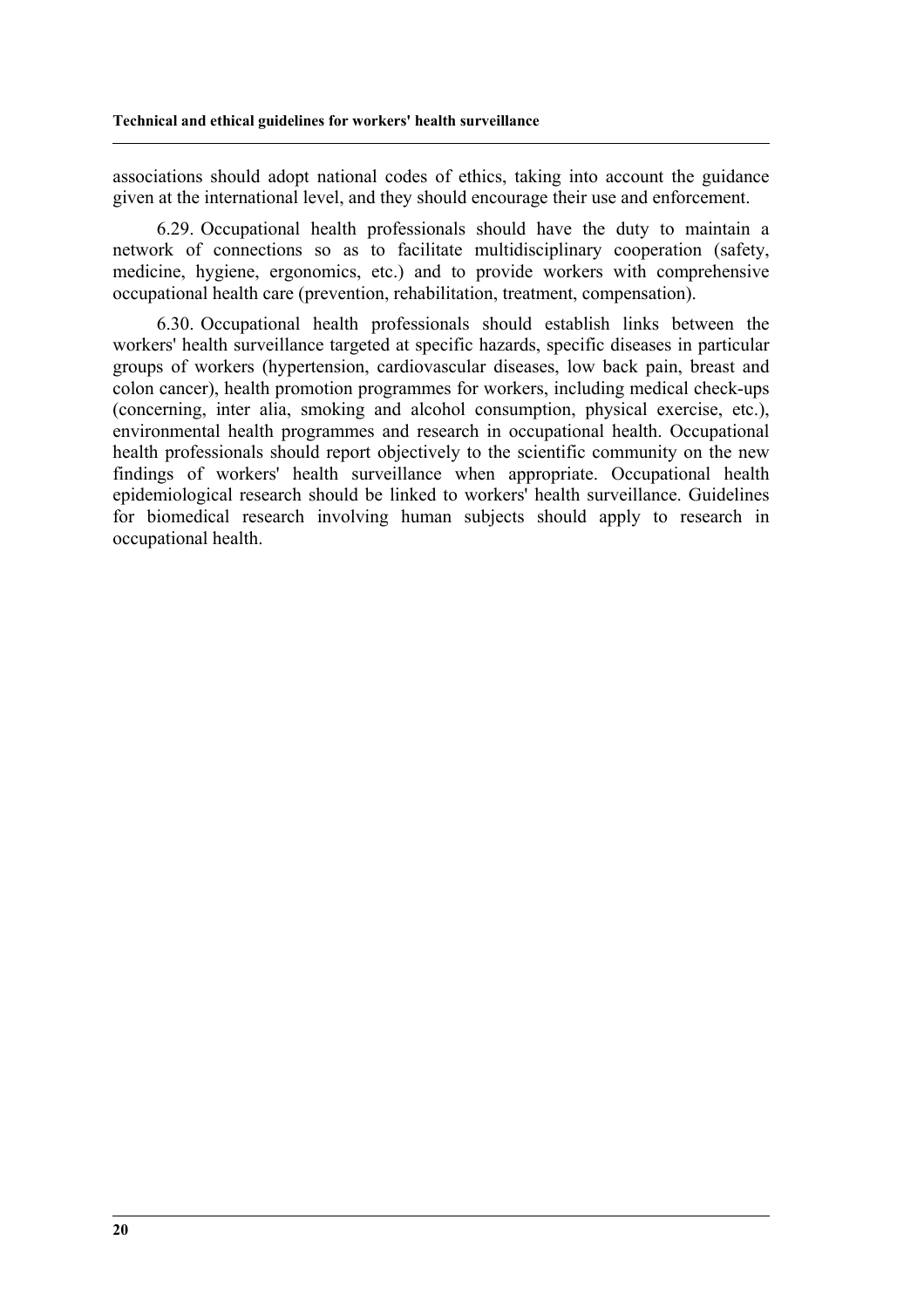associations should adopt national codes of ethics, taking into account the guidance given at the international level, and they should encourage their use and enforcement.

6.29. Occupational health professionals should have the duty to maintain a network of connections so as to facilitate multidisciplinary cooperation (safety, medicine, hygiene, ergonomics, etc.) and to provide workers with comprehensive occupational health care (prevention, rehabilitation, treatment, compensation).

6.30. Occupational health professionals should establish links between the workers' health surveillance targeted at specific hazards, specific diseases in particular groups of workers (hypertension, cardiovascular diseases, low back pain, breast and colon cancer), health promotion programmes for workers, including medical check-ups (concerning, inter alia, smoking and alcohol consumption, physical exercise, etc.), environmental health programmes and research in occupational health. Occupational health professionals should report objectively to the scientific community on the new findings of workers' health surveillance when appropriate. Occupational health epidemiological research should be linked to workers' health surveillance. Guidelines for biomedical research involving human subjects should apply to research in occupational health.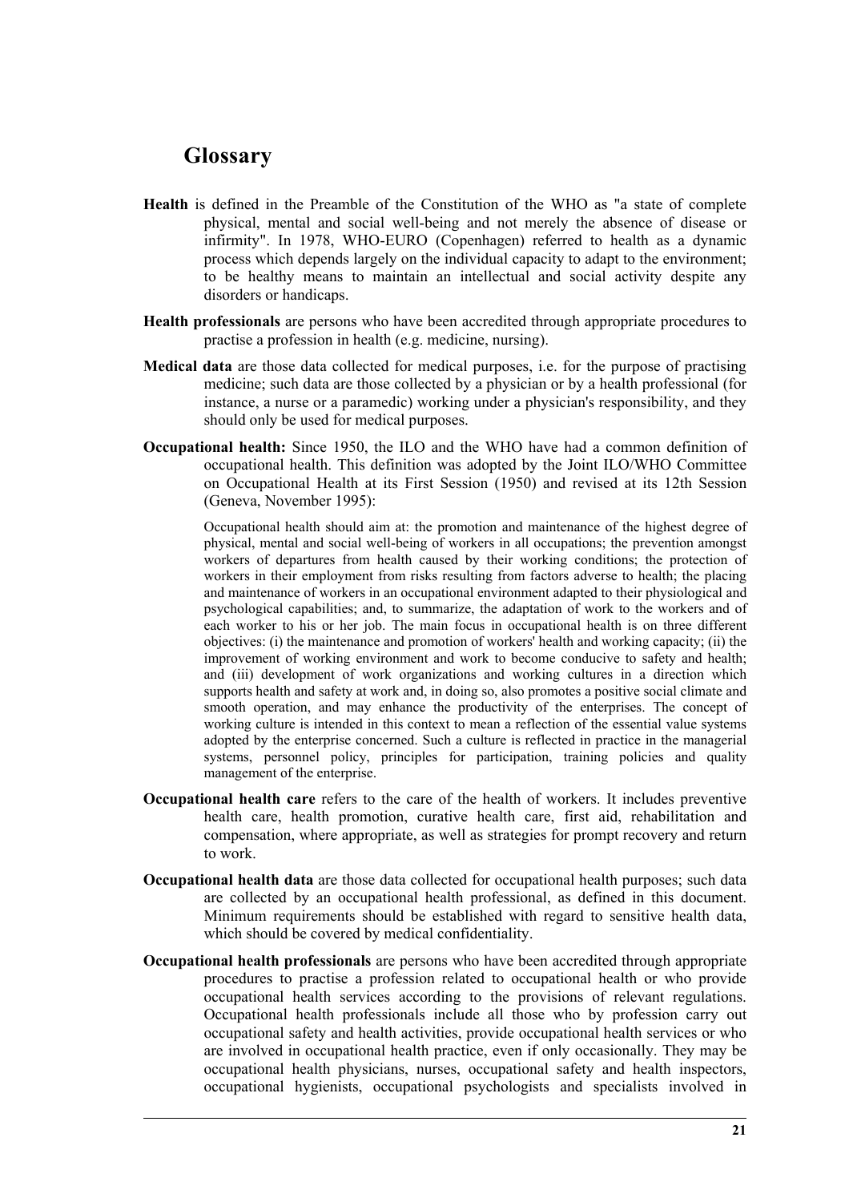# Glossary

**Health** is defined in the Preamble of the Constitution of the WHO as "a state of complete physical, mental and social well-being and not merely the absence of disease or infirmity". In 1978, WHO-EURO (Copenhagen) referred to health as a dynamic process which depends largely on the individual capacity to adapt to the environment; to be healthy means to maintain an intellectual and social activity despite any disorders or handicaps.

**Health professionals** are persons who have been accredited through appropriate procedures to practise a profession in health (e.g. medicine, nursing).

**Medical data** are those data collected for medical purposes, i.e. for the purpose of practising medicine; such data are those collected by a physician or by a health professional (for instance, a nurse or a paramedic) working under a physician's responsibility, and they should only be used for medical purposes.

**Occupational health:** Since 1950, the ILO and the WHO have had a common definition of occupational health. This definition was adopted by the Joint ILO/WHO Committee on Occupational Health at its First Session (1950) and revised at its 12th Session (Geneva, November 1995):

> Occupational health should aim at: the promotion and maintenance of the highest degree of physical, mental and social well-being of workers in all occupations; the prevention amongst workers of departures from health caused by their working conditions; the protection of workers in their employment from risks resulting from factors adverse to health; the placing and maintenance of workers in an occupational environment adapted to their physiological and psychological capabilities; and, to summarize, the adaptation of work to the workers and of each worker to his or her job. The main focus in occupational health is on three different objectives: (i) the maintenance and promotion of workers' health and working capacity; (ii) the improvement of working environment and work to become conducive to safety and health; and (iii) development of work organizations and working cultures in a direction which supports health and safety at work and, in doing so, also promotes a positive social climate and smooth operation, and may enhance the productivity of the enterprises. The concept of working culture is intended in this context to mean a reflection of the essential value systems adopted by the enterprise concerned. Such a culture is reflected in practice in the managerial systems, personnel policy, principles for participation, training policies and quality management of the enterprise.

**Occupational health care** refers to the care of the health of workers. It includes preventive health care, health promotion, curative health care, first aid, rehabilitation and compensation, where appropriate, as well as strategies for prompt recovery and return to work.

**Occupational health data** are those data collected for occupational health purposes; such data are collected by an occupational health professional, as defined in this document. Minimum requirements should be established with regard to sensitive health data, which should be covered by medical confidentiality.

**Occupational health professionals** are persons who have been accredited through appropriate procedures to practise a profession related to occupational health or who provide occupational health services according to the provisions of relevant regulations. Occupational health professionals include all those who by profession carry out occupational safety and health activities, provide occupational health services or who are involved in occupational health practice, even if only occasionally. They may be occupational health physicians, nurses, occupational safety and health inspectors, occupational hygienists, occupational psychologists and specialists involved in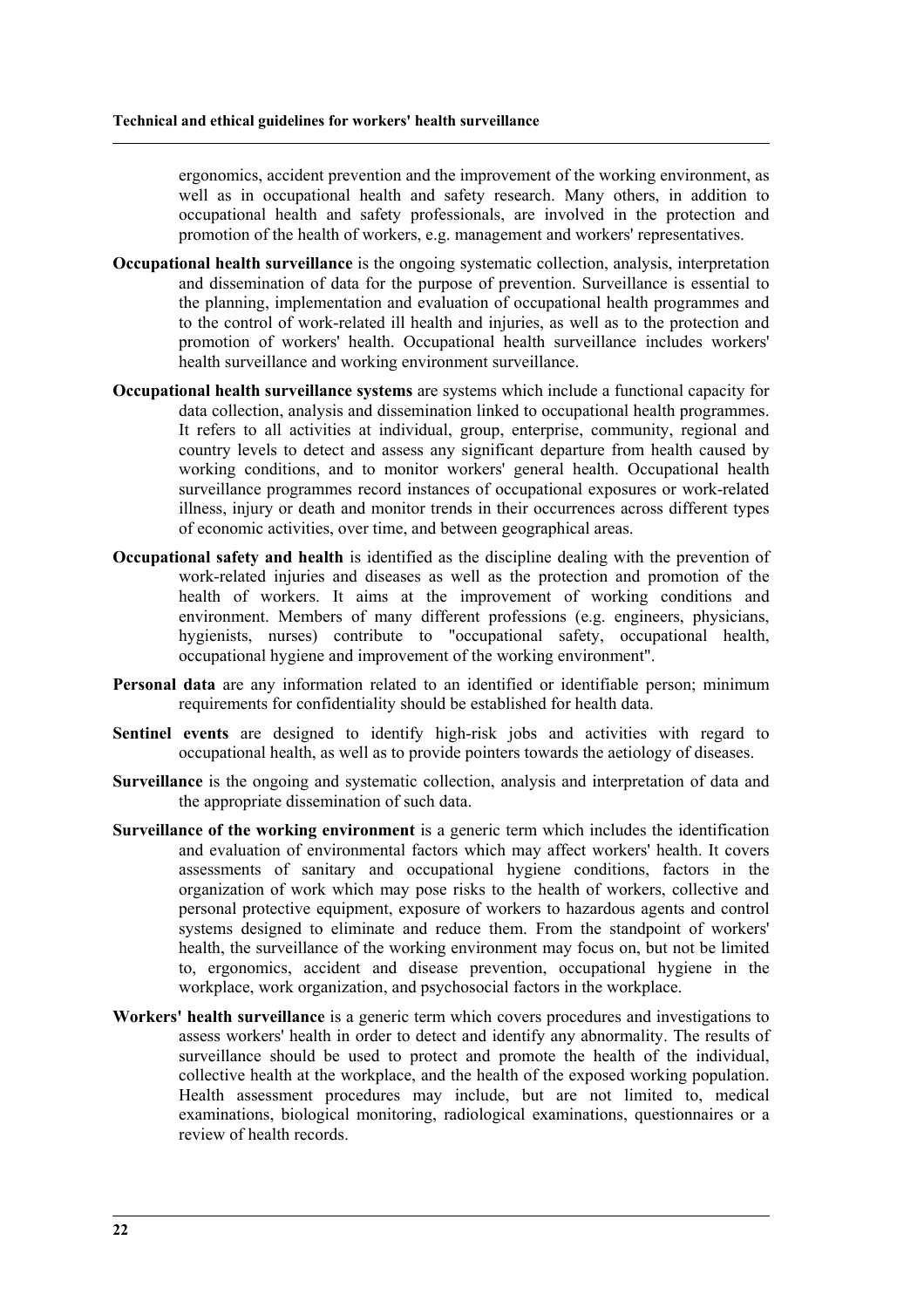ergonomics, accident prevention and the improvement of the working environment, as well as in occupational health and safety research. Many others, in addition to occupational health and safety professionals, are involved in the protection and promotion of the health of workers, e.g. management and workers' representatives.

**Occupational health surveillance** is the ongoing systematic collection, analysis, interpretation and dissemination of data for the purpose of prevention. Surveillance is essential to the planning, implementation and evaluation of occupational health programmes and to the control of work-related ill health and injuries, as well as to the protection and promotion of workers' health. Occupational health surveillance includes workers' health surveillance and working environment surveillance.

**Occupational health surveillance systems** are systems which include a functional capacity for data collection, analysis and dissemination linked to occupational health programmes. It refers to all activities at individual, group, enterprise, community, regional and country levels to detect and assess any significant departure from health caused by working conditions, and to monitor workers' general health. Occupational health surveillance programmes record instances of occupational exposures or work-related illness, injury or death and monitor trends in their occurrences across different types of economic activities, over time, and between geographical areas.

**Occupational safety and health** is identified as the discipline dealing with the prevention of work-related injuries and diseases as well as the protection and promotion of the health of workers. It aims at the improvement of working conditions and environment. Members of many different professions (e.g. engineers, physicians, hygienists, nurses) contribute to "occupational safety, occupational health, occupational hygiene and improvement of the working environment".

**Personal data** are any information related to an identified or identifiable person; minimum requirements for confidentiality should be established for health data.

**Sentinel events** are designed to identify high-risk jobs and activities with regard to occupational health, as well as to provide pointers towards the aetiology of diseases.

**Surveillance** is the ongoing and systematic collection, analysis and interpretation of data and the appropriate dissemination of such data.

**Surveillance of the working environment** is a generic term which includes the identification and evaluation of environmental factors which may affect workers' health. It covers assessments of sanitary and occupational hygiene conditions, factors in the organization of work which may pose risks to the health of workers, collective and personal protective equipment, exposure of workers to hazardous agents and control systems designed to eliminate and reduce them. From the standpoint of workers' health, the surveillance of the working environment may focus on, but not be limited to, ergonomics, accident and disease prevention, occupational hygiene in the workplace, work organization, and psychosocial factors in the workplace.

**Workers' health surveillance** is a generic term which covers procedures and investigations to assess workers' health in order to detect and identify any abnormality. The results of surveillance should be used to protect and promote the health of the individual, collective health at the workplace, and the health of the exposed working population. Health assessment procedures may include, but are not limited to, medical examinations, biological monitoring, radiological examinations, questionnaires or a review of health records.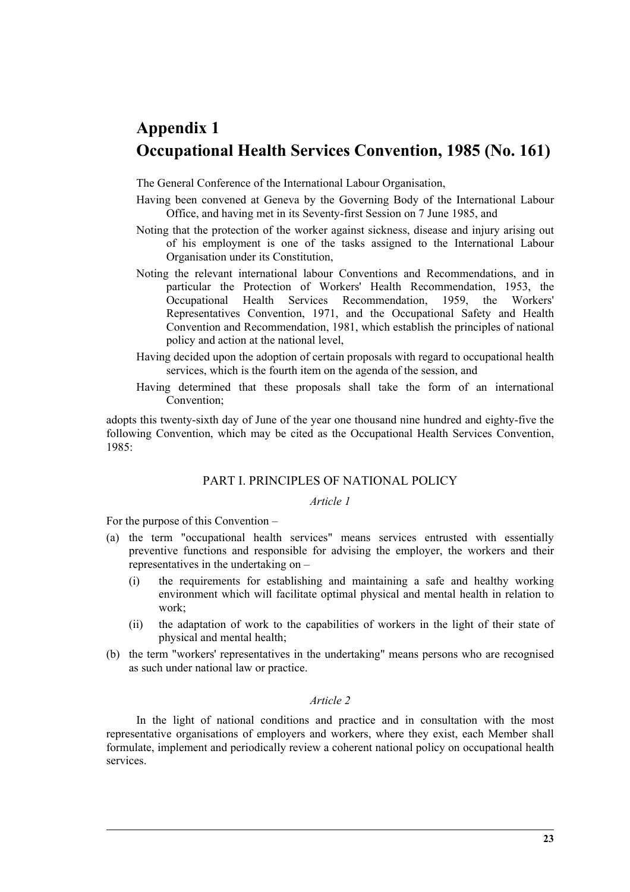# Appendix 1
# Occupational Health Services Convention, 1985 (No. 161)

The General Conference of the International Labour Organisation,

Having been convened at Geneva by the Governing Body of the International Labour Office, and having met in its Seventy-first Session on 7 June 1985, and

Noting that the protection of the worker against sickness, disease and injury arising out of his employment is one of the tasks assigned to the International Labour Organisation under its Constitution,

Noting the relevant international labour Conventions and Recommendations, and in particular the Protection of Workers' Health Recommendation, 1953, the Occupational Health Services Recommendation, 1959, the Workers' Representatives Convention, 1971, and the Occupational Safety and Health Convention and Recommendation, 1981, which establish the principles of national policy and action at the national level,

Having decided upon the adoption of certain proposals with regard to occupational health services, which is the fourth item on the agenda of the session, and

Having determined that these proposals shall take the form of an international Convention;

adopts this twenty-sixth day of June of the year one thousand nine hundred and eighty-five the following Convention, which may be cited as the Occupational Health Services Convention, 1985:

## PART I. PRINCIPLES OF NATIONAL POLICY

*Article 1*

For the purpose of this Convention –

(a) the term "occupational health services" means services entrusted with essentially preventive functions and responsible for advising the employer, the workers and their representatives in the undertaking on –

   (i) the requirements for establishing and maintaining a safe and healthy working environment which will facilitate optimal physical and mental health in relation to work;

   (ii) the adaptation of work to the capabilities of workers in the light of their state of physical and mental health;

(b) the term "workers' representatives in the undertaking" means persons who are recognised as such under national law or practice.

*Article 2*

In the light of national conditions and practice and in consultation with the most representative organisations of employers and workers, where they exist, each Member shall formulate, implement and periodically review a coherent national policy on occupational health services.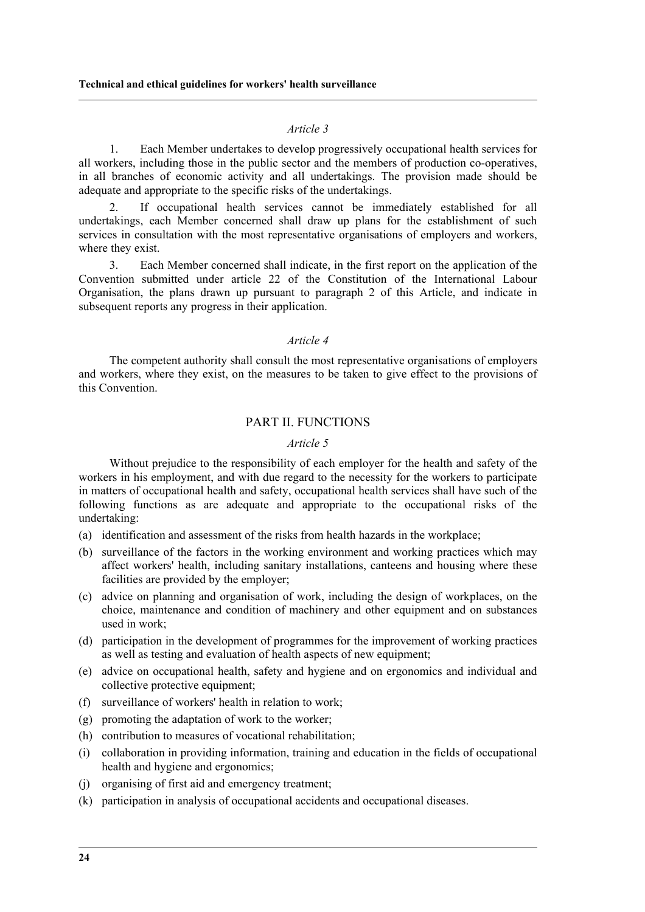*Article 3*

1. Each Member undertakes to develop progressively occupational health services for all workers, including those in the public sector and the members of production co-operatives, in all branches of economic activity and all undertakings. The provision made should be adequate and appropriate to the specific risks of the undertakings.

2. If occupational health services cannot be immediately established for all undertakings, each Member concerned shall draw up plans for the establishment of such services in consultation with the most representative organisations of employers and workers, where they exist.

3. Each Member concerned shall indicate, in the first report on the application of the Convention submitted under article 22 of the Constitution of the International Labour Organisation, the plans drawn up pursuant to paragraph 2 of this Article, and indicate in subsequent reports any progress in their application.

*Article 4*

The competent authority shall consult the most representative organisations of employers and workers, where they exist, on the measures to be taken to give effect to the provisions of this Convention.

## PART II. FUNCTIONS

*Article 5*

Without prejudice to the responsibility of each employer for the health and safety of the workers in his employment, and with due regard to the necessity for the workers to participate in matters of occupational health and safety, occupational health services shall have such of the following functions as are adequate and appropriate to the occupational risks of the undertaking:

(a) identification and assessment of the risks from health hazards in the workplace;

(b) surveillance of the factors in the working environment and working practices which may affect workers' health, including sanitary installations, canteens and housing where these facilities are provided by the employer;

(c) advice on planning and organisation of work, including the design of workplaces, on the choice, maintenance and condition of machinery and other equipment and on substances used in work;

(d) participation in the development of programmes for the improvement of working practices as well as testing and evaluation of health aspects of new equipment;

(e) advice on occupational health, safety and hygiene and on ergonomics and individual and collective protective equipment;

(f) surveillance of workers' health in relation to work;

(g) promoting the adaptation of work to the worker;

(h) contribution to measures of vocational rehabilitation;

(i) collaboration in providing information, training and education in the fields of occupational health and hygiene and ergonomics;

(j) organising of first aid and emergency treatment;

(k) participation in analysis of occupational accidents and occupational diseases.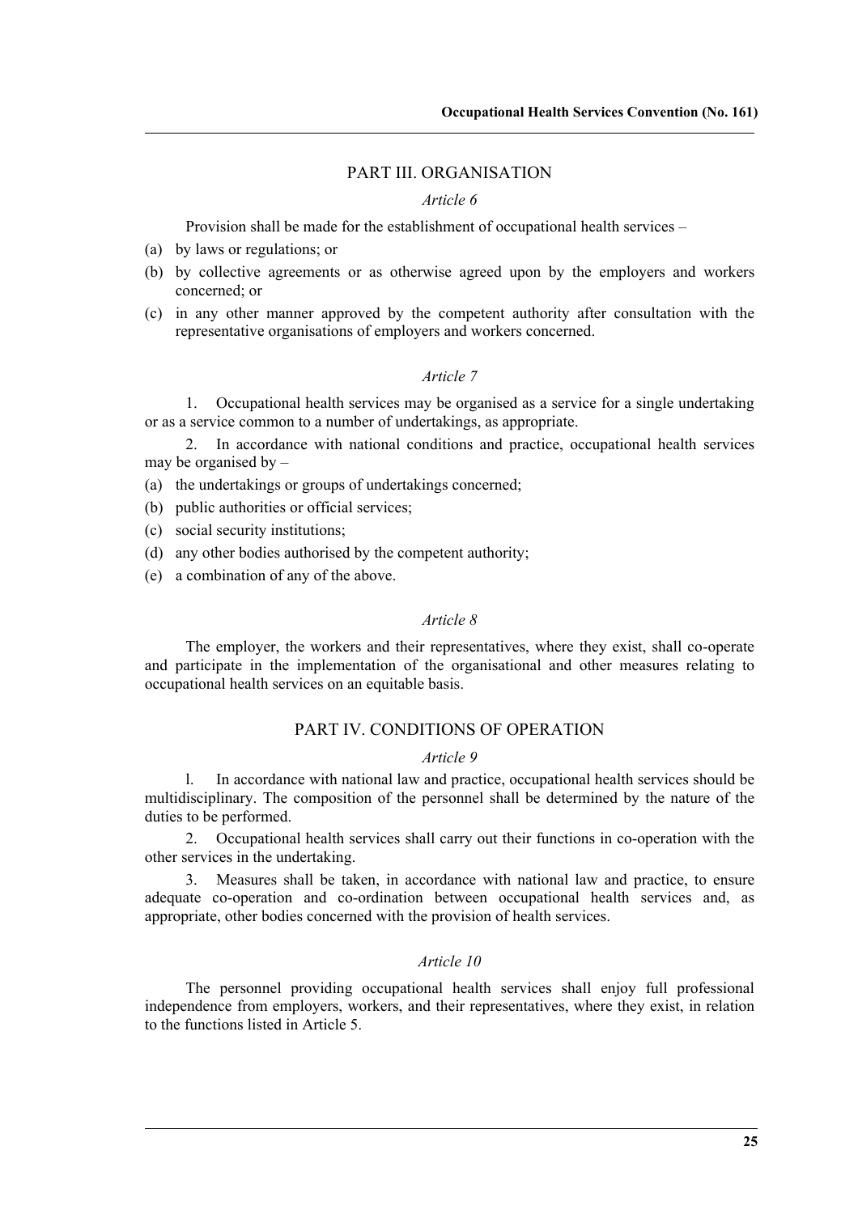## PART III. ORGANISATION

*Article 6*

Provision shall be made for the establishment of occupational health services –

(a) by laws or regulations; or

(b) by collective agreements or as otherwise agreed upon by the employers and workers concerned; or

(c) in any other manner approved by the competent authority after consultation with the representative organisations of employers and workers concerned.

*Article 7*

1. Occupational health services may be organised as a service for a single undertaking or as a service common to a number of undertakings, as appropriate.

2. In accordance with national conditions and practice, occupational health services may be organised by –

(a) the undertakings or groups of undertakings concerned;

(b) public authorities or official services;

(c) social security institutions;

(d) any other bodies authorised by the competent authority;

(e) a combination of any of the above.

*Article 8*

The employer, the workers and their representatives, where they exist, shall co-operate and participate in the implementation of the organisational and other measures relating to occupational health services on an equitable basis.

## PART IV. CONDITIONS OF OPERATION

*Article 9*

l. In accordance with national law and practice, occupational health services should be multidisciplinary. The composition of the personnel shall be determined by the nature of the duties to be performed.

2. Occupational health services shall carry out their functions in co-operation with the other services in the undertaking.

3. Measures shall be taken, in accordance with national law and practice, to ensure adequate co-operation and co-ordination between occupational health services and, as appropriate, other bodies concerned with the provision of health services.

*Article 10*

The personnel providing occupational health services shall enjoy full professional independence from employers, workers, and their representatives, where they exist, in relation to the functions listed in Article 5.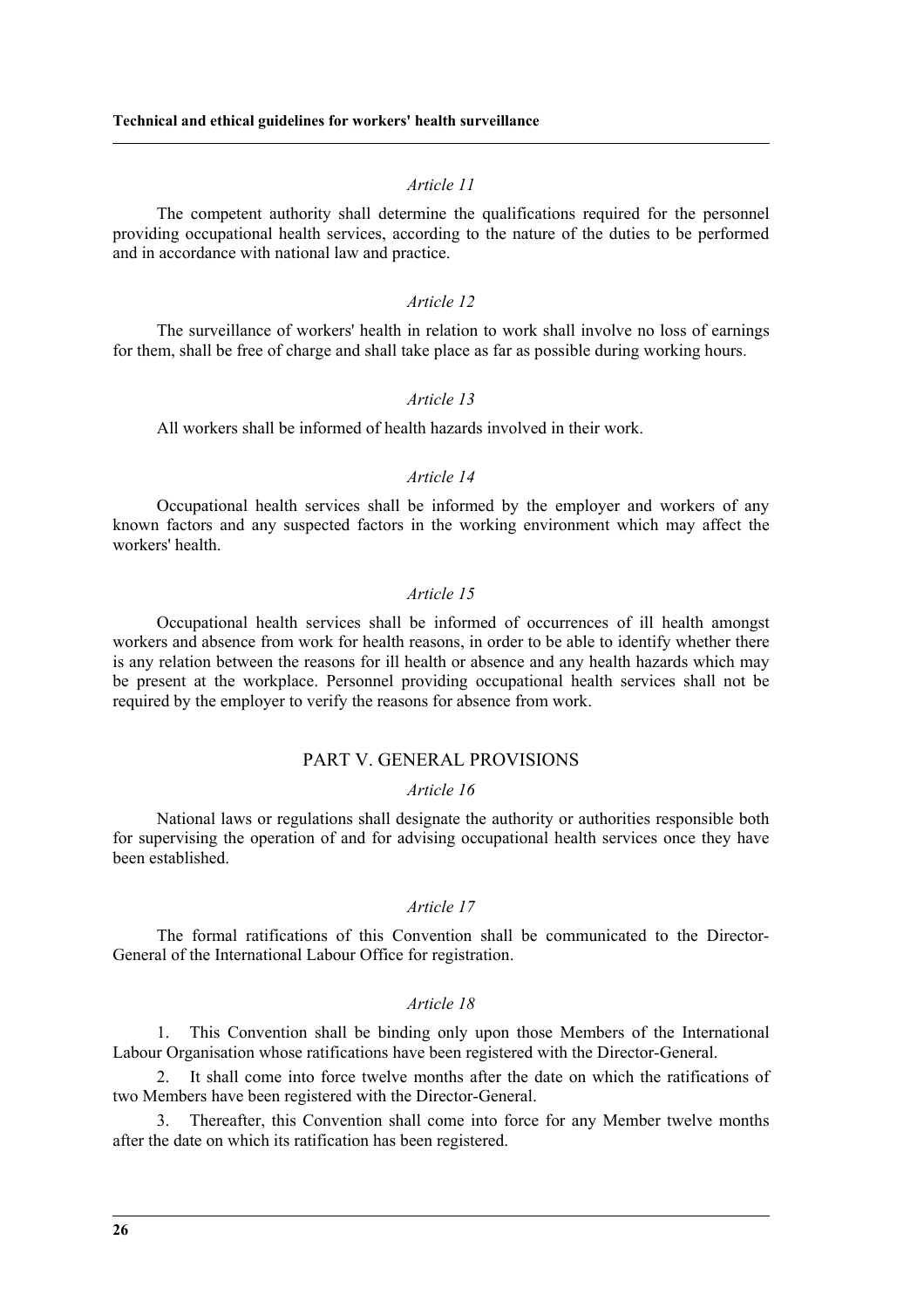*Article 11*

The competent authority shall determine the qualifications required for the personnel providing occupational health services, according to the nature of the duties to be performed and in accordance with national law and practice.

*Article 12*

The surveillance of workers' health in relation to work shall involve no loss of earnings for them, shall be free of charge and shall take place as far as possible during working hours.

*Article 13*

All workers shall be informed of health hazards involved in their work.

*Article 14*

Occupational health services shall be informed by the employer and workers of any known factors and any suspected factors in the working environment which may affect the workers' health.

*Article 15*

Occupational health services shall be informed of occurrences of ill health amongst workers and absence from work for health reasons, in order to be able to identify whether there is any relation between the reasons for ill health or absence and any health hazards which may be present at the workplace. Personnel providing occupational health services shall not be required by the employer to verify the reasons for absence from work.

## PART V. GENERAL PROVISIONS

*Article 16*

National laws or regulations shall designate the authority or authorities responsible both for supervising the operation of and for advising occupational health services once they have been established.

*Article 17*

The formal ratifications of this Convention shall be communicated to the Director-General of the International Labour Office for registration.

*Article 18*

1. This Convention shall be binding only upon those Members of the International Labour Organisation whose ratifications have been registered with the Director-General.

2. It shall come into force twelve months after the date on which the ratifications of two Members have been registered with the Director-General.

3. Thereafter, this Convention shall come into force for any Member twelve months after the date on which its ratification has been registered.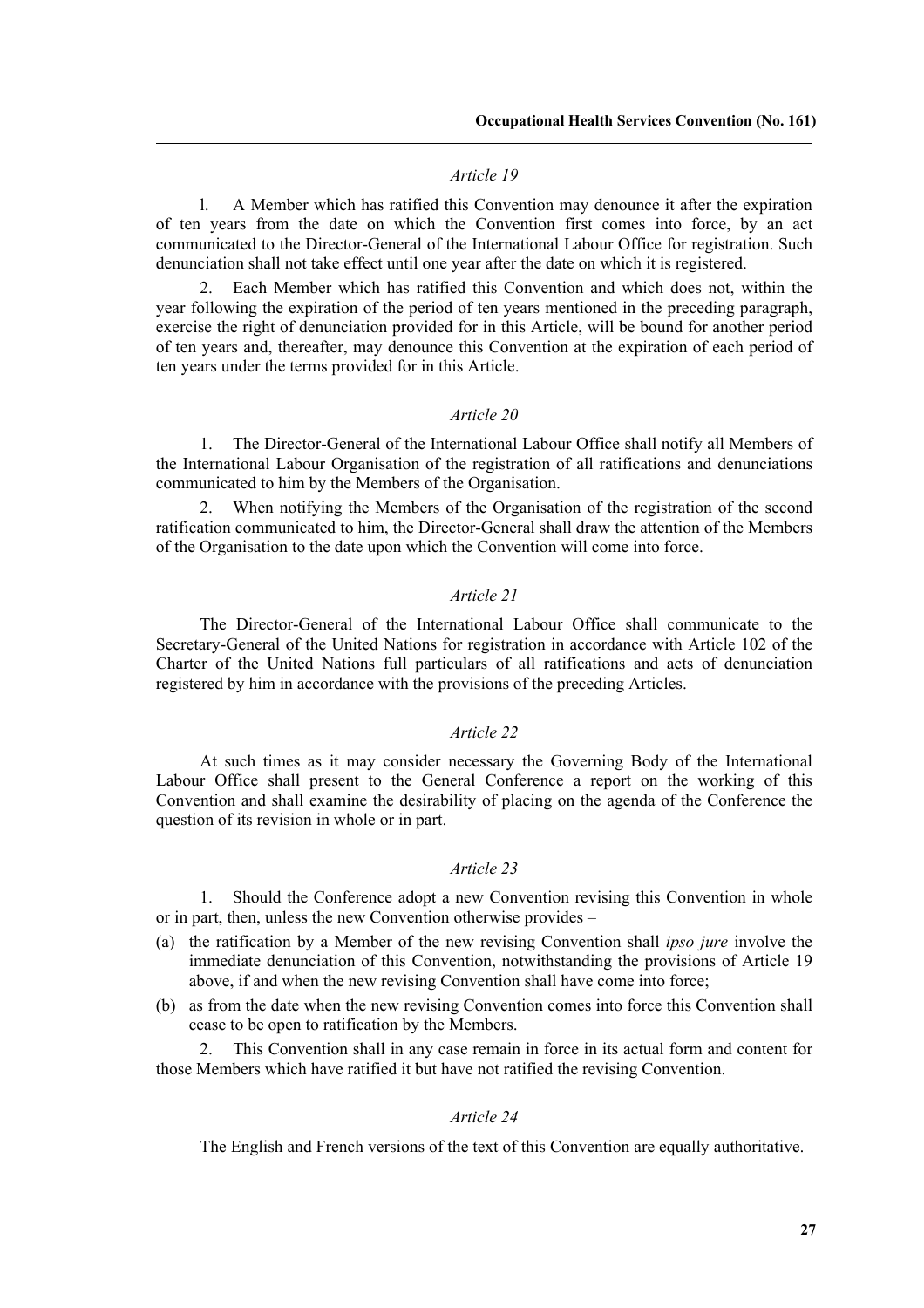*Article 19*

l. A Member which has ratified this Convention may denounce it after the expiration of ten years from the date on which the Convention first comes into force, by an act communicated to the Director-General of the International Labour Office for registration. Such denunciation shall not take effect until one year after the date on which it is registered.

2. Each Member which has ratified this Convention and which does not, within the year following the expiration of the period of ten years mentioned in the preceding paragraph, exercise the right of denunciation provided for in this Article, will be bound for another period of ten years and, thereafter, may denounce this Convention at the expiration of each period of ten years under the terms provided for in this Article.

*Article 20*

1. The Director-General of the International Labour Office shall notify all Members of the International Labour Organisation of the registration of all ratifications and denunciations communicated to him by the Members of the Organisation.

2. When notifying the Members of the Organisation of the registration of the second ratification communicated to him, the Director-General shall draw the attention of the Members of the Organisation to the date upon which the Convention will come into force.

*Article 21*

The Director-General of the International Labour Office shall communicate to the Secretary-General of the United Nations for registration in accordance with Article 102 of the Charter of the United Nations full particulars of all ratifications and acts of denunciation registered by him in accordance with the provisions of the preceding Articles.

*Article 22*

At such times as it may consider necessary the Governing Body of the International Labour Office shall present to the General Conference a report on the working of this Convention and shall examine the desirability of placing on the agenda of the Conference the question of its revision in whole or in part.

*Article 23*

1. Should the Conference adopt a new Convention revising this Convention in whole or in part, then, unless the new Convention otherwise provides –

(a) the ratification by a Member of the new revising Convention shall *ipso jure* involve the immediate denunciation of this Convention, notwithstanding the provisions of Article 19 above, if and when the new revising Convention shall have come into force;

(b) as from the date when the new revising Convention comes into force this Convention shall cease to be open to ratification by the Members.

2. This Convention shall in any case remain in force in its actual form and content for those Members which have ratified it but have not ratified the revising Convention.

*Article 24*

The English and French versions of the text of this Convention are equally authoritative.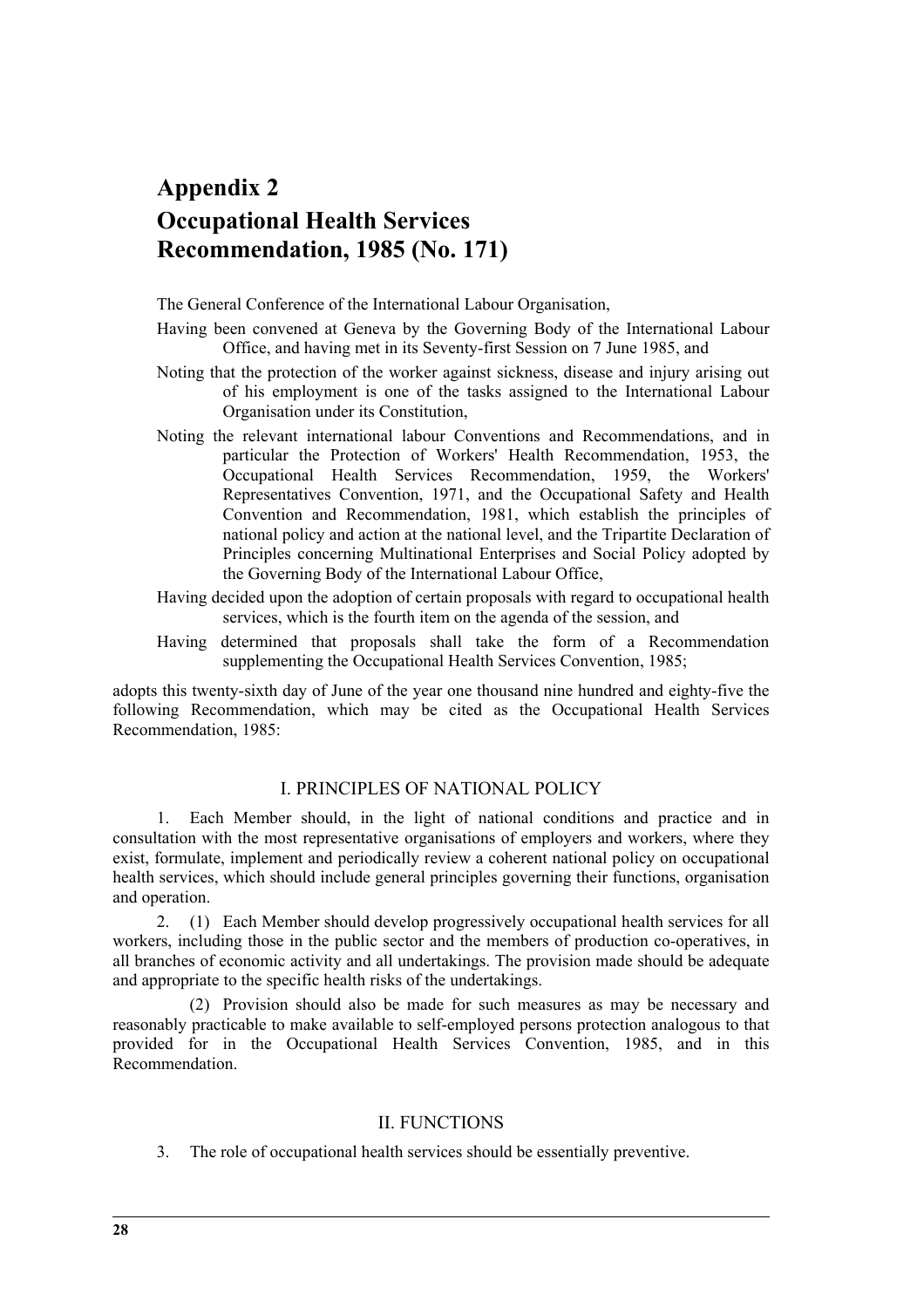# Appendix 2
# Occupational Health Services Recommendation, 1985 (No. 171)

The General Conference of the International Labour Organisation,

Having been convened at Geneva by the Governing Body of the International Labour Office, and having met in its Seventy-first Session on 7 June 1985, and

Noting that the protection of the worker against sickness, disease and injury arising out of his employment is one of the tasks assigned to the International Labour Organisation under its Constitution,

Noting the relevant international labour Conventions and Recommendations, and in particular the Protection of Workers' Health Recommendation, 1953, the Occupational Health Services Recommendation, 1959, the Workers' Representatives Convention, 1971, and the Occupational Safety and Health Convention and Recommendation, 1981, which establish the principles of national policy and action at the national level, and the Tripartite Declaration of Principles concerning Multinational Enterprises and Social Policy adopted by the Governing Body of the International Labour Office,

Having decided upon the adoption of certain proposals with regard to occupational health services, which is the fourth item on the agenda of the session, and

Having determined that proposals shall take the form of a Recommendation supplementing the Occupational Health Services Convention, 1985;

adopts this twenty-sixth day of June of the year one thousand nine hundred and eighty-five the following Recommendation, which may be cited as the Occupational Health Services Recommendation, 1985:

## I. PRINCIPLES OF NATIONAL POLICY

1. Each Member should, in the light of national conditions and practice and in consultation with the most representative organisations of employers and workers, where they exist, formulate, implement and periodically review a coherent national policy on occupational health services, which should include general principles governing their functions, organisation and operation.

2. (1) Each Member should develop progressively occupational health services for all workers, including those in the public sector and the members of production co-operatives, in all branches of economic activity and all undertakings. The provision made should be adequate and appropriate to the specific health risks of the undertakings.

(2) Provision should also be made for such measures as may be necessary and reasonably practicable to make available to self-employed persons protection analogous to that provided for in the Occupational Health Services Convention, 1985, and in this Recommendation.

## II. FUNCTIONS

3. The role of occupational health services should be essentially preventive.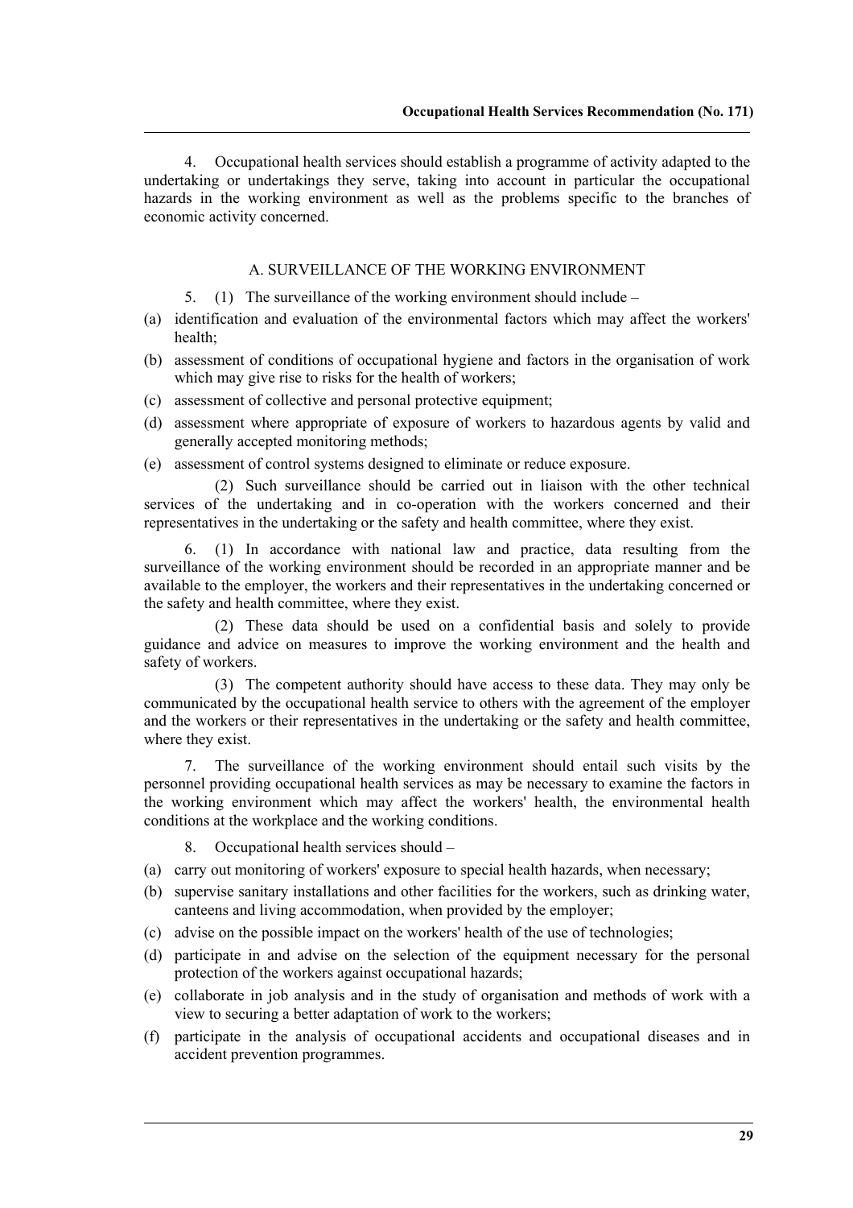4. Occupational health services should establish a programme of activity adapted to the undertaking or undertakings they serve, taking into account in particular the occupational hazards in the working environment as well as the problems specific to the branches of economic activity concerned.

### A. SURVEILLANCE OF THE WORKING ENVIRONMENT

5. (1) The surveillance of the working environment should include –

(a) identification and evaluation of the environmental factors which may affect the workers' health;

(b) assessment of conditions of occupational hygiene and factors in the organisation of work which may give rise to risks for the health of workers;

(c) assessment of collective and personal protective equipment;

(d) assessment where appropriate of exposure of workers to hazardous agents by valid and generally accepted monitoring methods;

(e) assessment of control systems designed to eliminate or reduce exposure.

(2) Such surveillance should be carried out in liaison with the other technical services of the undertaking and in co-operation with the workers concerned and their representatives in the undertaking or the safety and health committee, where they exist.

6. (1) In accordance with national law and practice, data resulting from the surveillance of the working environment should be recorded in an appropriate manner and be available to the employer, the workers and their representatives in the undertaking concerned or the safety and health committee, where they exist.

(2) These data should be used on a confidential basis and solely to provide guidance and advice on measures to improve the working environment and the health and safety of workers.

(3) The competent authority should have access to these data. They may only be communicated by the occupational health service to others with the agreement of the employer and the workers or their representatives in the undertaking or the safety and health committee, where they exist.

7. The surveillance of the working environment should entail such visits by the personnel providing occupational health services as may be necessary to examine the factors in the working environment which may affect the workers' health, the environmental health conditions at the workplace and the working conditions.

8. Occupational health services should –

(a) carry out monitoring of workers' exposure to special health hazards, when necessary;

(b) supervise sanitary installations and other facilities for the workers, such as drinking water, canteens and living accommodation, when provided by the employer;

(c) advise on the possible impact on the workers' health of the use of technologies;

(d) participate in and advise on the selection of the equipment necessary for the personal protection of the workers against occupational hazards;

(e) collaborate in job analysis and in the study of organisation and methods of work with a view to securing a better adaptation of work to the workers;

(f) participate in the analysis of occupational accidents and occupational diseases and in accident prevention programmes.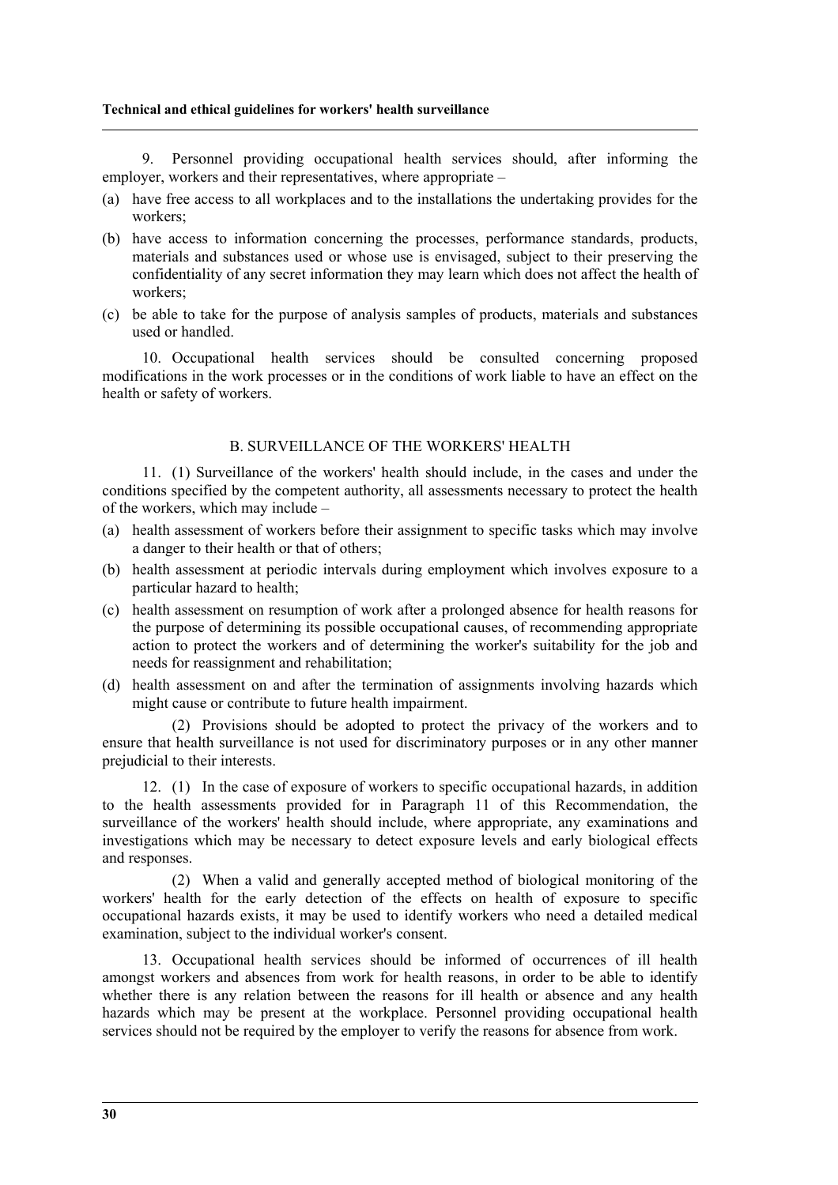9. Personnel providing occupational health services should, after informing the employer, workers and their representatives, where appropriate –

(a) have free access to all workplaces and to the installations the undertaking provides for the workers;

(b) have access to information concerning the processes, performance standards, products, materials and substances used or whose use is envisaged, subject to their preserving the confidentiality of any secret information they may learn which does not affect the health of workers;

(c) be able to take for the purpose of analysis samples of products, materials and substances used or handled.

10. Occupational health services should be consulted concerning proposed modifications in the work processes or in the conditions of work liable to have an effect on the health or safety of workers.

## B. SURVEILLANCE OF THE WORKERS' HEALTH

11. (1) Surveillance of the workers' health should include, in the cases and under the conditions specified by the competent authority, all assessments necessary to protect the health of the workers, which may include –

(a) health assessment of workers before their assignment to specific tasks which may involve a danger to their health or that of others;

(b) health assessment at periodic intervals during employment which involves exposure to a particular hazard to health;

(c) health assessment on resumption of work after a prolonged absence for health reasons for the purpose of determining its possible occupational causes, of recommending appropriate action to protect the workers and of determining the worker's suitability for the job and needs for reassignment and rehabilitation;

(d) health assessment on and after the termination of assignments involving hazards which might cause or contribute to future health impairment.

(2) Provisions should be adopted to protect the privacy of the workers and to ensure that health surveillance is not used for discriminatory purposes or in any other manner prejudicial to their interests.

12. (1) In the case of exposure of workers to specific occupational hazards, in addition to the health assessments provided for in Paragraph 11 of this Recommendation, the surveillance of the workers' health should include, where appropriate, any examinations and investigations which may be necessary to detect exposure levels and early biological effects and responses.

(2) When a valid and generally accepted method of biological monitoring of the workers' health for the early detection of the effects on health of exposure to specific occupational hazards exists, it may be used to identify workers who need a detailed medical examination, subject to the individual worker's consent.

13. Occupational health services should be informed of occurrences of ill health amongst workers and absences from work for health reasons, in order to be able to identify whether there is any relation between the reasons for ill health or absence and any health hazards which may be present at the workplace. Personnel providing occupational health services should not be required by the employer to verify the reasons for absence from work.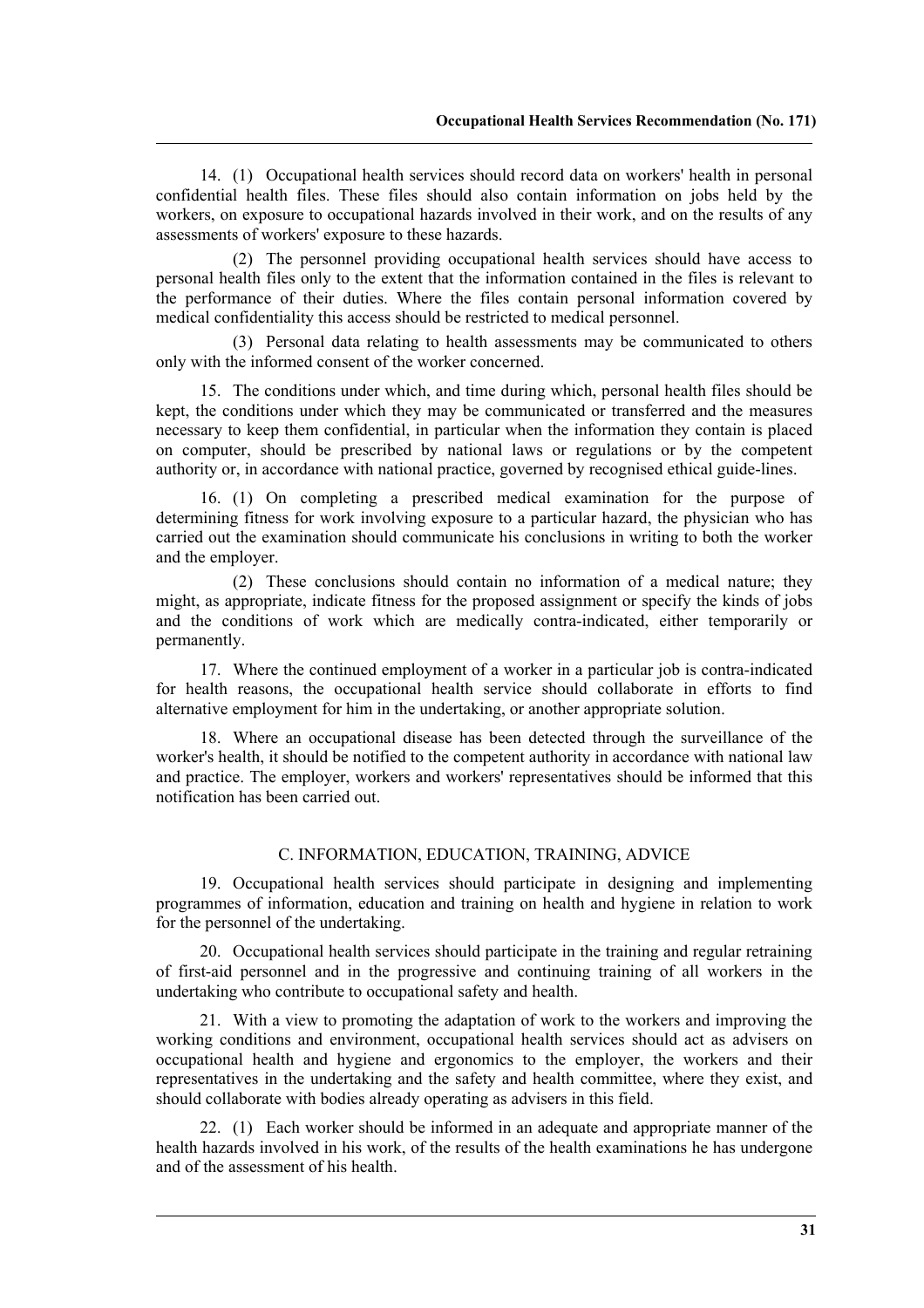14. (1) Occupational health services should record data on workers' health in personal confidential health files. These files should also contain information on jobs held by the workers, on exposure to occupational hazards involved in their work, and on the results of any assessments of workers' exposure to these hazards.

(2) The personnel providing occupational health services should have access to personal health files only to the extent that the information contained in the files is relevant to the performance of their duties. Where the files contain personal information covered by medical confidentiality this access should be restricted to medical personnel.

(3) Personal data relating to health assessments may be communicated to others only with the informed consent of the worker concerned.

15. The conditions under which, and time during which, personal health files should be kept, the conditions under which they may be communicated or transferred and the measures necessary to keep them confidential, in particular when the information they contain is placed on computer, should be prescribed by national laws or regulations or by the competent authority or, in accordance with national practice, governed by recognised ethical guide-lines.

16. (1) On completing a prescribed medical examination for the purpose of determining fitness for work involving exposure to a particular hazard, the physician who has carried out the examination should communicate his conclusions in writing to both the worker and the employer.

(2) These conclusions should contain no information of a medical nature; they might, as appropriate, indicate fitness for the proposed assignment or specify the kinds of jobs and the conditions of work which are medically contra-indicated, either temporarily or permanently.

17. Where the continued employment of a worker in a particular job is contra-indicated for health reasons, the occupational health service should collaborate in efforts to find alternative employment for him in the undertaking, or another appropriate solution.

18. Where an occupational disease has been detected through the surveillance of the worker's health, it should be notified to the competent authority in accordance with national law and practice. The employer, workers and workers' representatives should be informed that this notification has been carried out.

## C. INFORMATION, EDUCATION, TRAINING, ADVICE

19. Occupational health services should participate in designing and implementing programmes of information, education and training on health and hygiene in relation to work for the personnel of the undertaking.

20. Occupational health services should participate in the training and regular retraining of first-aid personnel and in the progressive and continuing training of all workers in the undertaking who contribute to occupational safety and health.

21. With a view to promoting the adaptation of work to the workers and improving the working conditions and environment, occupational health services should act as advisers on occupational health and hygiene and ergonomics to the employer, the workers and their representatives in the undertaking and the safety and health committee, where they exist, and should collaborate with bodies already operating as advisers in this field.

22. (1) Each worker should be informed in an adequate and appropriate manner of the health hazards involved in his work, of the results of the health examinations he has undergone and of the assessment of his health.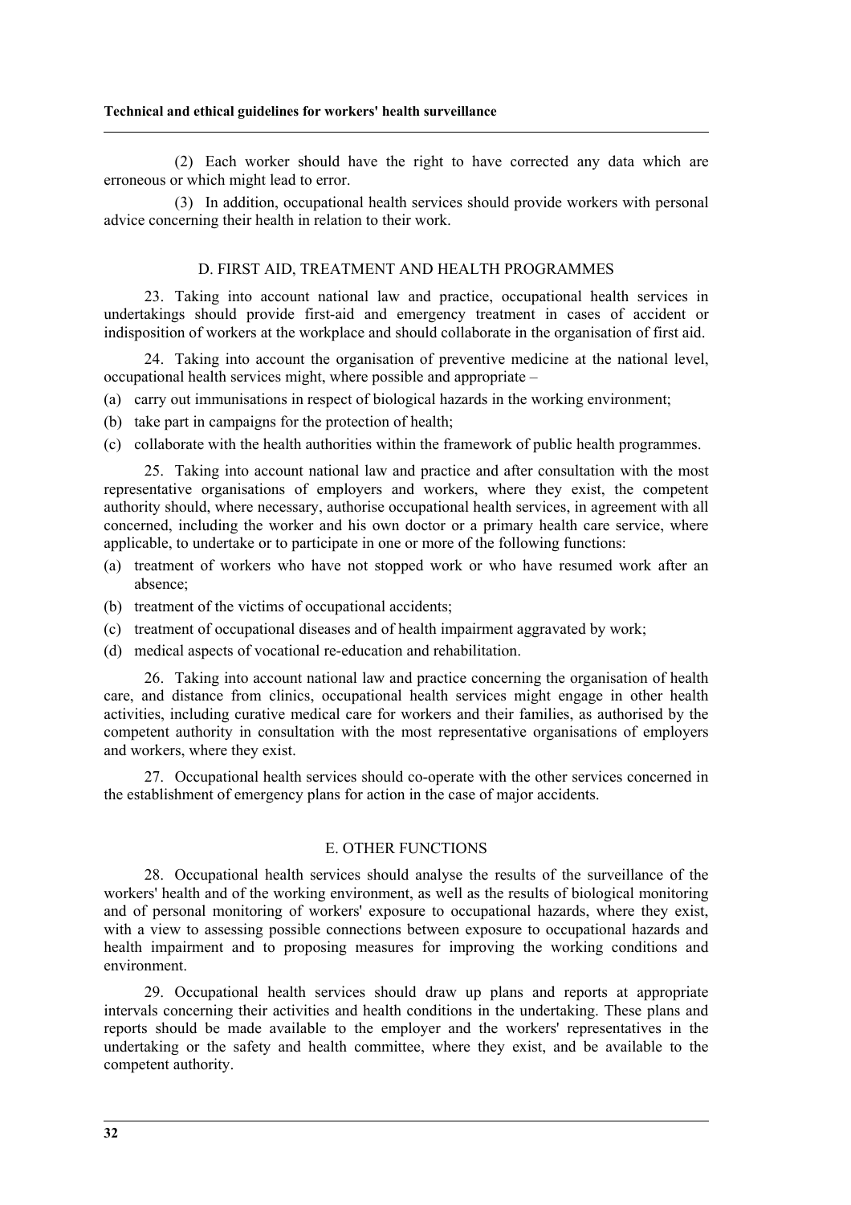(2) Each worker should have the right to have corrected any data which are erroneous or which might lead to error.

(3) In addition, occupational health services should provide workers with personal advice concerning their health in relation to their work.

## D. FIRST AID, TREATMENT AND HEALTH PROGRAMMES

23. Taking into account national law and practice, occupational health services in undertakings should provide first-aid and emergency treatment in cases of accident or indisposition of workers at the workplace and should collaborate in the organisation of first aid.

24. Taking into account the organisation of preventive medicine at the national level, occupational health services might, where possible and appropriate –

(a) carry out immunisations in respect of biological hazards in the working environment;

(b) take part in campaigns for the protection of health;

(c) collaborate with the health authorities within the framework of public health programmes.

25. Taking into account national law and practice and after consultation with the most representative organisations of employers and workers, where they exist, the competent authority should, where necessary, authorise occupational health services, in agreement with all concerned, including the worker and his own doctor or a primary health care service, where applicable, to undertake or to participate in one or more of the following functions:

(a) treatment of workers who have not stopped work or who have resumed work after an absence;

(b) treatment of the victims of occupational accidents;

(c) treatment of occupational diseases and of health impairment aggravated by work;

(d) medical aspects of vocational re-education and rehabilitation.

26. Taking into account national law and practice concerning the organisation of health care, and distance from clinics, occupational health services might engage in other health activities, including curative medical care for workers and their families, as authorised by the competent authority in consultation with the most representative organisations of employers and workers, where they exist.

27. Occupational health services should co-operate with the other services concerned in the establishment of emergency plans for action in the case of major accidents.

## E. OTHER FUNCTIONS

28. Occupational health services should analyse the results of the surveillance of the workers' health and of the working environment, as well as the results of biological monitoring and of personal monitoring of workers' exposure to occupational hazards, where they exist, with a view to assessing possible connections between exposure to occupational hazards and health impairment and to proposing measures for improving the working conditions and environment.

29. Occupational health services should draw up plans and reports at appropriate intervals concerning their activities and health conditions in the undertaking. These plans and reports should be made available to the employer and the workers' representatives in the undertaking or the safety and health committee, where they exist, and be available to the competent authority.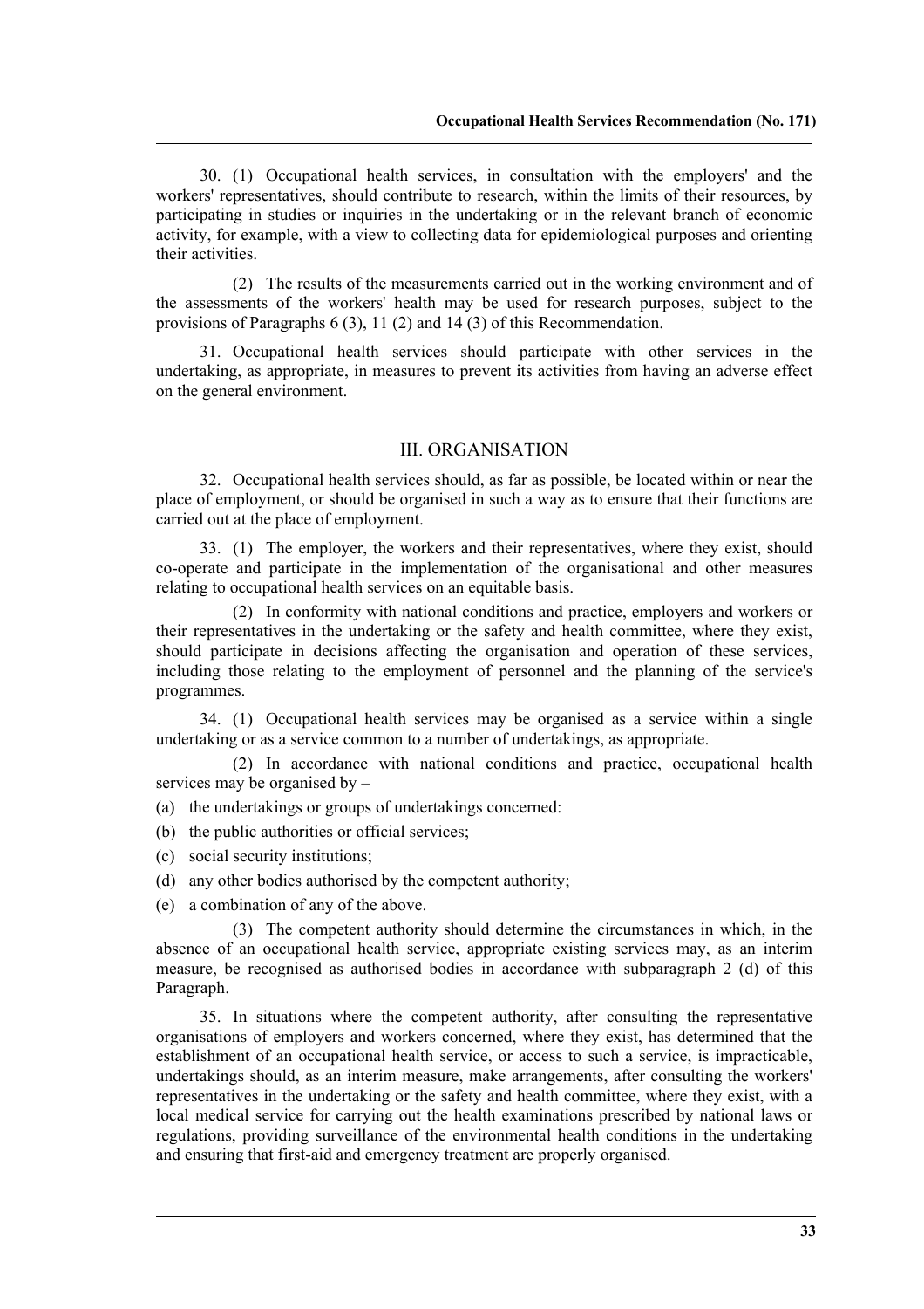30. (1) Occupational health services, in consultation with the employers' and the workers' representatives, should contribute to research, within the limits of their resources, by participating in studies or inquiries in the undertaking or in the relevant branch of economic activity, for example, with a view to collecting data for epidemiological purposes and orienting their activities.

(2) The results of the measurements carried out in the working environment and of the assessments of the workers' health may be used for research purposes, subject to the provisions of Paragraphs 6 (3), 11 (2) and 14 (3) of this Recommendation.

31. Occupational health services should participate with other services in the undertaking, as appropriate, in measures to prevent its activities from having an adverse effect on the general environment.

## III. ORGANISATION

32. Occupational health services should, as far as possible, be located within or near the place of employment, or should be organised in such a way as to ensure that their functions are carried out at the place of employment.

33. (1) The employer, the workers and their representatives, where they exist, should co-operate and participate in the implementation of the organisational and other measures relating to occupational health services on an equitable basis.

(2) In conformity with national conditions and practice, employers and workers or their representatives in the undertaking or the safety and health committee, where they exist, should participate in decisions affecting the organisation and operation of these services, including those relating to the employment of personnel and the planning of the service's programmes.

34. (1) Occupational health services may be organised as a service within a single undertaking or as a service common to a number of undertakings, as appropriate.

(2) In accordance with national conditions and practice, occupational health services may be organised by –

(a) the undertakings or groups of undertakings concerned:
(b) the public authorities or official services;
(c) social security institutions;
(d) any other bodies authorised by the competent authority;
(e) a combination of any of the above.

(3) The competent authority should determine the circumstances in which, in the absence of an occupational health service, appropriate existing services may, as an interim measure, be recognised as authorised bodies in accordance with subparagraph 2 (d) of this Paragraph.

35. In situations where the competent authority, after consulting the representative organisations of employers and workers concerned, where they exist, has determined that the establishment of an occupational health service, or access to such a service, is impracticable, undertakings should, as an interim measure, make arrangements, after consulting the workers' representatives in the undertaking or the safety and health committee, where they exist, with a local medical service for carrying out the health examinations prescribed by national laws or regulations, providing surveillance of the environmental health conditions in the undertaking and ensuring that first-aid and emergency treatment are properly organised.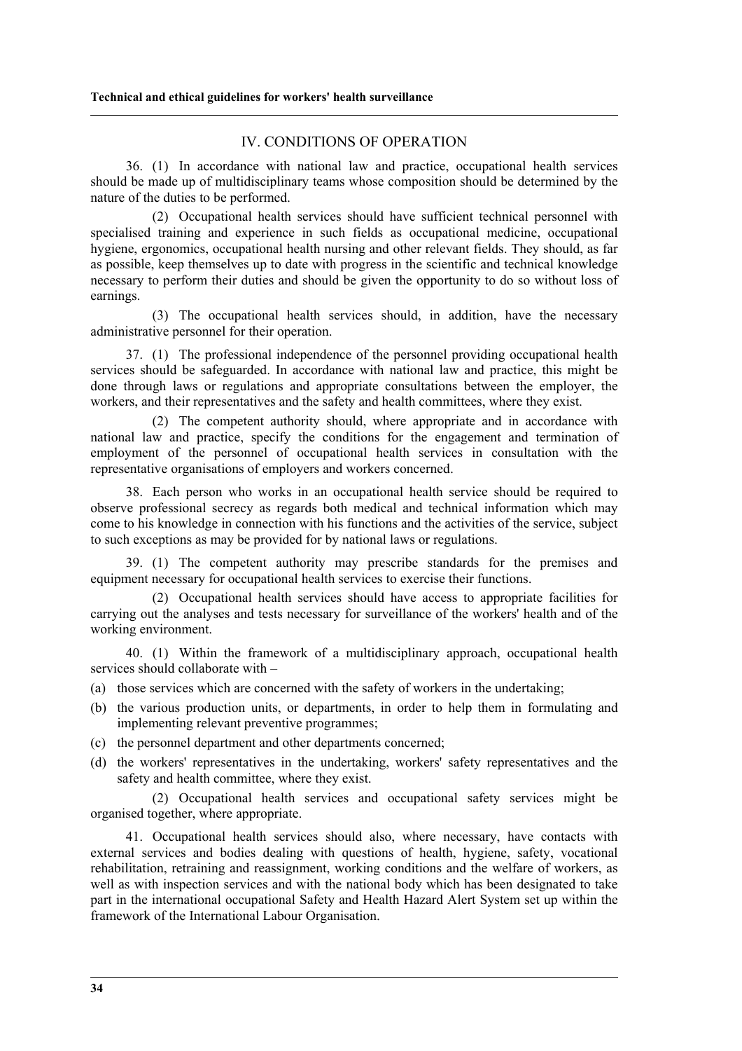## IV. CONDITIONS OF OPERATION

36. (1) In accordance with national law and practice, occupational health services should be made up of multidisciplinary teams whose composition should be determined by the nature of the duties to be performed.

(2) Occupational health services should have sufficient technical personnel with specialised training and experience in such fields as occupational medicine, occupational hygiene, ergonomics, occupational health nursing and other relevant fields. They should, as far as possible, keep themselves up to date with progress in the scientific and technical knowledge necessary to perform their duties and should be given the opportunity to do so without loss of earnings.

(3) The occupational health services should, in addition, have the necessary administrative personnel for their operation.

37. (1) The professional independence of the personnel providing occupational health services should be safeguarded. In accordance with national law and practice, this might be done through laws or regulations and appropriate consultations between the employer, the workers, and their representatives and the safety and health committees, where they exist.

(2) The competent authority should, where appropriate and in accordance with national law and practice, specify the conditions for the engagement and termination of employment of the personnel of occupational health services in consultation with the representative organisations of employers and workers concerned.

38. Each person who works in an occupational health service should be required to observe professional secrecy as regards both medical and technical information which may come to his knowledge in connection with his functions and the activities of the service, subject to such exceptions as may be provided for by national laws or regulations.

39. (1) The competent authority may prescribe standards for the premises and equipment necessary for occupational health services to exercise their functions.

(2) Occupational health services should have access to appropriate facilities for carrying out the analyses and tests necessary for surveillance of the workers' health and of the working environment.

40. (1) Within the framework of a multidisciplinary approach, occupational health services should collaborate with –

(a) those services which are concerned with the safety of workers in the undertaking;

(b) the various production units, or departments, in order to help them in formulating and implementing relevant preventive programmes;

(c) the personnel department and other departments concerned;

(d) the workers' representatives in the undertaking, workers' safety representatives and the safety and health committee, where they exist.

(2) Occupational health services and occupational safety services might be organised together, where appropriate.

41. Occupational health services should also, where necessary, have contacts with external services and bodies dealing with questions of health, hygiene, safety, vocational rehabilitation, retraining and reassignment, working conditions and the welfare of workers, as well as with inspection services and with the national body which has been designated to take part in the international occupational Safety and Health Hazard Alert System set up within the framework of the International Labour Organisation.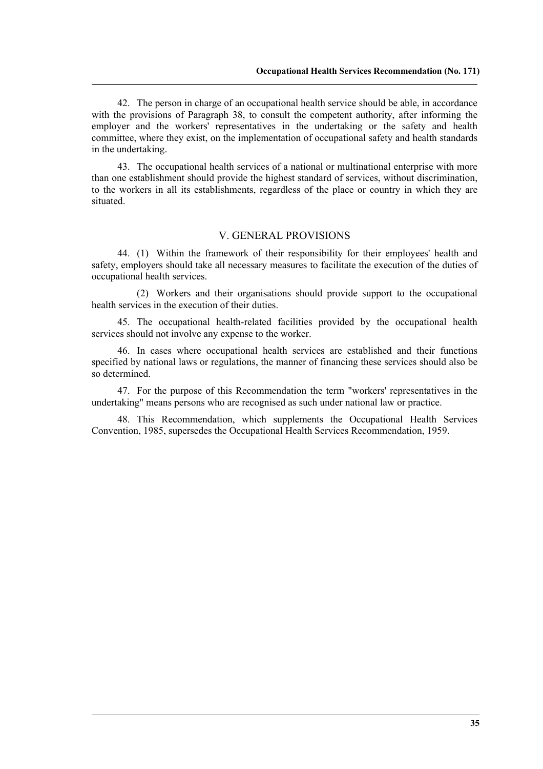42. The person in charge of an occupational health service should be able, in accordance with the provisions of Paragraph 38, to consult the competent authority, after informing the employer and the workers' representatives in the undertaking or the safety and health committee, where they exist, on the implementation of occupational safety and health standards in the undertaking.

43. The occupational health services of a national or multinational enterprise with more than one establishment should provide the highest standard of services, without discrimination, to the workers in all its establishments, regardless of the place or country in which they are situated.

## V. GENERAL PROVISIONS

44. (1) Within the framework of their responsibility for their employees' health and safety, employers should take all necessary measures to facilitate the execution of the duties of occupational health services.

(2) Workers and their organisations should provide support to the occupational health services in the execution of their duties.

45. The occupational health-related facilities provided by the occupational health services should not involve any expense to the worker.

46. In cases where occupational health services are established and their functions specified by national laws or regulations, the manner of financing these services should also be so determined.

47. For the purpose of this Recommendation the term "workers' representatives in the undertaking" means persons who are recognised as such under national law or practice.

48. This Recommendation, which supplements the Occupational Health Services Convention, 1985, supersedes the Occupational Health Services Recommendation, 1959.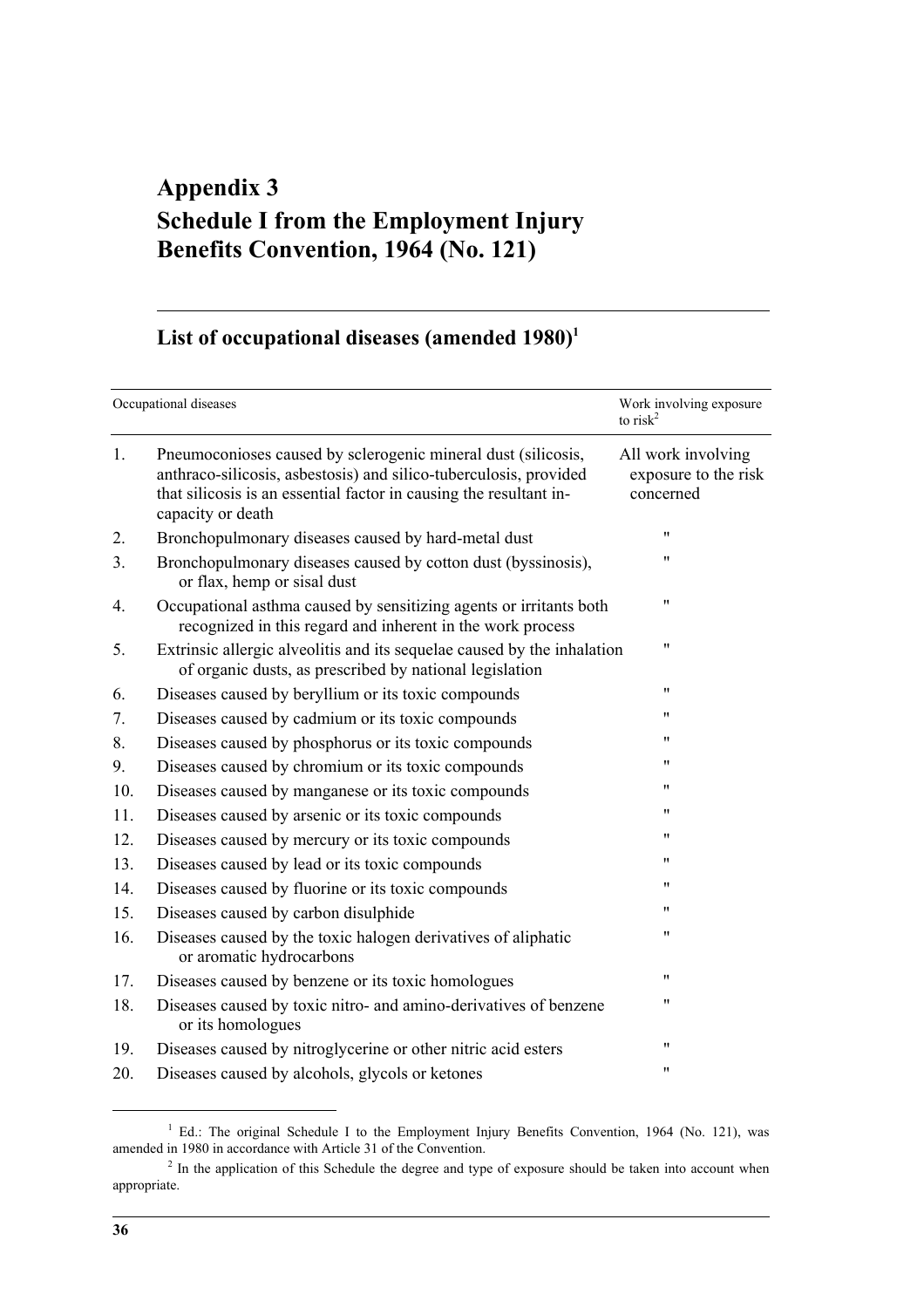# Appendix 3
# Schedule I from the Employment Injury Benefits Convention, 1964 (No. 121)

## List of occupational diseases (amended 1980)[1]

| | Occupational diseases | Work involving exposure to risk[2] |
|---|---|---|
| 1. | Pneumoconioses caused by sclerogenic mineral dust (silicosis, anthraco-silicosis, asbestosis) and silico-tuberculosis, provided that silicosis is an essential factor in causing the resultant incapacity or death | All work involving exposure to the risk concerned |
| 2. | Bronchopulmonary diseases caused by hard-metal dust | " |
| 3. | Bronchopulmonary diseases caused by cotton dust (byssinosis), or flax, hemp or sisal dust | " |
| 4. | Occupational asthma caused by sensitizing agents or irritants both recognized in this regard and inherent in the work process | " |
| 5. | Extrinsic allergic alveolitis and its sequelae caused by the inhalation of organic dusts, as prescribed by national legislation | " |
| 6. | Diseases caused by beryllium or its toxic compounds | " |
| 7. | Diseases caused by cadmium or its toxic compounds | " |
| 8. | Diseases caused by phosphorus or its toxic compounds | " |
| 9. | Diseases caused by chromium or its toxic compounds | " |
| 10. | Diseases caused by manganese or its toxic compounds | " |
| 11. | Diseases caused by arsenic or its toxic compounds | " |
| 12. | Diseases caused by mercury or its toxic compounds | " |
| 13. | Diseases caused by lead or its toxic compounds | " |
| 14. | Diseases caused by fluorine or its toxic compounds | " |
| 15. | Diseases caused by carbon disulphide | " |
| 16. | Diseases caused by the toxic halogen derivatives of aliphatic or aromatic hydrocarbons | " |
| 17. | Diseases caused by benzene or its toxic homologues | " |
| 18. | Diseases caused by toxic nitro- and amino-derivatives of benzene or its homologues | " |
| 19. | Diseases caused by nitroglycerine or other nitric acid esters | " |
| 20. | Diseases caused by alcohols, glycols or ketones | " |

[1] Ed.: The original Schedule I to the Employment Injury Benefits Convention, 1964 (No. 121), was amended in 1980 in accordance with Article 31 of the Convention.

[2] In the application of this Schedule the degree and type of exposure should be taken into account when appropriate.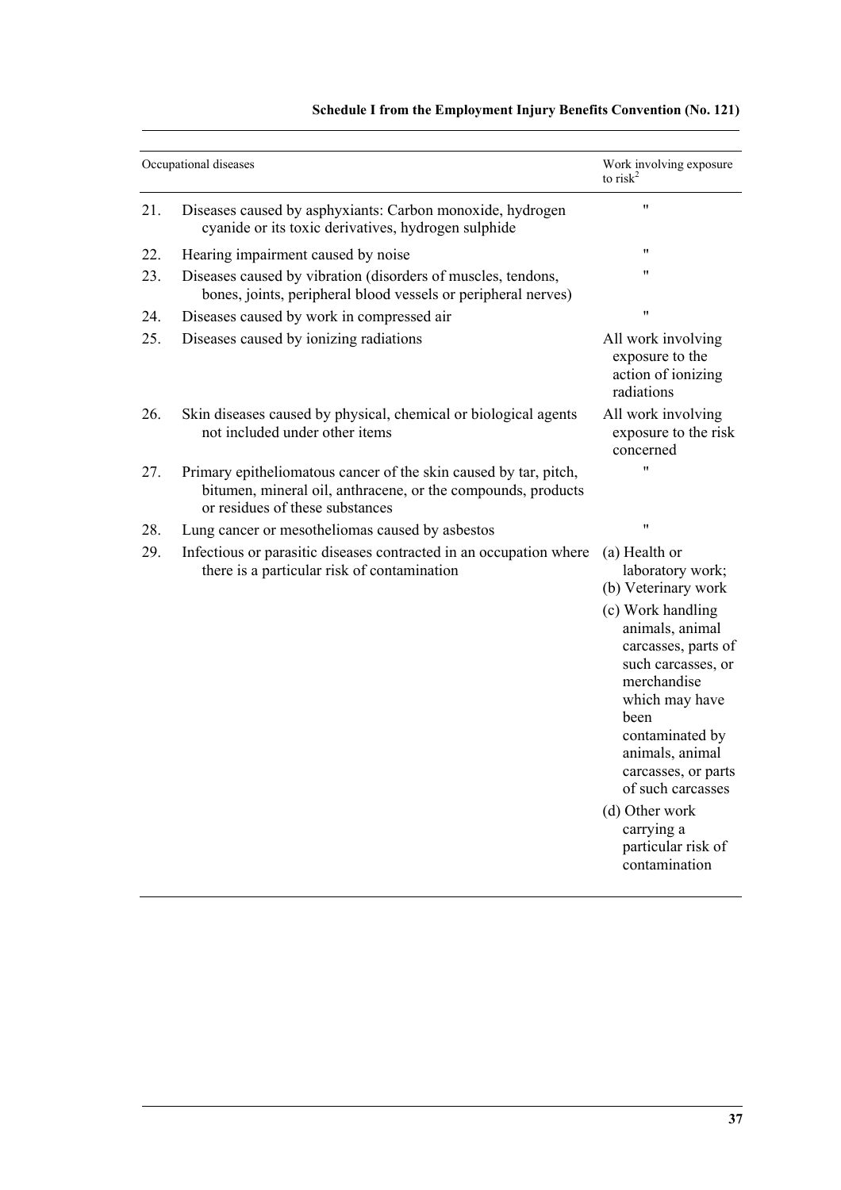**Schedule I from the Employment Injury Benefits Convention (No. 121)**

| | Occupational diseases | Work involving exposure to risk[2] |
|---|---|---|
| 21. | Diseases caused by asphyxiants: Carbon monoxide, hydrogen cyanide or its toxic derivatives, hydrogen sulphide | " |
| 22. | Hearing impairment caused by noise | " |
| 23. | Diseases caused by vibration (disorders of muscles, tendons, bones, joints, peripheral blood vessels or peripheral nerves) | " |
| 24. | Diseases caused by work in compressed air | " |
| 25. | Diseases caused by ionizing radiations | All work involving exposure to the action of ionizing radiations |
| 26. | Skin diseases caused by physical, chemical or biological agents not included under other items | All work involving exposure to the risk concerned |
| 27. | Primary epitheliomatous cancer of the skin caused by tar, pitch, bitumen, mineral oil, anthracene, or the compounds, products or residues of these substances | " |
| 28. | Lung cancer or mesotheliomas caused by asbestos | " |
| 29. | Infectious or parasitic diseases contracted in an occupation where there is a particular risk of contamination | (a) Health or laboratory work; (b) Veterinary work (c) Work handling animals, animal carcasses, parts of such carcasses, or merchandise which may have been contaminated by animals, animal carcasses, or parts of such carcasses (d) Other work carrying a particular risk of contamination |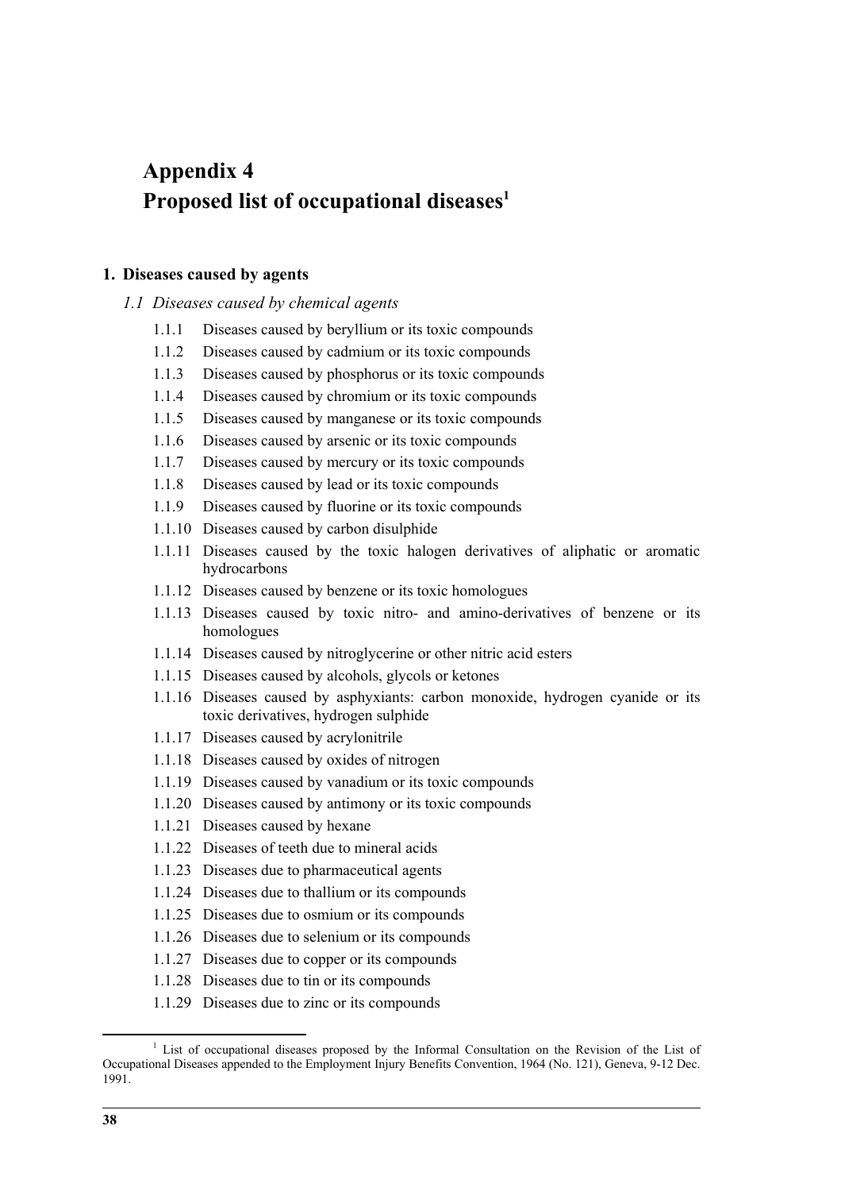# Appendix 4
# Proposed list of occupational diseases[1]

## 1. Diseases caused by agents

### *1.1 Diseases caused by chemical agents*

- 1.1.1 Diseases caused by beryllium or its toxic compounds
- 1.1.2 Diseases caused by cadmium or its toxic compounds
- 1.1.3 Diseases caused by phosphorus or its toxic compounds
- 1.1.4 Diseases caused by chromium or its toxic compounds
- 1.1.5 Diseases caused by manganese or its toxic compounds
- 1.1.6 Diseases caused by arsenic or its toxic compounds
- 1.1.7 Diseases caused by mercury or its toxic compounds
- 1.1.8 Diseases caused by lead or its toxic compounds
- 1.1.9 Diseases caused by fluorine or its toxic compounds
- 1.1.10 Diseases caused by carbon disulphide
- 1.1.11 Diseases caused by the toxic halogen derivatives of aliphatic or aromatic hydrocarbons
- 1.1.12 Diseases caused by benzene or its toxic homologues
- 1.1.13 Diseases caused by toxic nitro- and amino-derivatives of benzene or its homologues
- 1.1.14 Diseases caused by nitroglycerine or other nitric acid esters
- 1.1.15 Diseases caused by alcohols, glycols or ketones
- 1.1.16 Diseases caused by asphyxiants: carbon monoxide, hydrogen cyanide or its toxic derivatives, hydrogen sulphide
- 1.1.17 Diseases caused by acrylonitrile
- 1.1.18 Diseases caused by oxides of nitrogen
- 1.1.19 Diseases caused by vanadium or its toxic compounds
- 1.1.20 Diseases caused by antimony or its toxic compounds
- 1.1.21 Diseases caused by hexane
- 1.1.22 Diseases of teeth due to mineral acids
- 1.1.23 Diseases due to pharmaceutical agents
- 1.1.24 Diseases due to thallium or its compounds
- 1.1.25 Diseases due to osmium or its compounds
- 1.1.26 Diseases due to selenium or its compounds
- 1.1.27 Diseases due to copper or its compounds
- 1.1.28 Diseases due to tin or its compounds
- 1.1.29 Diseases due to zinc or its compounds

---

[1] List of occupational diseases proposed by the Informal Consultation on the Revision of the List of Occupational Diseases appended to the Employment Injury Benefits Convention, 1964 (No. 121), Geneva, 9-12 Dec. 1991.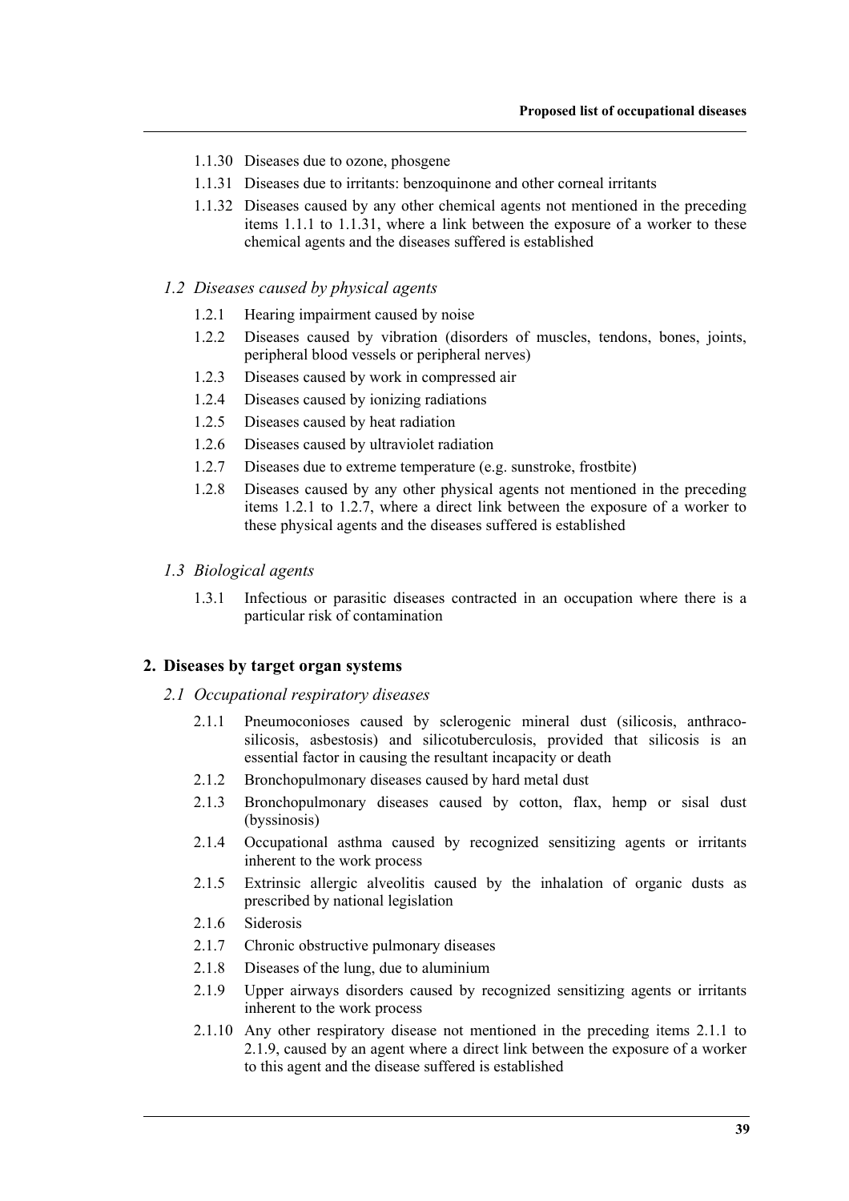- 1.1.30 Diseases due to ozone, phosgene
- 1.1.31 Diseases due to irritants: benzoquinone and other corneal irritants
- 1.1.32 Diseases caused by any other chemical agents not mentioned in the preceding items 1.1.1 to 1.1.31, where a link between the exposure of a worker to these chemical agents and the diseases suffered is established

### *1.2 Diseases caused by physical agents*

- 1.2.1 Hearing impairment caused by noise
- 1.2.2 Diseases caused by vibration (disorders of muscles, tendons, bones, joints, peripheral blood vessels or peripheral nerves)
- 1.2.3 Diseases caused by work in compressed air
- 1.2.4 Diseases caused by ionizing radiations
- 1.2.5 Diseases caused by heat radiation
- 1.2.6 Diseases caused by ultraviolet radiation
- 1.2.7 Diseases due to extreme temperature (e.g. sunstroke, frostbite)
- 1.2.8 Diseases caused by any other physical agents not mentioned in the preceding items 1.2.1 to 1.2.7, where a direct link between the exposure of a worker to these physical agents and the diseases suffered is established

### *1.3 Biological agents*

- 1.3.1 Infectious or parasitic diseases contracted in an occupation where there is a particular risk of contamination

## 2. Diseases by target organ systems

### *2.1 Occupational respiratory diseases*

- 2.1.1 Pneumoconioses caused by sclerogenic mineral dust (silicosis, anthraco-silicosis, asbestosis) and silicotuberculosis, provided that silicosis is an essential factor in causing the resultant incapacity or death
- 2.1.2 Bronchopulmonary diseases caused by hard metal dust
- 2.1.3 Bronchopulmonary diseases caused by cotton, flax, hemp or sisal dust (byssinosis)
- 2.1.4 Occupational asthma caused by recognized sensitizing agents or irritants inherent to the work process
- 2.1.5 Extrinsic allergic alveolitis caused by the inhalation of organic dusts as prescribed by national legislation
- 2.1.6 Siderosis
- 2.1.7 Chronic obstructive pulmonary diseases
- 2.1.8 Diseases of the lung, due to aluminium
- 2.1.9 Upper airways disorders caused by recognized sensitizing agents or irritants inherent to the work process
- 2.1.10 Any other respiratory disease not mentioned in the preceding items 2.1.1 to 2.1.9, caused by an agent where a direct link between the exposure of a worker to this agent and the disease suffered is established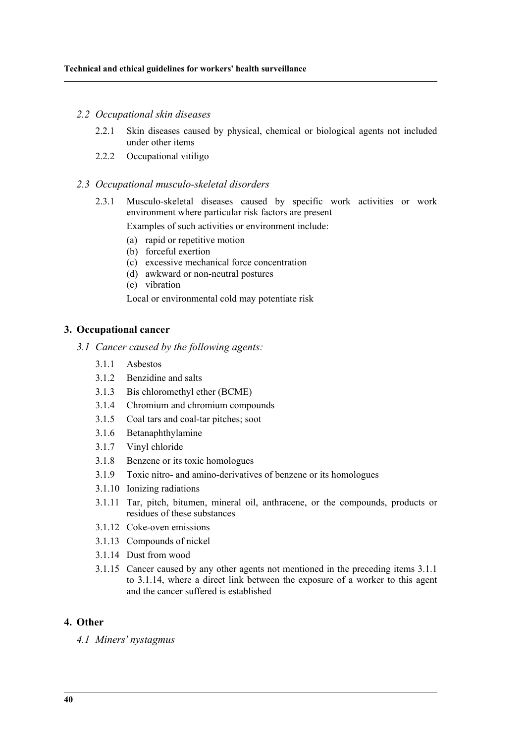### *2.2 Occupational skin diseases*

2.2.1 Skin diseases caused by physical, chemical or biological agents not included under other items

2.2.2 Occupational vitiligo

### *2.3 Occupational musculo-skeletal disorders*

2.3.1 Musculo-skeletal diseases caused by specific work activities or work environment where particular risk factors are present

Examples of such activities or environment include:

(a) rapid or repetitive motion
(b) forceful exertion
(c) excessive mechanical force concentration
(d) awkward or non-neutral postures
(e) vibration

Local or environmental cold may potentiate risk

## 3. Occupational cancer

### *3.1 Cancer caused by the following agents:*

3.1.1 Asbestos

3.1.2 Benzidine and salts

3.1.3 Bis chloromethyl ether (BCME)

3.1.4 Chromium and chromium compounds

3.1.5 Coal tars and coal-tar pitches; soot

3.1.6 Betanaphthylamine

3.1.7 Vinyl chloride

3.1.8 Benzene or its toxic homologues

3.1.9 Toxic nitro- and amino-derivatives of benzene or its homologues

3.1.10 Ionizing radiations

3.1.11 Tar, pitch, bitumen, mineral oil, anthracene, or the compounds, products or residues of these substances

3.1.12 Coke-oven emissions

3.1.13 Compounds of nickel

3.1.14 Dust from wood

3.1.15 Cancer caused by any other agents not mentioned in the preceding items 3.1.1 to 3.1.14, where a direct link between the exposure of a worker to this agent and the cancer suffered is established

## 4. Other

### *4.1 Miners' nystagmus*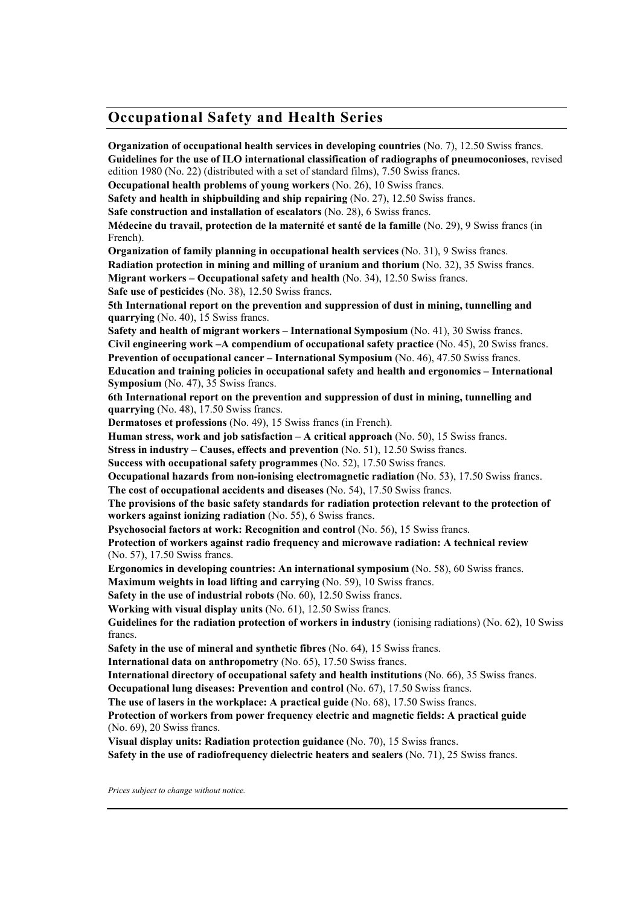## Occupational Safety and Health Series

**Organization of occupational health services in developing countries** (No. 7), 12.50 Swiss francs.

**Guidelines for the use of ILO international classification of radiographs of pneumoconioses**, revised edition 1980 (No. 22) (distributed with a set of standard films), 7.50 Swiss francs.

**Occupational health problems of young workers** (No. 26), 10 Swiss francs.

**Safety and health in shipbuilding and ship repairing** (No. 27), 12.50 Swiss francs.

**Safe construction and installation of escalators** (No. 28), 6 Swiss francs.

**Médecine du travail, protection de la maternité et santé de la famille** (No. 29), 9 Swiss francs (in French).

**Organization of family planning in occupational health services** (No. 31), 9 Swiss francs.

**Radiation protection in mining and milling of uranium and thorium** (No. 32), 35 Swiss francs.

**Migrant workers – Occupational safety and health** (No. 34), 12.50 Swiss francs.

**Safe use of pesticides** (No. 38), 12.50 Swiss francs.

**5th International report on the prevention and suppression of dust in mining, tunnelling and quarrying** (No. 40), 15 Swiss francs.

**Safety and health of migrant workers – International Symposium** (No. 41), 30 Swiss francs.

**Civil engineering work –A compendium of occupational safety practice** (No. 45), 20 Swiss francs.

**Prevention of occupational cancer – International Symposium** (No. 46), 47.50 Swiss francs.

**Education and training policies in occupational safety and health and ergonomics – International Symposium** (No. 47), 35 Swiss francs.

**6th International report on the prevention and suppression of dust in mining, tunnelling and quarrying** (No. 48), 17.50 Swiss francs.

**Dermatoses et professions** (No. 49), 15 Swiss francs (in French).

**Human stress, work and job satisfaction – A critical approach** (No. 50), 15 Swiss francs.

**Stress in industry – Causes, effects and prevention** (No. 51), 12.50 Swiss francs.

**Success with occupational safety programmes** (No. 52), 17.50 Swiss francs.

**Occupational hazards from non-ionising electromagnetic radiation** (No. 53), 17.50 Swiss francs.

**The cost of occupational accidents and diseases** (No. 54), 17.50 Swiss francs.

**The provisions of the basic safety standards for radiation protection relevant to the protection of workers against ionizing radiation** (No. 55), 6 Swiss francs.

**Psychosocial factors at work: Recognition and control** (No. 56), 15 Swiss francs.

**Protection of workers against radio frequency and microwave radiation: A technical review** (No. 57), 17.50 Swiss francs.

**Ergonomics in developing countries: An international symposium** (No. 58), 60 Swiss francs.

**Maximum weights in load lifting and carrying** (No. 59), 10 Swiss francs.

**Safety in the use of industrial robots** (No. 60), 12.50 Swiss francs.

**Working with visual display units** (No. 61), 12.50 Swiss francs.

**Guidelines for the radiation protection of workers in industry** (ionising radiations) (No. 62), 10 Swiss francs.

**Safety in the use of mineral and synthetic fibres** (No. 64), 15 Swiss francs.

**International data on anthropometry** (No. 65), 17.50 Swiss francs.

**International directory of occupational safety and health institutions** (No. 66), 35 Swiss francs.

**Occupational lung diseases: Prevention and control** (No. 67), 17.50 Swiss francs.

**The use of lasers in the workplace: A practical guide** (No. 68), 17.50 Swiss francs.

**Protection of workers from power frequency electric and magnetic fields: A practical guide** (No. 69), 20 Swiss francs.

**Visual display units: Radiation protection guidance** (No. 70), 15 Swiss francs.

**Safety in the use of radiofrequency dielectric heaters and sealers** (No. 71), 25 Swiss francs.

*Prices subject to change without notice.*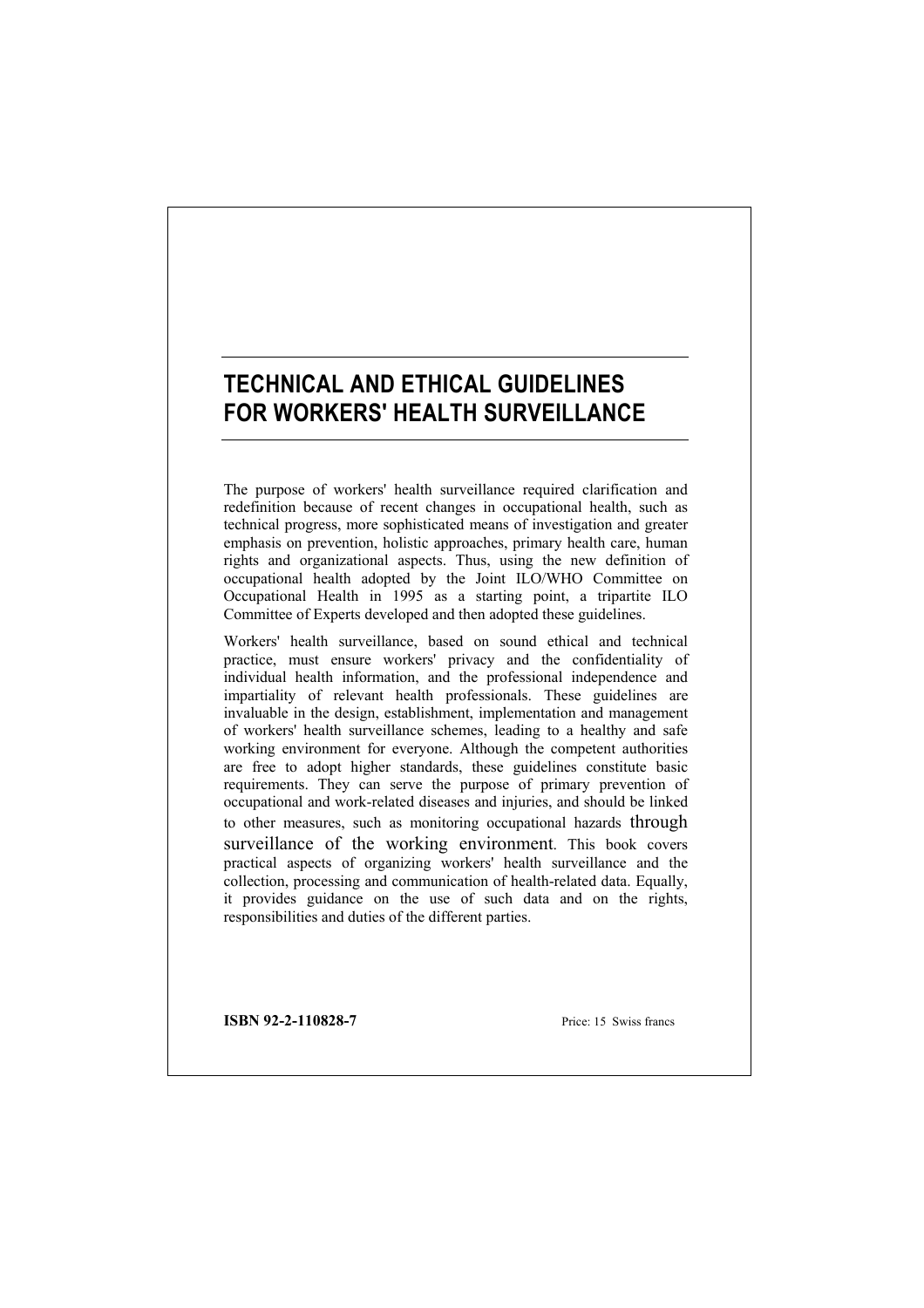# TECHNICAL AND ETHICAL GUIDELINES FOR WORKERS' HEALTH SURVEILLANCE

The purpose of workers' health surveillance required clarification and redefinition because of recent changes in occupational health, such as technical progress, more sophisticated means of investigation and greater emphasis on prevention, holistic approaches, primary health care, human rights and organizational aspects. Thus, using the new definition of occupational health adopted by the Joint ILO/WHO Committee on Occupational Health in 1995 as a starting point, a tripartite ILO Committee of Experts developed and then adopted these guidelines.

Workers' health surveillance, based on sound ethical and technical practice, must ensure workers' privacy and the confidentiality of individual health information, and the professional independence and impartiality of relevant health professionals. These guidelines are invaluable in the design, establishment, implementation and management of workers' health surveillance schemes, leading to a healthy and safe working environment for everyone. Although the competent authorities are free to adopt higher standards, these guidelines constitute basic requirements. They can serve the purpose of primary prevention of occupational and work-related diseases and injuries, and should be linked to other measures, such as monitoring occupational hazards through surveillance of the working environment. This book covers practical aspects of organizing workers' health surveillance and the collection, processing and communication of health-related data. Equally, it provides guidance on the use of such data and on the rights, responsibilities and duties of the different parties.

**ISBN 92-2-110828-7** Price: 15 Swiss francs